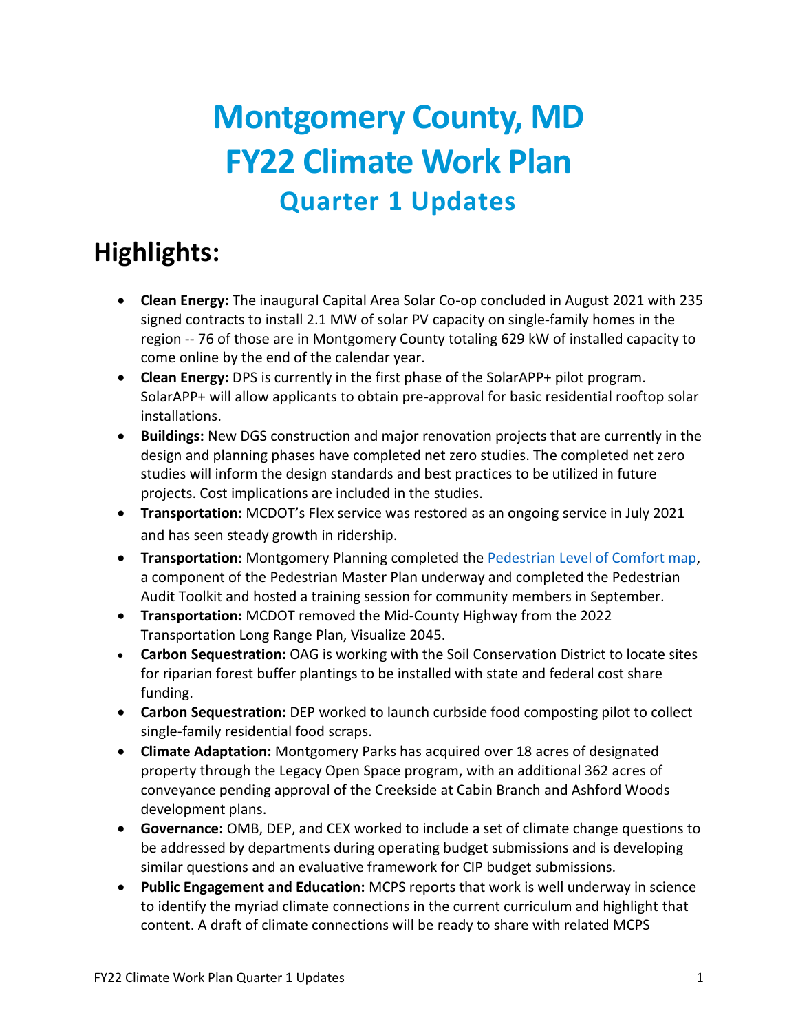# Montgomery County, MD
# FY22 Climate Work Plan
## Quarter 1 Updates

## Highlights:

- **Clean Energy:** The inaugural Capital Area Solar Co-op concluded in August 2021 with 235 signed contracts to install 2.1 MW of solar PV capacity on single-family homes in the region -- 76 of those are in Montgomery County totaling 629 kW of installed capacity to come online by the end of the calendar year.
- **Clean Energy:** DPS is currently in the first phase of the SolarAPP+ pilot program. SolarAPP+ will allow applicants to obtain pre-approval for basic residential rooftop solar installations.
- **Buildings:** New DGS construction and major renovation projects that are currently in the design and planning phases have completed net zero studies. The completed net zero studies will inform the design standards and best practices to be utilized in future projects. Cost implications are included in the studies.
- **Transportation:** MCDOT's Flex service was restored as an ongoing service in July 2021 and has seen steady growth in ridership.
- **Transportation:** Montgomery Planning completed the Pedestrian Level of Comfort map, a component of the Pedestrian Master Plan underway and completed the Pedestrian Audit Toolkit and hosted a training session for community members in September.
- **Transportation:** MCDOT removed the Mid-County Highway from the 2022 Transportation Long Range Plan, Visualize 2045.
- **Carbon Sequestration:** OAG is working with the Soil Conservation District to locate sites for riparian forest buffer plantings to be installed with state and federal cost share funding.
- **Carbon Sequestration:** DEP worked to launch curbside food composting pilot to collect single-family residential food scraps.
- **Climate Adaptation:** Montgomery Parks has acquired over 18 acres of designated property through the Legacy Open Space program, with an additional 362 acres of conveyance pending approval of the Creekside at Cabin Branch and Ashford Woods development plans.
- **Governance:** OMB, DEP, and CEX worked to include a set of climate change questions to be addressed by departments during operating budget submissions and is developing similar questions and an evaluative framework for CIP budget submissions.
- **Public Engagement and Education:** MCPS reports that work is well underway in science to identify the myriad climate connections in the current curriculum and highlight that content. A draft of climate connections will be ready to share with related MCPS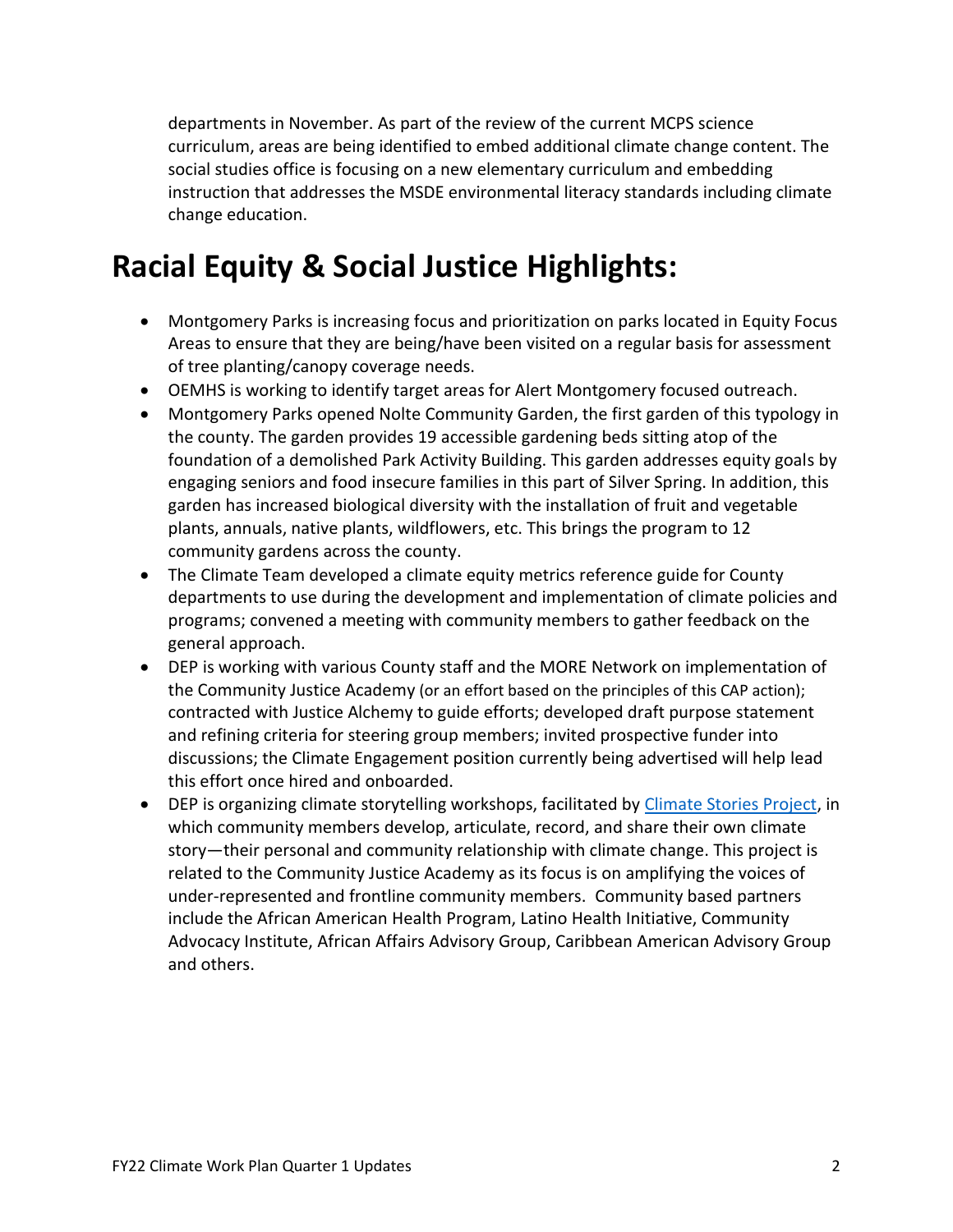departments in November. As part of the review of the current MCPS science curriculum, areas are being identified to embed additional climate change content. The social studies office is focusing on a new elementary curriculum and embedding instruction that addresses the MSDE environmental literacy standards including climate change education.

# Racial Equity & Social Justice Highlights:

- Montgomery Parks is increasing focus and prioritization on parks located in Equity Focus Areas to ensure that they are being/have been visited on a regular basis for assessment of tree planting/canopy coverage needs.
- OEMHS is working to identify target areas for Alert Montgomery focused outreach.
- Montgomery Parks opened Nolte Community Garden, the first garden of this typology in the county. The garden provides 19 accessible gardening beds sitting atop of the foundation of a demolished Park Activity Building. This garden addresses equity goals by engaging seniors and food insecure families in this part of Silver Spring. In addition, this garden has increased biological diversity with the installation of fruit and vegetable plants, annuals, native plants, wildflowers, etc. This brings the program to 12 community gardens across the county.
- The Climate Team developed a climate equity metrics reference guide for County departments to use during the development and implementation of climate policies and programs; convened a meeting with community members to gather feedback on the general approach.
- DEP is working with various County staff and the MORE Network on implementation of the Community Justice Academy (or an effort based on the principles of this CAP action); contracted with Justice Alchemy to guide efforts; developed draft purpose statement and refining criteria for steering group members; invited prospective funder into discussions; the Climate Engagement position currently being advertised will help lead this effort once hired and onboarded.
- DEP is organizing climate storytelling workshops, facilitated by [Climate Stories Project](), in which community members develop, articulate, record, and share their own climate story—their personal and community relationship with climate change. This project is related to the Community Justice Academy as its focus is on amplifying the voices of under-represented and frontline community members. Community based partners include the African American Health Program, Latino Health Initiative, Community Advocacy Institute, African Affairs Advisory Group, Caribbean American Advisory Group and others.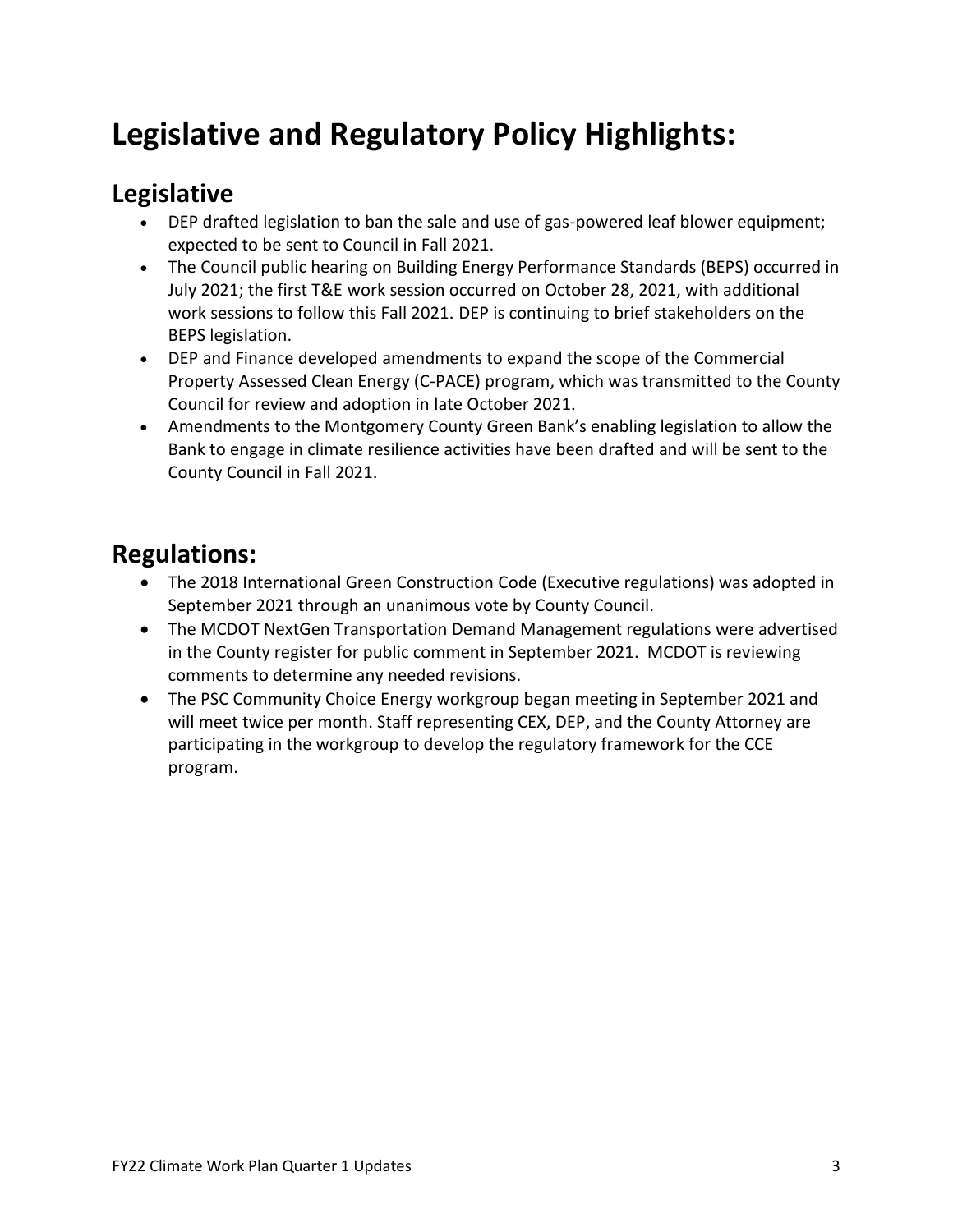# Legislative and Regulatory Policy Highlights:

## Legislative

- DEP drafted legislation to ban the sale and use of gas-powered leaf blower equipment; expected to be sent to Council in Fall 2021.
- The Council public hearing on Building Energy Performance Standards (BEPS) occurred in July 2021; the first T&E work session occurred on October 28, 2021, with additional work sessions to follow this Fall 2021. DEP is continuing to brief stakeholders on the BEPS legislation.
- DEP and Finance developed amendments to expand the scope of the Commercial Property Assessed Clean Energy (C-PACE) program, which was transmitted to the County Council for review and adoption in late October 2021.
- Amendments to the Montgomery County Green Bank's enabling legislation to allow the Bank to engage in climate resilience activities have been drafted and will be sent to the County Council in Fall 2021.

## Regulations:

- The 2018 International Green Construction Code (Executive regulations) was adopted in September 2021 through an unanimous vote by County Council.
- The MCDOT NextGen Transportation Demand Management regulations were advertised in the County register for public comment in September 2021. MCDOT is reviewing comments to determine any needed revisions.
- The PSC Community Choice Energy workgroup began meeting in September 2021 and will meet twice per month. Staff representing CEX, DEP, and the County Attorney are participating in the workgroup to develop the regulatory framework for the CCE program.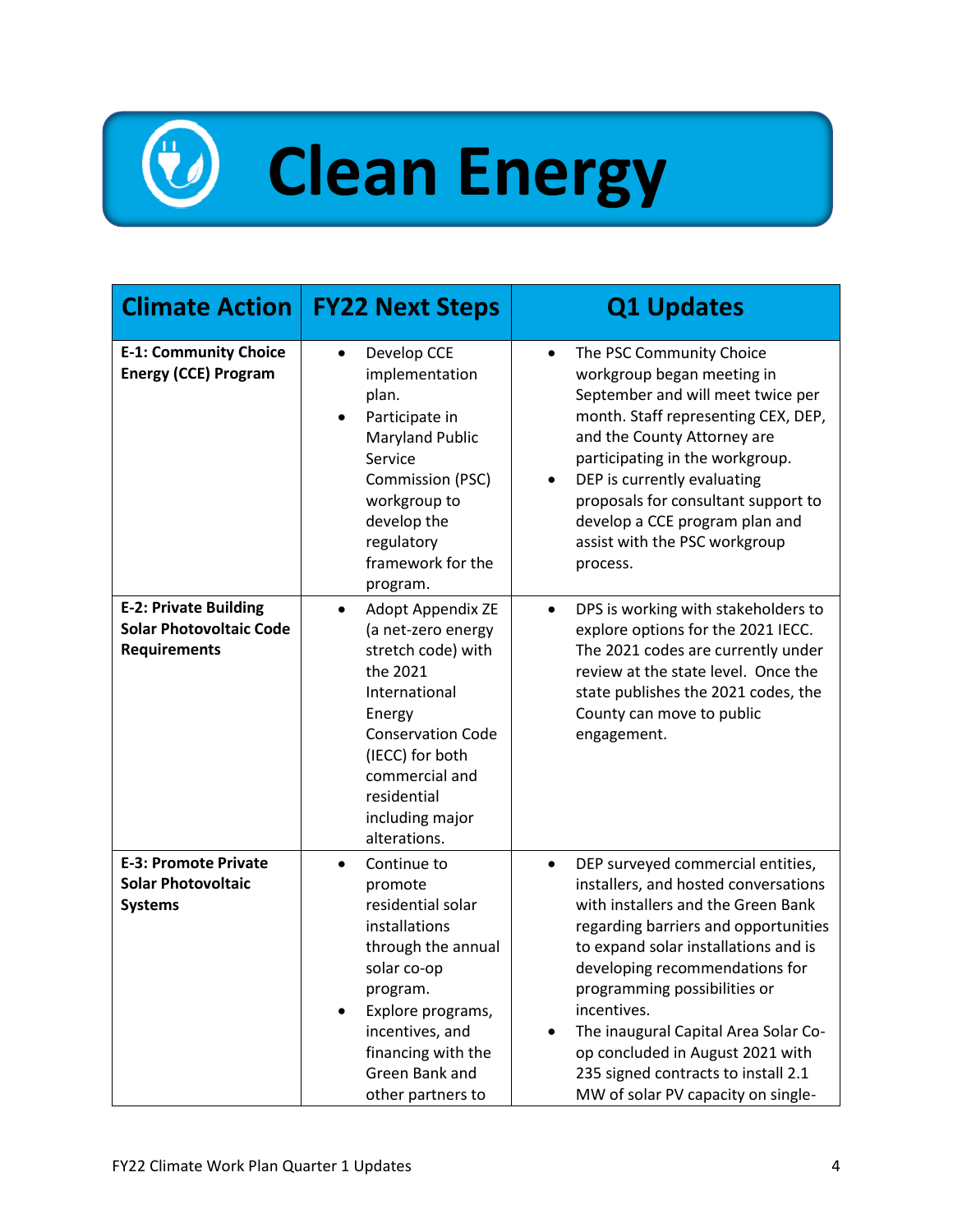# Clean Energy

| Climate Action | FY22 Next Steps | Q1 Updates |
| --- | --- | --- |
| **E-1: Community Choice Energy (CCE) Program** | • Develop CCE implementation plan.<br>• Participate in Maryland Public Service Commission (PSC) workgroup to develop the regulatory framework for the program. | • The PSC Community Choice workgroup began meeting in September and will meet twice per month. Staff representing CEX, DEP, and the County Attorney are participating in the workgroup.<br>• DEP is currently evaluating proposals for consultant support to develop a CCE program plan and assist with the PSC workgroup process. |
| **E-2: Private Building Solar Photovoltaic Code Requirements** | • Adopt Appendix ZE (a net-zero energy stretch code) with the 2021 International Energy Conservation Code (IECC) for both commercial and residential including major alterations. | • DPS is working with stakeholders to explore options for the 2021 IECC. The 2021 codes are currently under review at the state level. Once the state publishes the 2021 codes, the County can move to public engagement. |
| **E-3: Promote Private Solar Photovoltaic Systems** | • Continue to promote residential solar installations through the annual solar co-op program.<br>• Explore programs, incentives, and financing with the Green Bank and other partners to | • DEP surveyed commercial entities, installers, and hosted conversations with installers and the Green Bank regarding barriers and opportunities to expand solar installations and is developing recommendations for programming possibilities or incentives.<br>• The inaugural Capital Area Solar Co-op concluded in August 2021 with 235 signed contracts to install 2.1 MW of solar PV capacity on single- |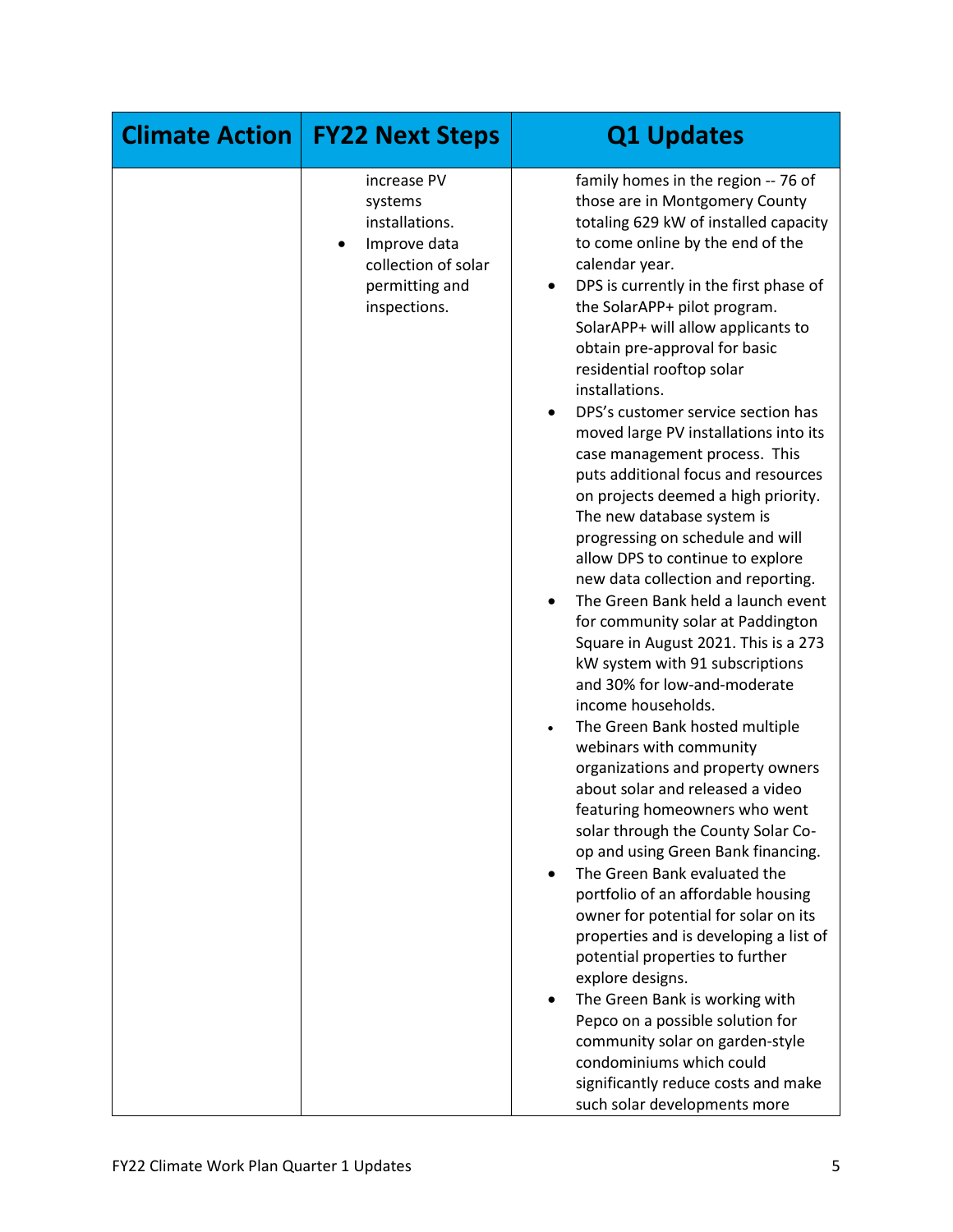| Climate Action | FY22 Next Steps | Q1 Updates |
|---|---|---|
| | increase PV systems installations.<br>• Improve data collection of solar permitting and inspections. | family homes in the region -- 76 of those are in Montgomery County totaling 629 kW of installed capacity to come online by the end of the calendar year.<br>• DPS is currently in the first phase of the SolarAPP+ pilot program. SolarAPP+ will allow applicants to obtain pre-approval for basic residential rooftop solar installations.<br>• DPS's customer service section has moved large PV installations into its case management process. This puts additional focus and resources on projects deemed a high priority. The new database system is progressing on schedule and will allow DPS to continue to explore new data collection and reporting.<br>• The Green Bank held a launch event for community solar at Paddington Square in August 2021. This is a 273 kW system with 91 subscriptions and 30% for low-and-moderate income households.<br>• The Green Bank hosted multiple webinars with community organizations and property owners about solar and released a video featuring homeowners who went solar through the County Solar Co-op and using Green Bank financing.<br>• The Green Bank evaluated the portfolio of an affordable housing owner for potential for solar on its properties and is developing a list of potential properties to further explore designs.<br>• The Green Bank is working with Pepco on a possible solution for community solar on garden-style condominiums which could significantly reduce costs and make such solar developments more |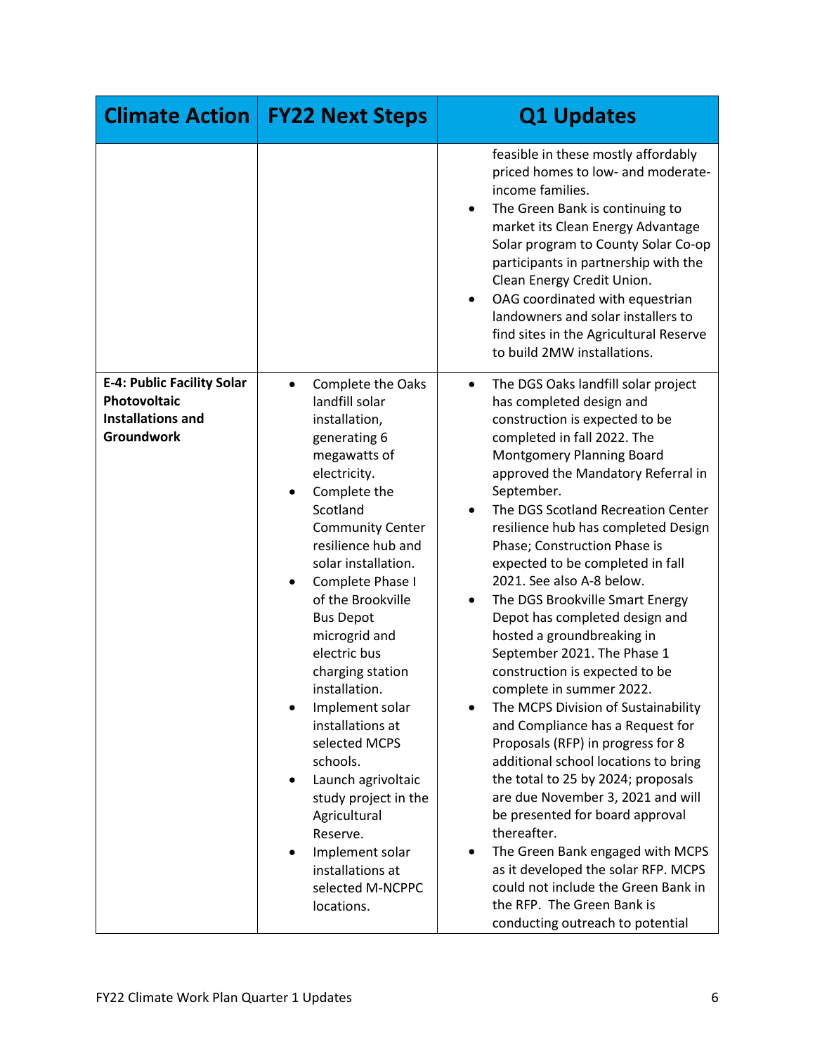| Climate Action | FY22 Next Steps | Q1 Updates |
|---|---|---|
| | | feasible in these mostly affordably priced homes to low- and moderate-income families.<br>• The Green Bank is continuing to market its Clean Energy Advantage Solar program to County Solar Co-op participants in partnership with the Clean Energy Credit Union.<br>• OAG coordinated with equestrian landowners and solar installers to find sites in the Agricultural Reserve to build 2MW installations. |
| **E-4: Public Facility Solar Photovoltaic Installations and Groundwork** | • Complete the Oaks landfill solar installation, generating 6 megawatts of electricity.<br>• Complete the Scotland Community Center resilience hub and solar installation.<br>• Complete Phase I of the Brookville Bus Depot microgrid and electric bus charging station installation.<br>• Implement solar installations at selected MCPS schools.<br>• Launch agrivoltaic study project in the Agricultural Reserve.<br>• Implement solar installations at selected M-NCPPC locations. | • The DGS Oaks landfill solar project has completed design and construction is expected to be completed in fall 2022. The Montgomery Planning Board approved the Mandatory Referral in September.<br>• The DGS Scotland Recreation Center resilience hub has completed Design Phase; Construction Phase is expected to be completed in fall 2021. See also A-8 below.<br>• The DGS Brookville Smart Energy Depot has completed design and hosted a groundbreaking in September 2021. The Phase 1 construction is expected to be complete in summer 2022.<br>• The MCPS Division of Sustainability and Compliance has a Request for Proposals (RFP) in progress for 8 additional school locations to bring the total to 25 by 2024; proposals are due November 3, 2021 and will be presented for board approval thereafter.<br>• The Green Bank engaged with MCPS as it developed the solar RFP. MCPS could not include the Green Bank in the RFP. The Green Bank is conducting outreach to potential |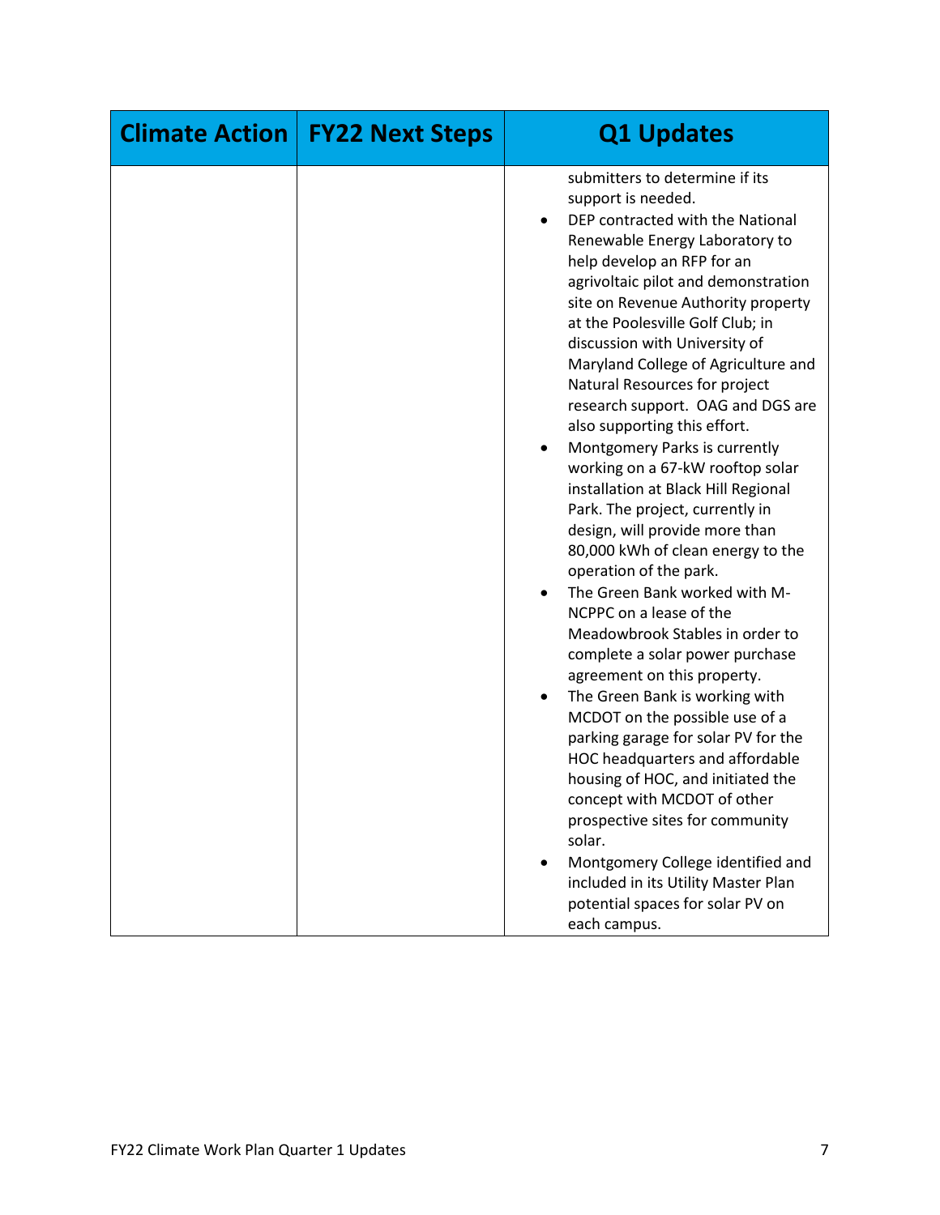| Climate Action | FY22 Next Steps | Q1 Updates |
| --- | --- | --- |
| | | submitters to determine if its support is needed.<br>• DEP contracted with the National Renewable Energy Laboratory to help develop an RFP for an agrivoltaic pilot and demonstration site on Revenue Authority property at the Poolesville Golf Club; in discussion with University of Maryland College of Agriculture and Natural Resources for project research support. OAG and DGS are also supporting this effort.<br>• Montgomery Parks is currently working on a 67-kW rooftop solar installation at Black Hill Regional Park. The project, currently in design, will provide more than 80,000 kWh of clean energy to the operation of the park.<br>• The Green Bank worked with M-NCPPC on a lease of the Meadowbrook Stables in order to complete a solar power purchase agreement on this property.<br>• The Green Bank is working with MCDOT on the possible use of a parking garage for solar PV for the HOC headquarters and affordable housing of HOC, and initiated the concept with MCDOT of other prospective sites for community solar.<br>• Montgomery College identified and included in its Utility Master Plan potential spaces for solar PV on each campus. |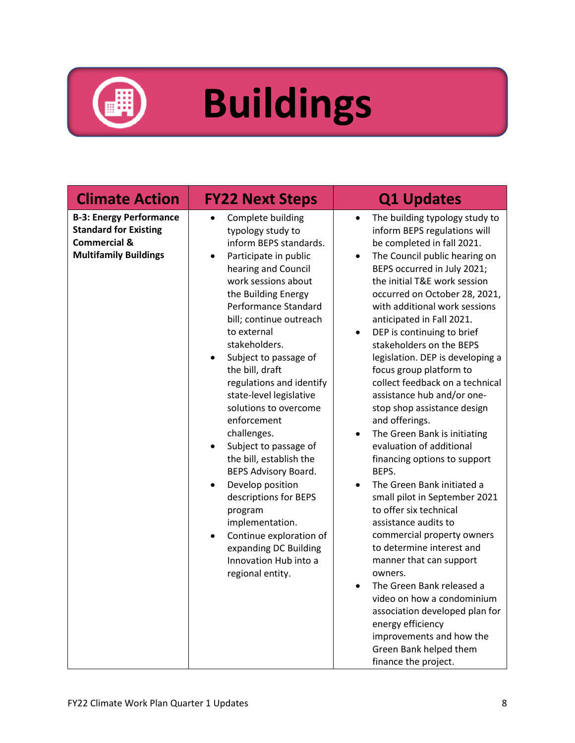# Buildings

| Climate Action | FY22 Next Steps | Q1 Updates |
|---|---|---|
| **B-3: Energy Performance Standard for Existing Commercial & Multifamily Buildings** | • Complete building typology study to inform BEPS standards.<br>• Participate in public hearing and Council work sessions about the Building Energy Performance Standard bill; continue outreach to external stakeholders.<br>• Subject to passage of the bill, draft regulations and identify state-level legislative solutions to overcome enforcement challenges.<br>• Subject to passage of the bill, establish the BEPS Advisory Board.<br>• Develop position descriptions for BEPS program implementation.<br>• Continue exploration of expanding DC Building Innovation Hub into a regional entity. | • The building typology study to inform BEPS regulations will be completed in fall 2021.<br>• The Council public hearing on BEPS occurred in July 2021; the initial T&E work session occurred on October 28, 2021, with additional work sessions anticipated in Fall 2021.<br>• DEP is continuing to brief stakeholders on the BEPS legislation. DEP is developing a focus group platform to collect feedback on a technical assistance hub and/or one-stop shop assistance design and offerings.<br>• The Green Bank is initiating evaluation of additional financing options to support BEPS.<br>• The Green Bank initiated a small pilot in September 2021 to offer six technical assistance audits to commercial property owners to determine interest and manner that can support owners.<br>• The Green Bank released a video on how a condominium association developed plan for energy efficiency improvements and how the Green Bank helped them finance the project. |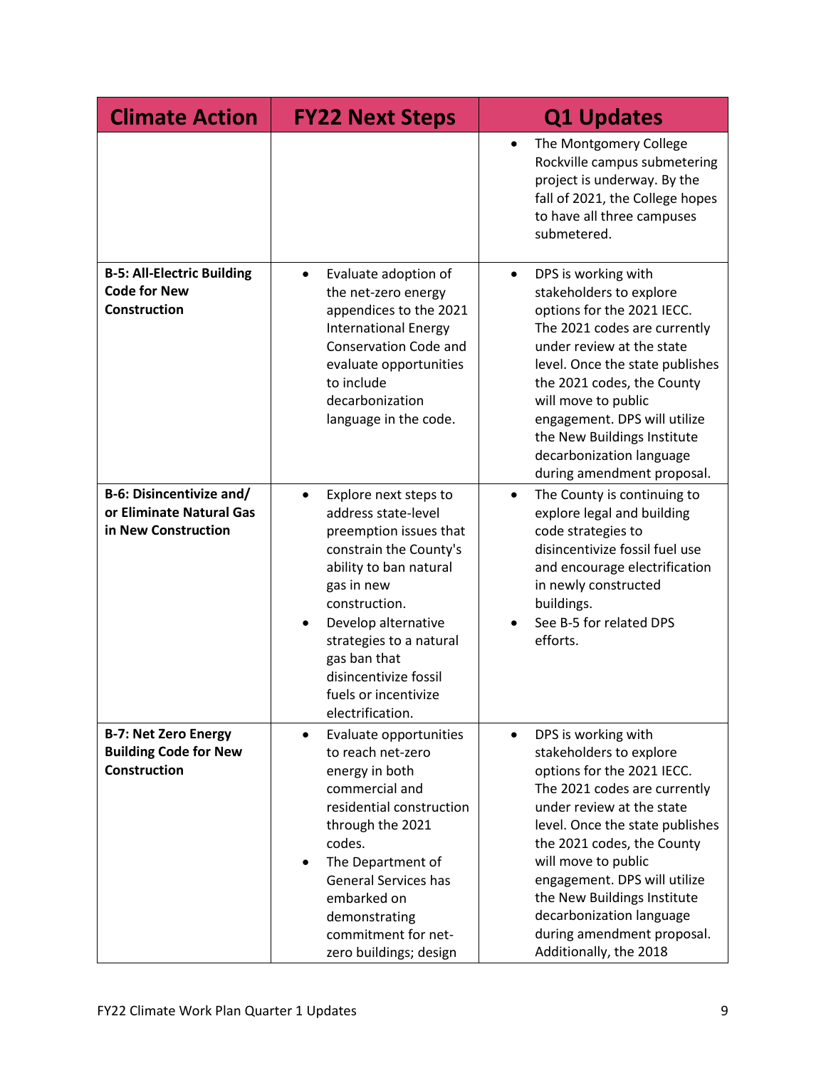| Climate Action | FY22 Next Steps | Q1 Updates |
| --- | --- | --- |
| | | • The Montgomery College Rockville campus submetering project is underway. By the fall of 2021, the College hopes to have all three campuses submetered. |
| **B-5: All-Electric Building Code for New Construction** | • Evaluate adoption of the net-zero energy appendices to the 2021 International Energy Conservation Code and evaluate opportunities to include decarbonization language in the code. | • DPS is working with stakeholders to explore options for the 2021 IECC. The 2021 codes are currently under review at the state level. Once the state publishes the 2021 codes, the County will move to public engagement. DPS will utilize the New Buildings Institute decarbonization language during amendment proposal. |
| **B-6: Disincentivize and/ or Eliminate Natural Gas in New Construction** | • Explore next steps to address state-level preemption issues that constrain the County's ability to ban natural gas in new construction.<br>• Develop alternative strategies to a natural gas ban that disincentivize fossil fuels or incentivize electrification. | • The County is continuing to explore legal and building code strategies to disincentivize fossil fuel use and encourage electrification in newly constructed buildings.<br>• See B-5 for related DPS efforts. |
| **B-7: Net Zero Energy Building Code for New Construction** | • Evaluate opportunities to reach net-zero energy in both commercial and residential construction through the 2021 codes.<br>• The Department of General Services has embarked on demonstrating commitment for net-zero buildings; design | • DPS is working with stakeholders to explore options for the 2021 IECC. The 2021 codes are currently under review at the state level. Once the state publishes the 2021 codes, the County will move to public engagement. DPS will utilize the New Buildings Institute decarbonization language during amendment proposal. Additionally, the 2018 |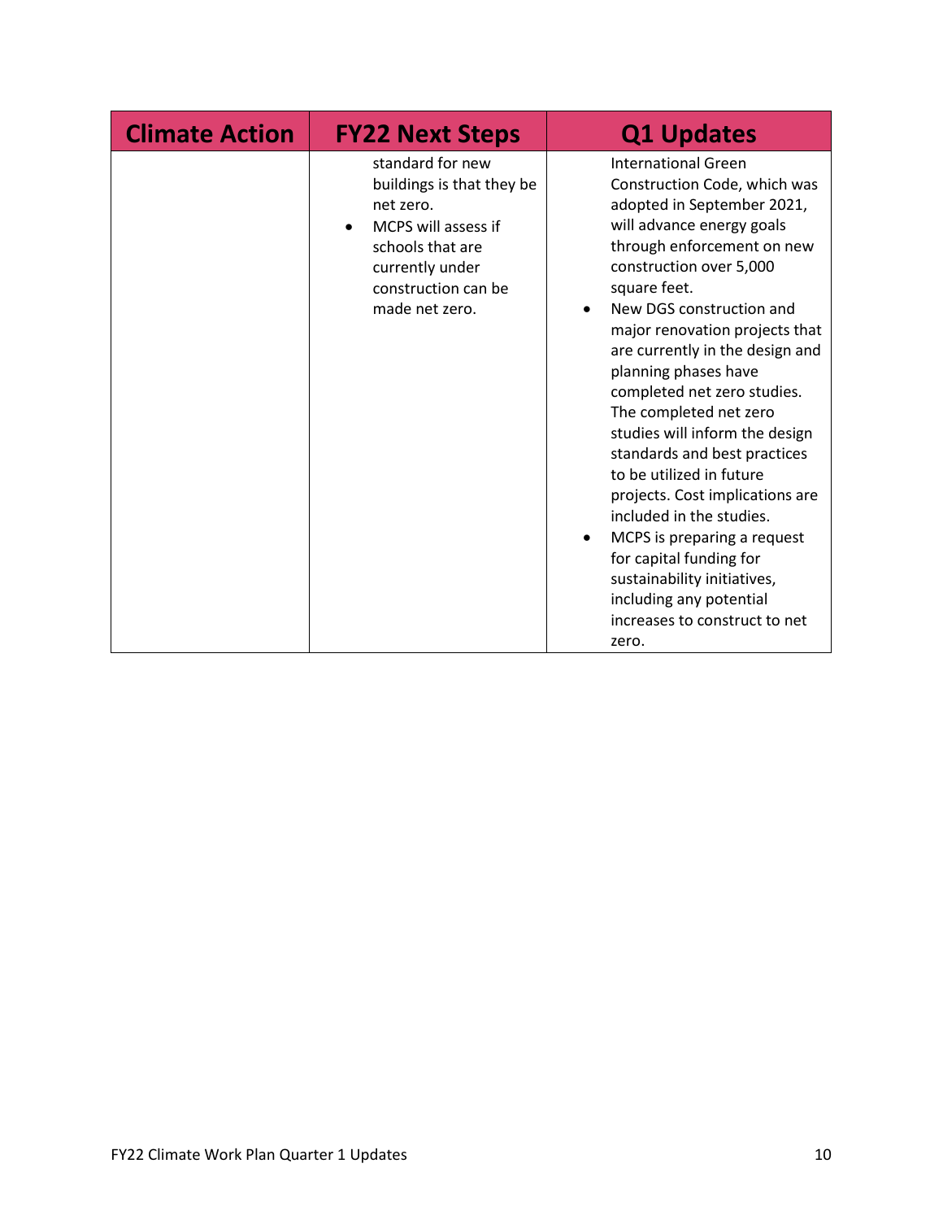| Climate Action | FY22 Next Steps | Q1 Updates |
| --- | --- | --- |
| | standard for new buildings is that they be net zero.<br>• MCPS will assess if schools that are currently under construction can be made net zero. | International Green Construction Code, which was adopted in September 2021, will advance energy goals through enforcement on new construction over 5,000 square feet.<br>• New DGS construction and major renovation projects that are currently in the design and planning phases have completed net zero studies. The completed net zero studies will inform the design standards and best practices to be utilized in future projects. Cost implications are included in the studies.<br>• MCPS is preparing a request for capital funding for sustainability initiatives, including any potential increases to construct to net zero. |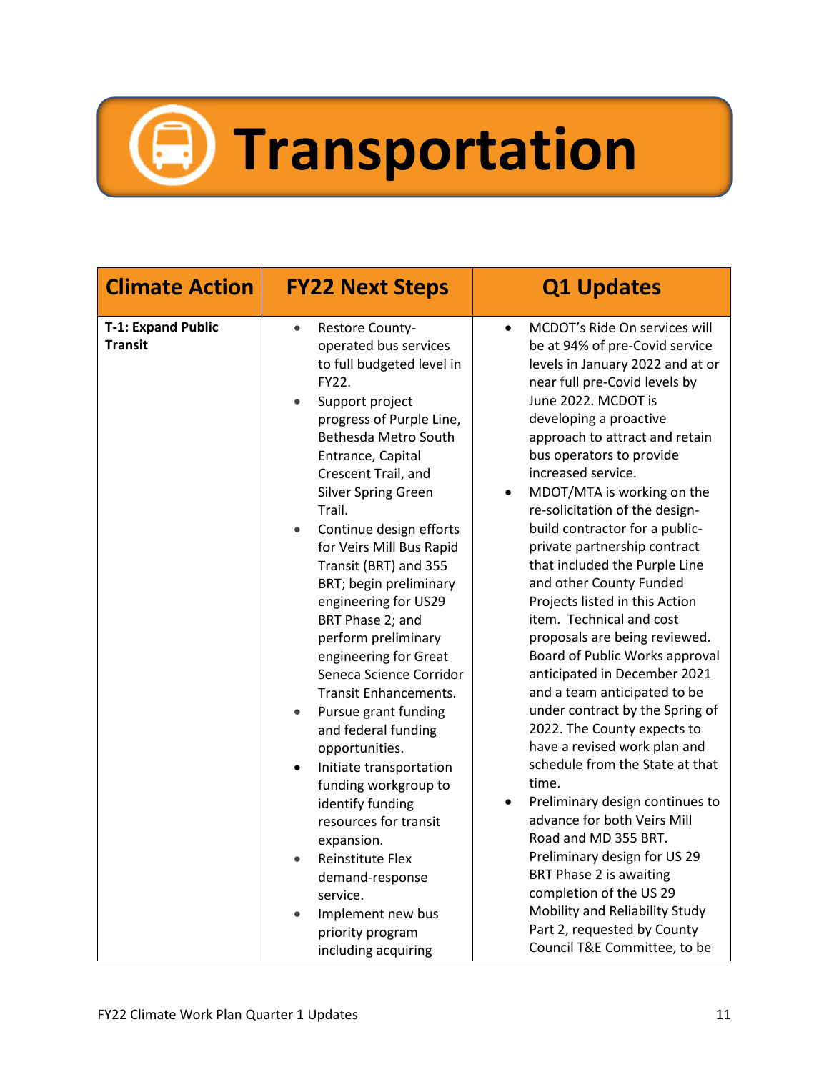# Transportation

| Climate Action | FY22 Next Steps | Q1 Updates |
|---|---|---|
| **T-1: Expand Public Transit** | • Restore County-operated bus services to full budgeted level in FY22.<br>• Support project progress of Purple Line, Bethesda Metro South Entrance, Capital Crescent Trail, and Silver Spring Green Trail.<br>• Continue design efforts for Veirs Mill Bus Rapid Transit (BRT) and 355 BRT; begin preliminary engineering for US29 BRT Phase 2; and perform preliminary engineering for Great Seneca Science Corridor Transit Enhancements.<br>• Pursue grant funding and federal funding opportunities.<br>• Initiate transportation funding workgroup to identify funding resources for transit expansion.<br>• Reinstitute Flex demand-response service.<br>• Implement new bus priority program including acquiring | • MCDOT's Ride On services will be at 94% of pre-Covid service levels in January 2022 and at or near full pre-Covid levels by June 2022. MCDOT is developing a proactive approach to attract and retain bus operators to provide increased service.<br>• MDOT/MTA is working on the re-solicitation of the design-build contractor for a public-private partnership contract that included the Purple Line and other County Funded Projects listed in this Action item. Technical and cost proposals are being reviewed. Board of Public Works approval anticipated in December 2021 and a team anticipated to be under contract by the Spring of 2022. The County expects to have a revised work plan and schedule from the State at that time.<br>• Preliminary design continues to advance for both Veirs Mill Road and MD 355 BRT. Preliminary design for US 29 BRT Phase 2 is awaiting completion of the US 29 Mobility and Reliability Study Part 2, requested by County Council T&E Committee, to be |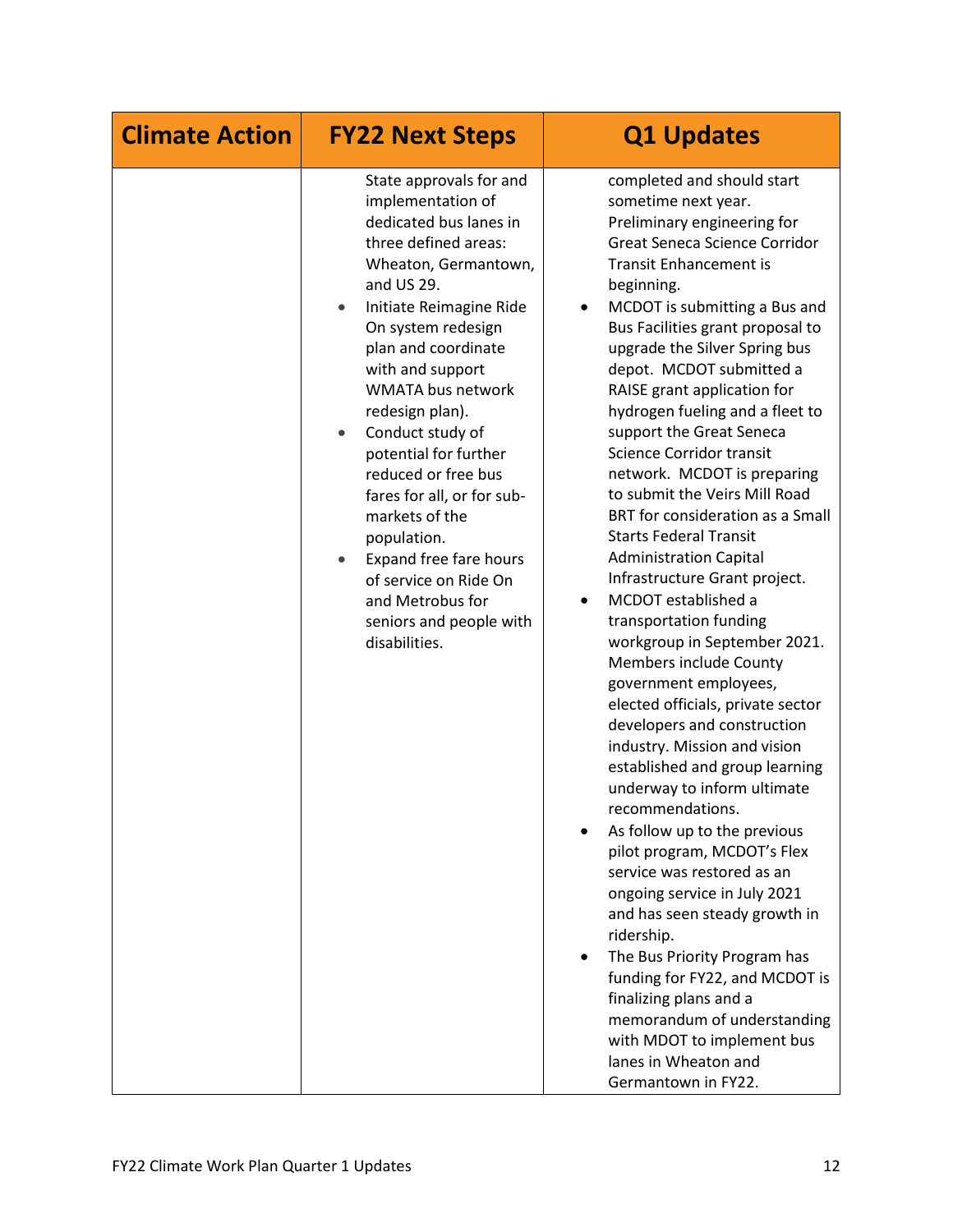| Climate Action | FY22 Next Steps | Q1 Updates |
|---|---|---|
| | State approvals for and implementation of dedicated bus lanes in three defined areas: Wheaton, Germantown, and US 29.<br>• Initiate Reimagine Ride On system redesign plan and coordinate with and support WMATA bus network redesign plan).<br>• Conduct study of potential for further reduced or free bus fares for all, or for sub-markets of the population.<br>• Expand free fare hours of service on Ride On and Metrobus for seniors and people with disabilities. | completed and should start sometime next year. Preliminary engineering for Great Seneca Science Corridor Transit Enhancement is beginning.<br>• MCDOT is submitting a Bus and Bus Facilities grant proposal to upgrade the Silver Spring bus depot. MCDOT submitted a RAISE grant application for hydrogen fueling and a fleet to support the Great Seneca Science Corridor transit network. MCDOT is preparing to submit the Veirs Mill Road BRT for consideration as a Small Starts Federal Transit Administration Capital Infrastructure Grant project.<br>• MCDOT established a transportation funding workgroup in September 2021. Members include County government employees, elected officials, private sector developers and construction industry. Mission and vision established and group learning underway to inform ultimate recommendations.<br>• As follow up to the previous pilot program, MCDOT's Flex service was restored as an ongoing service in July 2021 and has seen steady growth in ridership.<br>• The Bus Priority Program has funding for FY22, and MCDOT is finalizing plans and a memorandum of understanding with MDOT to implement bus lanes in Wheaton and Germantown in FY22. |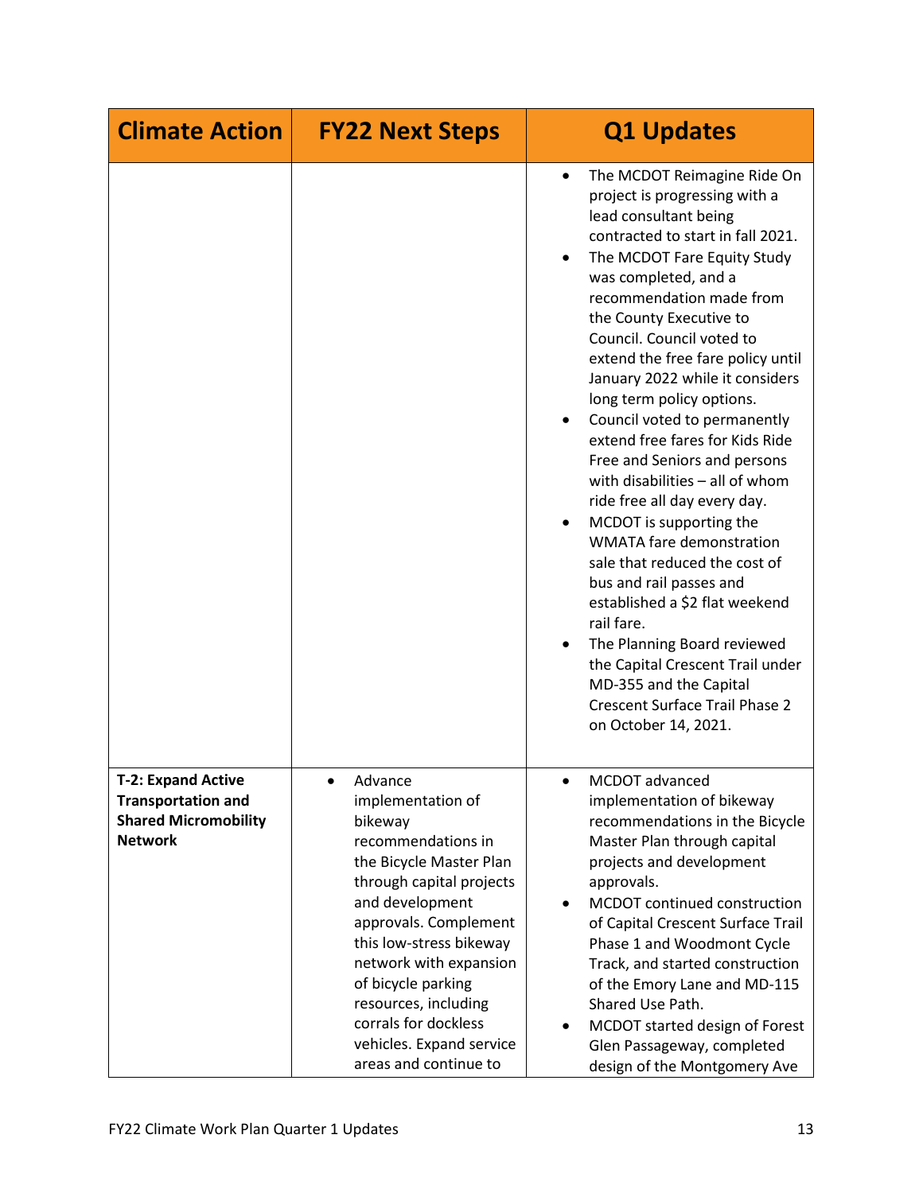| Climate Action | FY22 Next Steps | Q1 Updates |
|---|---|---|
| | | • The MCDOT Reimagine Ride On project is progressing with a lead consultant being contracted to start in fall 2021.<br>• The MCDOT Fare Equity Study was completed, and a recommendation made from the County Executive to Council. Council voted to extend the free fare policy until January 2022 while it considers long term policy options.<br>• Council voted to permanently extend free fares for Kids Ride Free and Seniors and persons with disabilities – all of whom ride free all day every day.<br>• MCDOT is supporting the WMATA fare demonstration sale that reduced the cost of bus and rail passes and established a $2 flat weekend rail fare.<br>• The Planning Board reviewed the Capital Crescent Trail under MD-355 and the Capital Crescent Surface Trail Phase 2 on October 14, 2021. |
| **T-2: Expand Active Transportation and Shared Micromobility Network** | • Advance implementation of bikeway recommendations in the Bicycle Master Plan through capital projects and development approvals. Complement this low-stress bikeway network with expansion of bicycle parking resources, including corrals for dockless vehicles. Expand service areas and continue to | • MCDOT advanced implementation of bikeway recommendations in the Bicycle Master Plan through capital projects and development approvals.<br>• MCDOT continued construction of Capital Crescent Surface Trail Phase 1 and Woodmont Cycle Track, and started construction of the Emory Lane and MD-115 Shared Use Path.<br>• MCDOT started design of Forest Glen Passageway, completed design of the Montgomery Ave |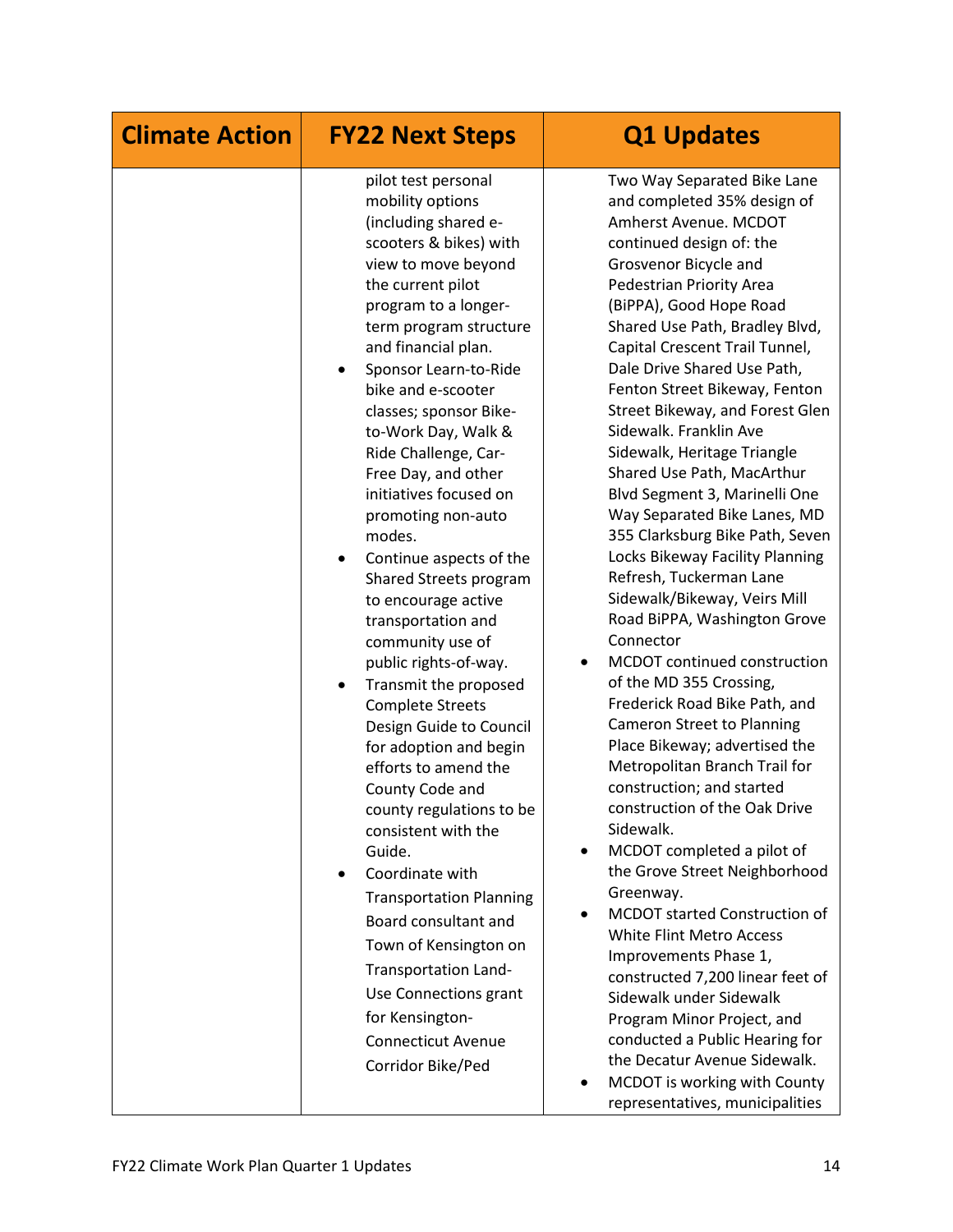| Climate Action | FY22 Next Steps | Q1 Updates |
|---|---|---|
| | pilot test personal mobility options (including shared e-scooters & bikes) with view to move beyond the current pilot program to a longer-term program structure and financial plan.<br>• Sponsor Learn-to-Ride bike and e-scooter classes; sponsor Bike-to-Work Day, Walk & Ride Challenge, Car-Free Day, and other initiatives focused on promoting non-auto modes.<br>• Continue aspects of the Shared Streets program to encourage active transportation and community use of public rights-of-way.<br>• Transmit the proposed Complete Streets Design Guide to Council for adoption and begin efforts to amend the County Code and county regulations to be consistent with the Guide.<br>• Coordinate with Transportation Planning Board consultant and Town of Kensington on Transportation Land-Use Connections grant for Kensington-Connecticut Avenue Corridor Bike/Ped | Two Way Separated Bike Lane and completed 35% design of Amherst Avenue. MCDOT continued design of: the Grosvenor Bicycle and Pedestrian Priority Area (BiPPA), Good Hope Road Shared Use Path, Bradley Blvd, Capital Crescent Trail Tunnel, Dale Drive Shared Use Path, Fenton Street Bikeway, Fenton Street Bikeway, and Forest Glen Sidewalk. Franklin Ave Sidewalk, Heritage Triangle Shared Use Path, MacArthur Blvd Segment 3, Marinelli One Way Separated Bike Lanes, MD 355 Clarksburg Bike Path, Seven Locks Bikeway Facility Planning Refresh, Tuckerman Lane Sidewalk/Bikeway, Veirs Mill Road BiPPA, Washington Grove Connector<br>• MCDOT continued construction of the MD 355 Crossing, Frederick Road Bike Path, and Cameron Street to Planning Place Bikeway; advertised the Metropolitan Branch Trail for construction; and started construction of the Oak Drive Sidewalk.<br>• MCDOT completed a pilot of the Grove Street Neighborhood Greenway.<br>• MCDOT started Construction of White Flint Metro Access Improvements Phase 1, constructed 7,200 linear feet of Sidewalk under Sidewalk Program Minor Project, and conducted a Public Hearing for the Decatur Avenue Sidewalk.<br>• MCDOT is working with County representatives, municipalities |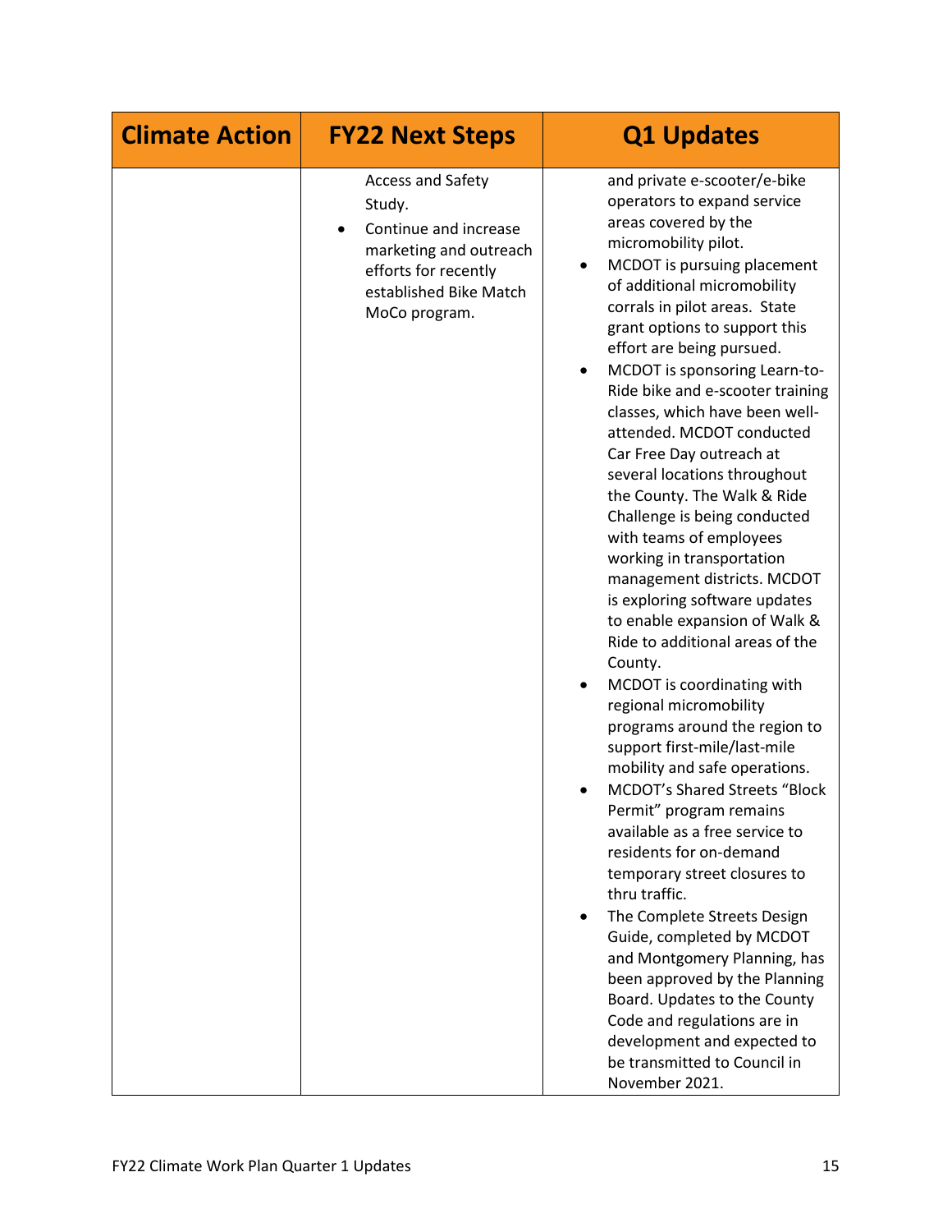| Climate Action | FY22 Next Steps | Q1 Updates |
|---|---|---|
| | Access and Safety Study.<br>• Continue and increase marketing and outreach efforts for recently established Bike Match MoCo program. | and private e-scooter/e-bike operators to expand service areas covered by the micromobility pilot.<br>• MCDOT is pursuing placement of additional micromobility corrals in pilot areas. State grant options to support this effort are being pursued.<br>• MCDOT is sponsoring Learn-to-Ride bike and e-scooter training classes, which have been well-attended. MCDOT conducted Car Free Day outreach at several locations throughout the County. The Walk & Ride Challenge is being conducted with teams of employees working in transportation management districts. MCDOT is exploring software updates to enable expansion of Walk & Ride to additional areas of the County.<br>• MCDOT is coordinating with regional micromobility programs around the region to support first-mile/last-mile mobility and safe operations.<br>• MCDOT's Shared Streets "Block Permit" program remains available as a free service to residents for on-demand temporary street closures to thru traffic.<br>• The Complete Streets Design Guide, completed by MCDOT and Montgomery Planning, has been approved by the Planning Board. Updates to the County Code and regulations are in development and expected to be transmitted to Council in November 2021. |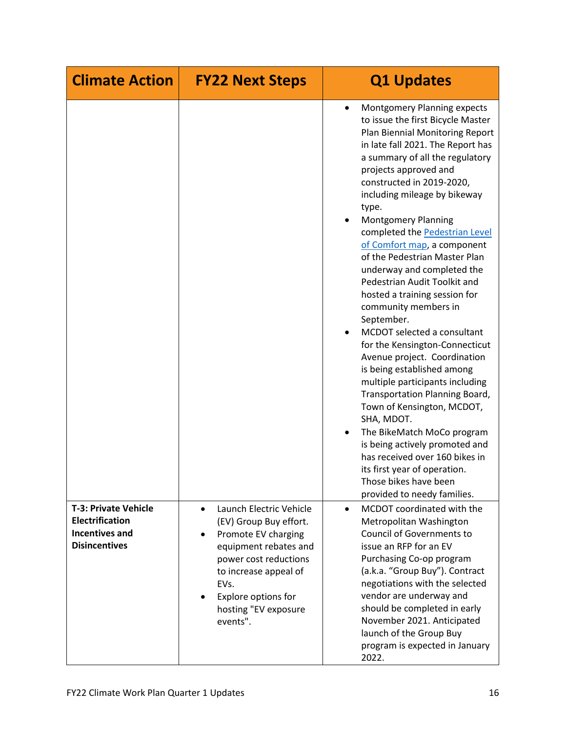| Climate Action | FY22 Next Steps | Q1 Updates |
|---|---|---|
| | | • Montgomery Planning expects to issue the first Bicycle Master Plan Biennial Monitoring Report in late fall 2021. The Report has a summary of all the regulatory projects approved and constructed in 2019-2020, including mileage by bikeway type.<br>• Montgomery Planning completed the [Pedestrian Level of Comfort map](), a component of the Pedestrian Master Plan underway and completed the Pedestrian Audit Toolkit and hosted a training session for community members in September.<br>• MCDOT selected a consultant for the Kensington-Connecticut Avenue project. Coordination is being established among multiple participants including Transportation Planning Board, Town of Kensington, MCDOT, SHA, MDOT.<br>• The BikeMatch MoCo program is being actively promoted and has received over 160 bikes in its first year of operation. Those bikes have been provided to needy families. |
| **T-3: Private Vehicle Electrification Incentives and Disincentives** | • Launch Electric Vehicle (EV) Group Buy effort.<br>• Promote EV charging equipment rebates and power cost reductions to increase appeal of EVs.<br>• Explore options for hosting "EV exposure events". | • MCDOT coordinated with the Metropolitan Washington Council of Governments to issue an RFP for an EV Purchasing Co-op program (a.k.a. "Group Buy"). Contract negotiations with the selected vendor are underway and should be completed in early November 2021. Anticipated launch of the Group Buy program is expected in January 2022. |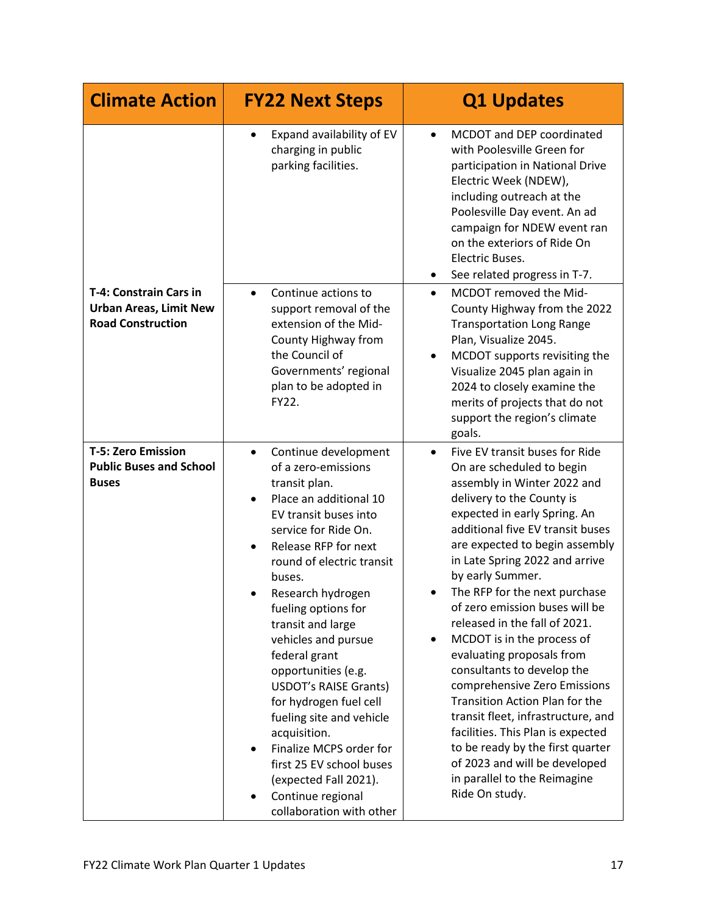| Climate Action | FY22 Next Steps | Q1 Updates |
|---|---|---|
| | • Expand availability of EV charging in public parking facilities. | • MCDOT and DEP coordinated with Poolesville Green for participation in National Drive Electric Week (NDEW), including outreach at the Poolesville Day event. An ad campaign for NDEW event ran on the exteriors of Ride On Electric Buses.<br>• See related progress in T-7. |
| **T-4: Constrain Cars in Urban Areas, Limit New Road Construction** | • Continue actions to support removal of the extension of the Mid-County Highway from the Council of Governments' regional plan to be adopted in FY22. | • MCDOT removed the Mid-County Highway from the 2022 Transportation Long Range Plan, Visualize 2045.<br>• MCDOT supports revisiting the Visualize 2045 plan again in 2024 to closely examine the merits of projects that do not support the region's climate goals. |
| **T-5: Zero Emission Public Buses and School Buses** | • Continue development of a zero-emissions transit plan.<br>• Place an additional 10 EV transit buses into service for Ride On.<br>• Release RFP for next round of electric transit buses.<br>• Research hydrogen fueling options for transit and large vehicles and pursue federal grant opportunities (e.g. USDOT's RAISE Grants) for hydrogen fuel cell fueling site and vehicle acquisition.<br>• Finalize MCPS order for first 25 EV school buses (expected Fall 2021).<br>• Continue regional collaboration with other | • Five EV transit buses for Ride On are scheduled to begin assembly in Winter 2022 and delivery to the County is expected in early Spring. An additional five EV transit buses are expected to begin assembly in Late Spring 2022 and arrive by early Summer.<br>• The RFP for the next purchase of zero emission buses will be released in the fall of 2021.<br>• MCDOT is in the process of evaluating proposals from consultants to develop the comprehensive Zero Emissions Transition Action Plan for the transit fleet, infrastructure, and facilities. This Plan is expected to be ready by the first quarter of 2023 and will be developed in parallel to the Reimagine Ride On study. |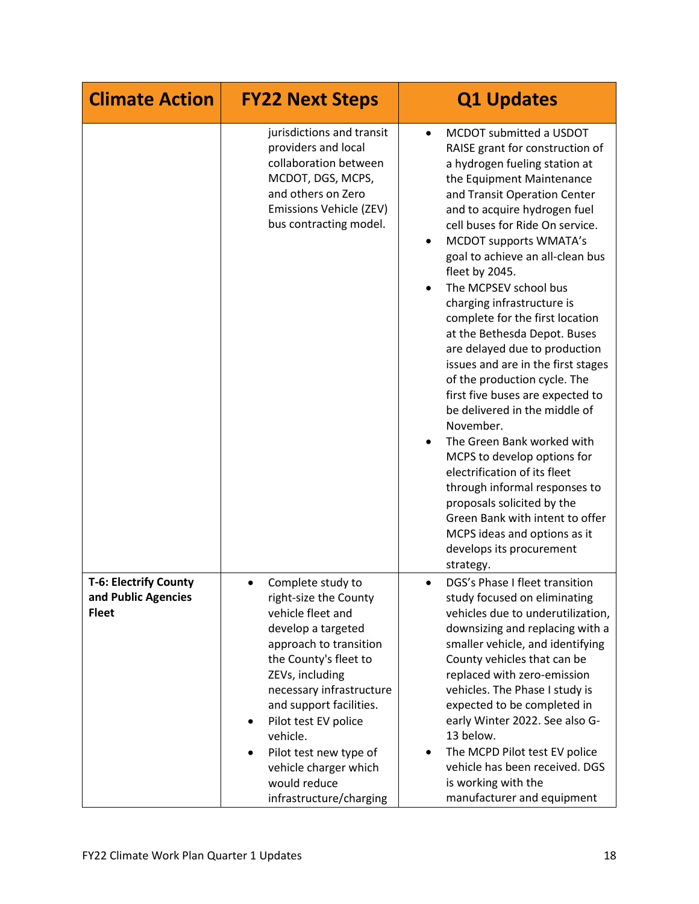| Climate Action | FY22 Next Steps | Q1 Updates |
|---|---|---|
| | jurisdictions and transit providers and local collaboration between MCDOT, DGS, MCPS, and others on Zero Emissions Vehicle (ZEV) bus contracting model. | • MCDOT submitted a USDOT RAISE grant for construction of a hydrogen fueling station at the Equipment Maintenance and Transit Operation Center and to acquire hydrogen fuel cell buses for Ride On service.<br>• MCDOT supports WMATA's goal to achieve an all-clean bus fleet by 2045.<br>• The MCPSEV school bus charging infrastructure is complete for the first location at the Bethesda Depot. Buses are delayed due to production issues and are in the first stages of the production cycle. The first five buses are expected to be delivered in the middle of November.<br>• The Green Bank worked with MCPS to develop options for electrification of its fleet through informal responses to proposals solicited by the Green Bank with intent to offer MCPS ideas and options as it develops its procurement strategy. |
| **T-6: Electrify County and Public Agencies Fleet** | • Complete study to right-size the County vehicle fleet and develop a targeted approach to transition the County's fleet to ZEVs, including necessary infrastructure and support facilities.<br>• Pilot test EV police vehicle.<br>• Pilot test new type of vehicle charger which would reduce infrastructure/charging | • DGS's Phase I fleet transition study focused on eliminating vehicles due to underutilization, downsizing and replacing with a smaller vehicle, and identifying County vehicles that can be replaced with zero-emission vehicles. The Phase I study is expected to be completed in early Winter 2022. See also G-13 below.<br>• The MCPD Pilot test EV police vehicle has been received. DGS is working with the manufacturer and equipment |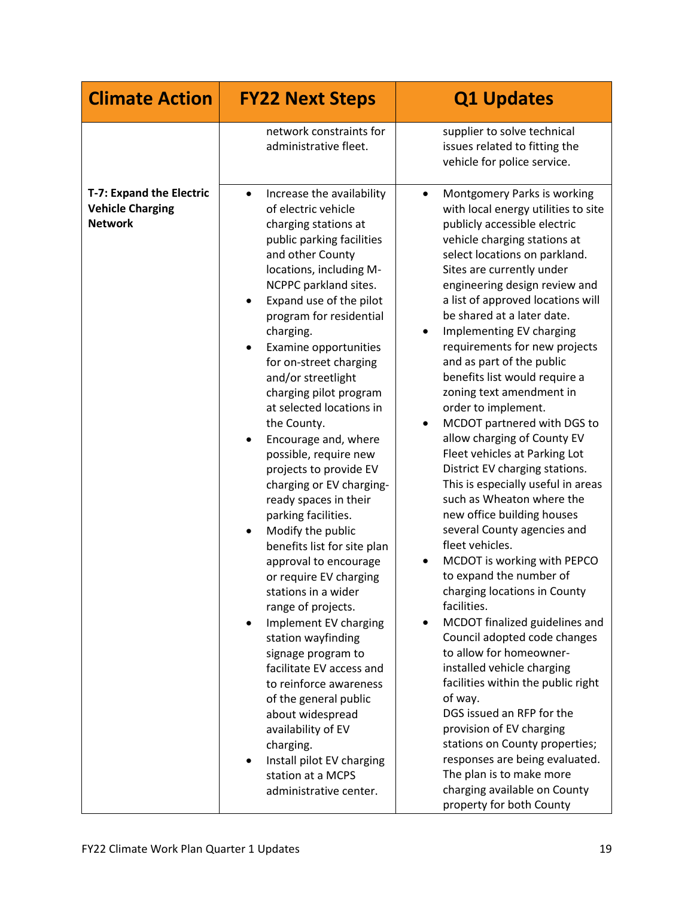| Climate Action | FY22 Next Steps | Q1 Updates |
|---|---|---|
| | network constraints for administrative fleet. | supplier to solve technical issues related to fitting the vehicle for police service. |
| **T-7: Expand the Electric Vehicle Charging Network** | • Increase the availability of electric vehicle charging stations at public parking facilities and other County locations, including M-NCPPC parkland sites.<br>• Expand use of the pilot program for residential charging.<br>• Examine opportunities for on-street charging and/or streetlight charging pilot program at selected locations in the County.<br>• Encourage and, where possible, require new projects to provide EV charging or EV charging-ready spaces in their parking facilities.<br>• Modify the public benefits list for site plan approval to encourage or require EV charging stations in a wider range of projects.<br>• Implement EV charging station wayfinding signage program to facilitate EV access and to reinforce awareness of the general public about widespread availability of EV charging.<br>• Install pilot EV charging station at a MCPS administrative center. | • Montgomery Parks is working with local energy utilities to site publicly accessible electric vehicle charging stations at select locations on parkland. Sites are currently under engineering design review and a list of approved locations will be shared at a later date.<br>• Implementing EV charging requirements for new projects and as part of the public benefits list would require a zoning text amendment in order to implement.<br>• MCDOT partnered with DGS to allow charging of County EV Fleet vehicles at Parking Lot District EV charging stations. This is especially useful in areas such as Wheaton where the new office building houses several County agencies and fleet vehicles.<br>• MCDOT is working with PEPCO to expand the number of charging locations in County facilities.<br>• MCDOT finalized guidelines and Council adopted code changes to allow for homeowner-installed vehicle charging facilities within the public right of way.<br>DGS issued an RFP for the provision of EV charging stations on County properties; responses are being evaluated. The plan is to make more charging available on County property for both County |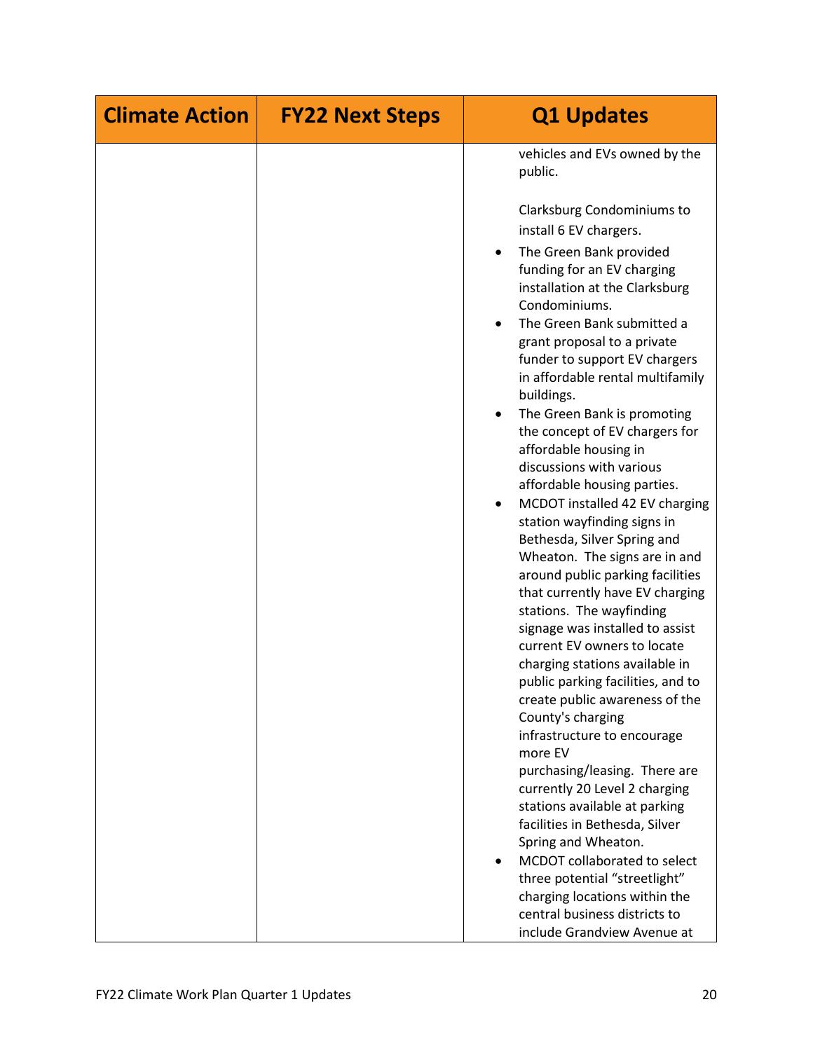| Climate Action | FY22 Next Steps | Q1 Updates |
|---|---|---|
| | | vehicles and EVs owned by the public.<br><br>Clarksburg Condominiums to install 6 EV chargers.<br>• The Green Bank provided funding for an EV charging installation at the Clarksburg Condominiums.<br>• The Green Bank submitted a grant proposal to a private funder to support EV chargers in affordable rental multifamily buildings.<br>• The Green Bank is promoting the concept of EV chargers for affordable housing in discussions with various affordable housing parties.<br>• MCDOT installed 42 EV charging station wayfinding signs in Bethesda, Silver Spring and Wheaton. The signs are in and around public parking facilities that currently have EV charging stations. The wayfinding signage was installed to assist current EV owners to locate charging stations available in public parking facilities, and to create public awareness of the County's charging infrastructure to encourage more EV purchasing/leasing. There are currently 20 Level 2 charging stations available at parking facilities in Bethesda, Silver Spring and Wheaton.<br>• MCDOT collaborated to select three potential "streetlight" charging locations within the central business districts to include Grandview Avenue at |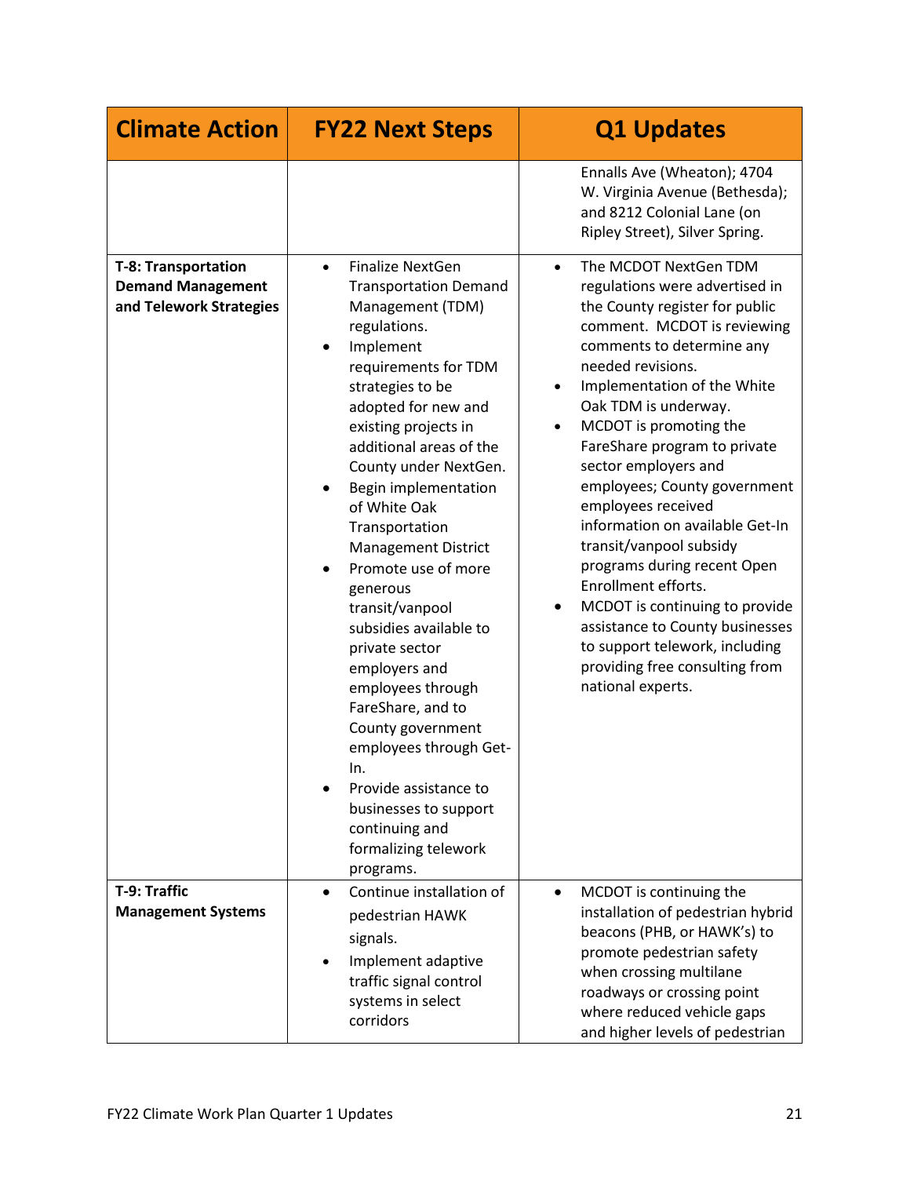| Climate Action | FY22 Next Steps | Q1 Updates |
|---|---|---|
| | | Ennalls Ave (Wheaton); 4704 W. Virginia Avenue (Bethesda); and 8212 Colonial Lane (on Ripley Street), Silver Spring. |
| **T-8: Transportation Demand Management and Telework Strategies** | • Finalize NextGen Transportation Demand Management (TDM) regulations.<br>• Implement requirements for TDM strategies to be adopted for new and existing projects in additional areas of the County under NextGen.<br>• Begin implementation of White Oak Transportation Management District<br>• Promote use of more generous transit/vanpool subsidies available to private sector employers and employees through FareShare, and to County government employees through Get-In.<br>• Provide assistance to businesses to support continuing and formalizing telework programs. | • The MCDOT NextGen TDM regulations were advertised in the County register for public comment. MCDOT is reviewing comments to determine any needed revisions.<br>• Implementation of the White Oak TDM is underway.<br>• MCDOT is promoting the FareShare program to private sector employers and employees; County government employees received information on available Get-In transit/vanpool subsidy programs during recent Open Enrollment efforts.<br>• MCDOT is continuing to provide assistance to County businesses to support telework, including providing free consulting from national experts. |
| **T-9: Traffic Management Systems** | • Continue installation of pedestrian HAWK signals.<br>• Implement adaptive traffic signal control systems in select corridors | • MCDOT is continuing the installation of pedestrian hybrid beacons (PHB, or HAWK's) to promote pedestrian safety when crossing multilane roadways or crossing point where reduced vehicle gaps and higher levels of pedestrian |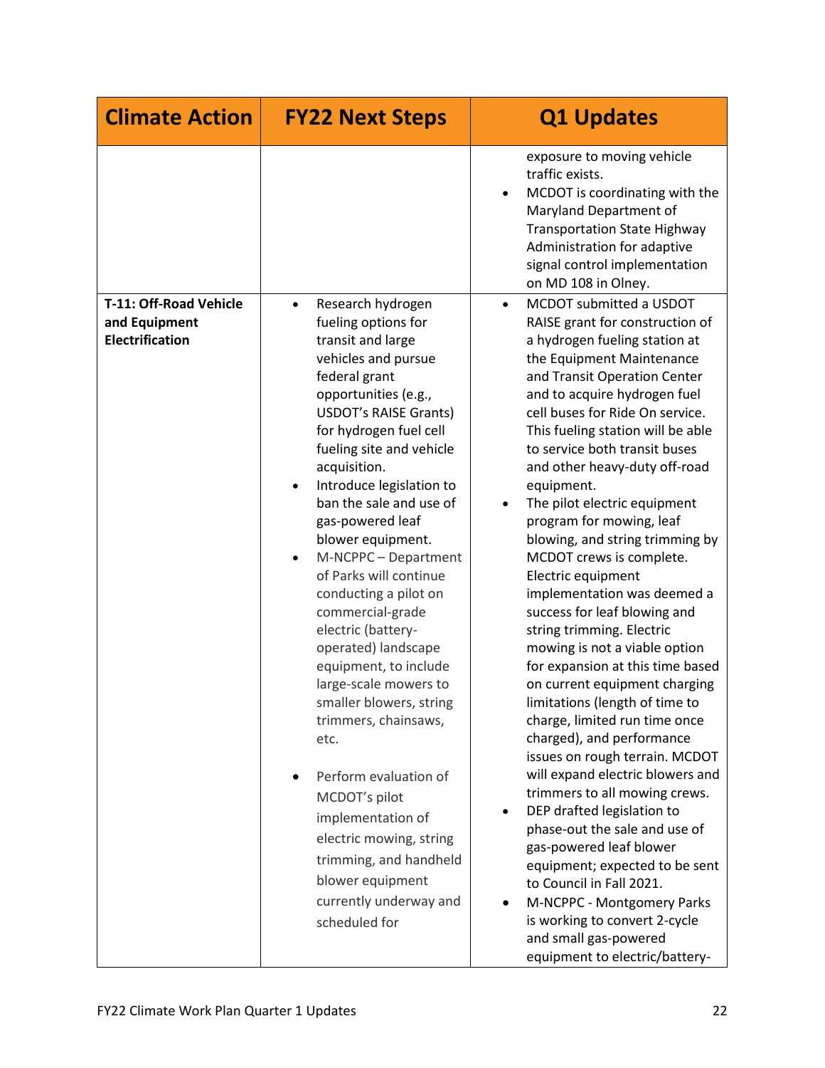| Climate Action | FY22 Next Steps | Q1 Updates |
|---|---|---|
| | | exposure to moving vehicle traffic exists.<br>• MCDOT is coordinating with the Maryland Department of Transportation State Highway Administration for adaptive signal control implementation on MD 108 in Olney. |
| **T-11: Off-Road Vehicle and Equipment Electrification** | • Research hydrogen fueling options for transit and large vehicles and pursue federal grant opportunities (e.g., USDOT's RAISE Grants) for hydrogen fuel cell fueling site and vehicle acquisition.<br>• Introduce legislation to ban the sale and use of gas-powered leaf blower equipment.<br>• M-NCPPC – Department of Parks will continue conducting a pilot on commercial-grade electric (battery-operated) landscape equipment, to include large-scale mowers to smaller blowers, string trimmers, chainsaws, etc.<br>• Perform evaluation of MCDOT's pilot implementation of electric mowing, string trimming, and handheld blower equipment currently underway and scheduled for | • MCDOT submitted a USDOT RAISE grant for construction of a hydrogen fueling station at the Equipment Maintenance and Transit Operation Center and to acquire hydrogen fuel cell buses for Ride On service. This fueling station will be able to service both transit buses and other heavy-duty off-road equipment.<br>• The pilot electric equipment program for mowing, leaf blowing, and string trimming by MCDOT crews is complete. Electric equipment implementation was deemed a success for leaf blowing and string trimming. Electric mowing is not a viable option for expansion at this time based on current equipment charging limitations (length of time to charge, limited run time once charged), and performance issues on rough terrain. MCDOT will expand electric blowers and trimmers to all mowing crews.<br>• DEP drafted legislation to phase-out the sale and use of gas-powered leaf blower equipment; expected to be sent to Council in Fall 2021.<br>• M-NCPPC - Montgomery Parks is working to convert 2-cycle and small gas-powered equipment to electric/battery- |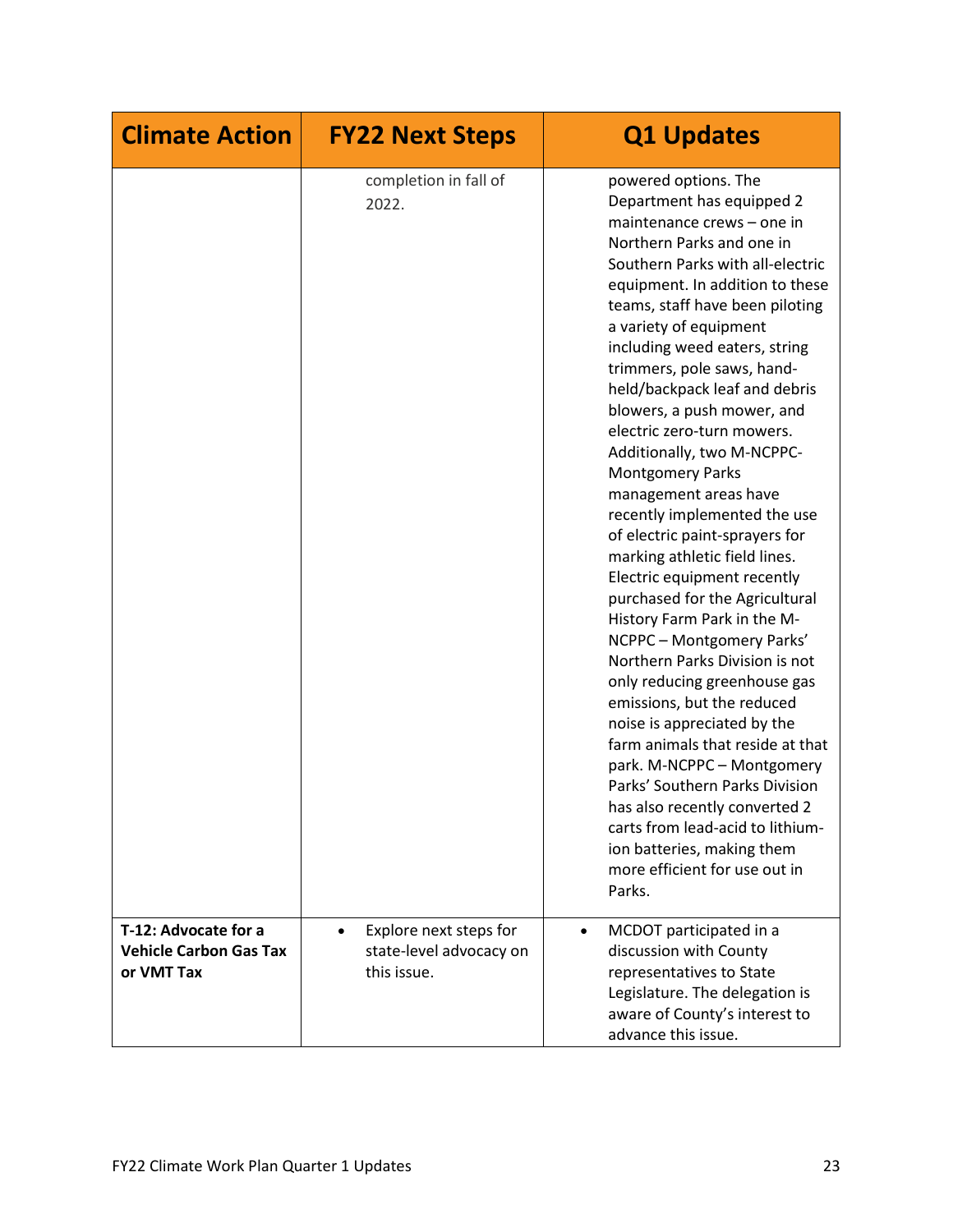| Climate Action | FY22 Next Steps | Q1 Updates |
|---|---|---|
| | completion in fall of 2022. | powered options. The Department has equipped 2 maintenance crews – one in Northern Parks and one in Southern Parks with all-electric equipment. In addition to these teams, staff have been piloting a variety of equipment including weed eaters, string trimmers, pole saws, hand-held/backpack leaf and debris blowers, a push mower, and electric zero-turn mowers. Additionally, two M-NCPPC-Montgomery Parks management areas have recently implemented the use of electric paint-sprayers for marking athletic field lines. Electric equipment recently purchased for the Agricultural History Farm Park in the M-NCPPC – Montgomery Parks' Northern Parks Division is not only reducing greenhouse gas emissions, but the reduced noise is appreciated by the farm animals that reside at that park. M-NCPPC – Montgomery Parks' Southern Parks Division has also recently converted 2 carts from lead-acid to lithium-ion batteries, making them more efficient for use out in Parks. |
| **T-12: Advocate for a Vehicle Carbon Gas Tax or VMT Tax** | • Explore next steps for state-level advocacy on this issue. | • MCDOT participated in a discussion with County representatives to State Legislature. The delegation is aware of County's interest to advance this issue. |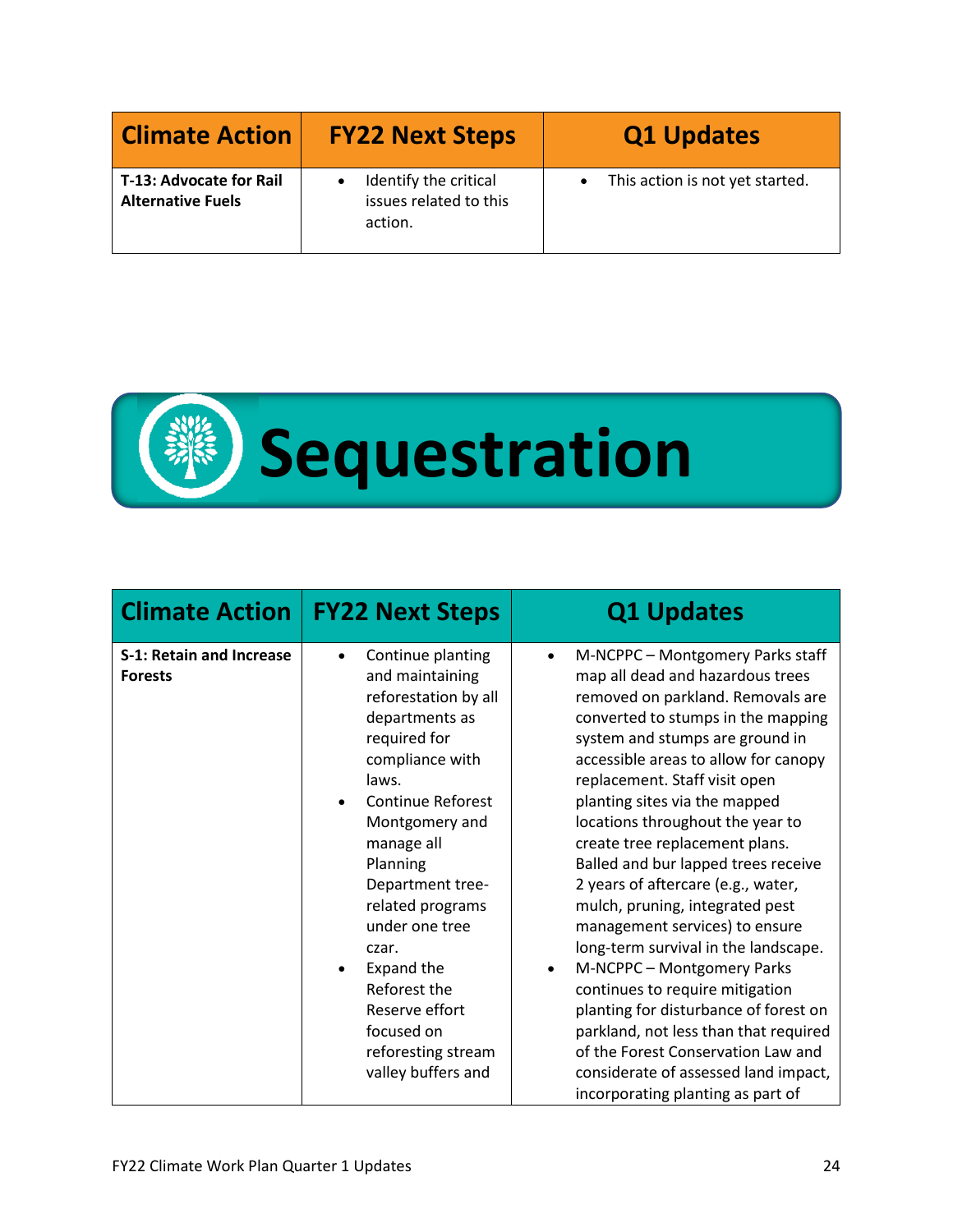| Climate Action | FY22 Next Steps | Q1 Updates |
|---|---|---|
| **T-13: Advocate for Rail Alternative Fuels** | • Identify the critical issues related to this action. | • This action is not yet started. |

# Sequestration

| Climate Action | FY22 Next Steps | Q1 Updates |
|---|---|---|
| **S-1: Retain and Increase Forests** | • Continue planting and maintaining reforestation by all departments as required for compliance with laws.<br>• Continue Reforest Montgomery and manage all Planning Department tree-related programs under one tree czar.<br>• Expand the Reforest the Reserve effort focused on reforesting stream valley buffers and | • M-NCPPC – Montgomery Parks staff map all dead and hazardous trees removed on parkland. Removals are converted to stumps in the mapping system and stumps are ground in accessible areas to allow for canopy replacement. Staff visit open planting sites via the mapped locations throughout the year to create tree replacement plans. Balled and bur lapped trees receive 2 years of aftercare (e.g., water, mulch, pruning, integrated pest management services) to ensure long-term survival in the landscape.<br>• M-NCPPC – Montgomery Parks continues to require mitigation planting for disturbance of forest on parkland, not less than that required of the Forest Conservation Law and considerate of assessed land impact, incorporating planting as part of |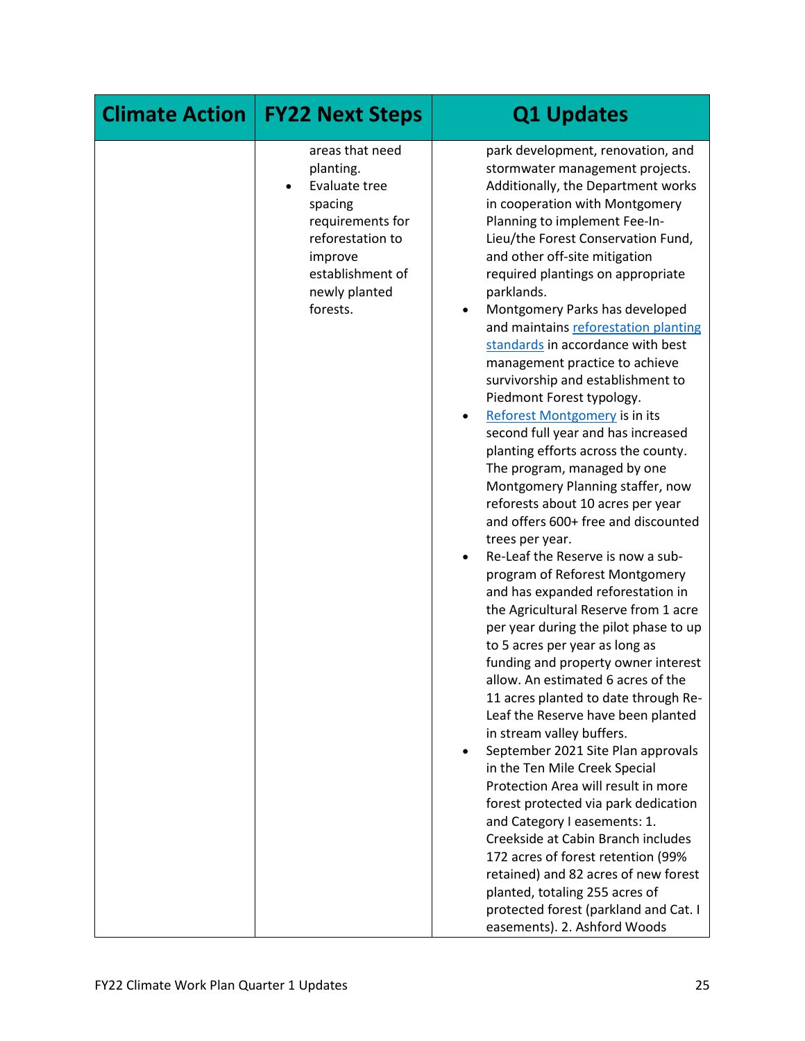| Climate Action | FY22 Next Steps | Q1 Updates |
|---|---|---|
| | areas that need planting.<br>• Evaluate tree spacing requirements for reforestation to improve establishment of newly planted forests. | park development, renovation, and stormwater management projects. Additionally, the Department works in cooperation with Montgomery Planning to implement Fee-In-Lieu/the Forest Conservation Fund, and other off-site mitigation required plantings on appropriate parklands.<br>• Montgomery Parks has developed and maintains reforestation planting standards in accordance with best management practice to achieve survivorship and establishment to Piedmont Forest typology.<br>• Reforest Montgomery is in its second full year and has increased planting efforts across the county. The program, managed by one Montgomery Planning staffer, now reforests about 10 acres per year and offers 600+ free and discounted trees per year.<br>• Re-Leaf the Reserve is now a sub-program of Reforest Montgomery and has expanded reforestation in the Agricultural Reserve from 1 acre per year during the pilot phase to up to 5 acres per year as long as funding and property owner interest allow. An estimated 6 acres of the 11 acres planted to date through Re-Leaf the Reserve have been planted in stream valley buffers.<br>• September 2021 Site Plan approvals in the Ten Mile Creek Special Protection Area will result in more forest protected via park dedication and Category I easements: 1. Creekside at Cabin Branch includes 172 acres of forest retention (99% retained) and 82 acres of new forest planted, totaling 255 acres of protected forest (parkland and Cat. I easements). 2. Ashford Woods |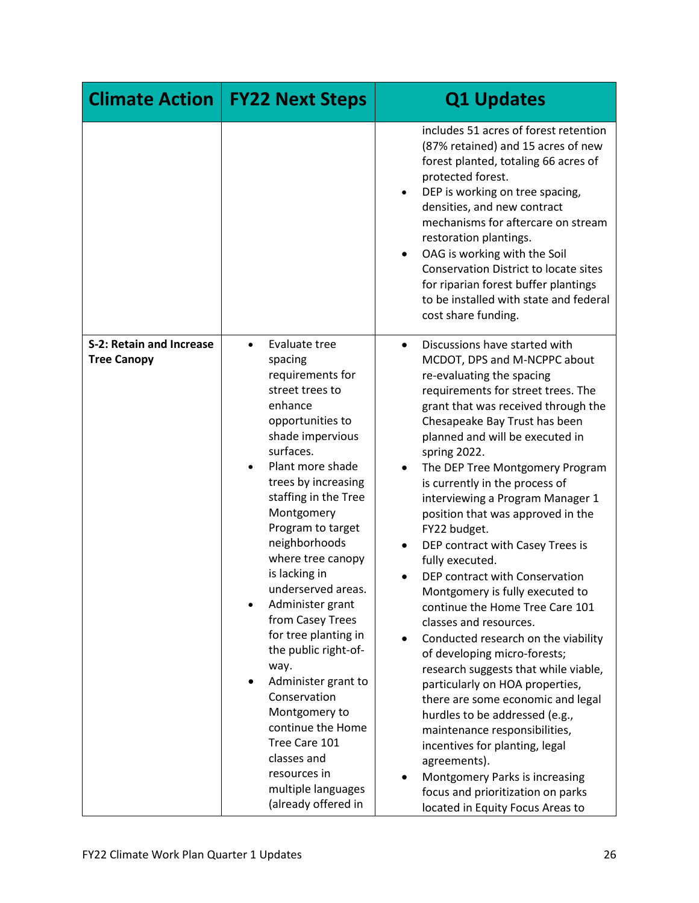| Climate Action | FY22 Next Steps | Q1 Updates |
|---|---|---|
| | | includes 51 acres of forest retention (87% retained) and 15 acres of new forest planted, totaling 66 acres of protected forest.<br>• DEP is working on tree spacing, densities, and new contract mechanisms for aftercare on stream restoration plantings.<br>• OAG is working with the Soil Conservation District to locate sites for riparian forest buffer plantings to be installed with state and federal cost share funding. |
| **S-2: Retain and Increase Tree Canopy** | • Evaluate tree spacing requirements for street trees to enhance opportunities to shade impervious surfaces.<br>• Plant more shade trees by increasing staffing in the Tree Montgomery Program to target neighborhoods where tree canopy is lacking in underserved areas.<br>• Administer grant from Casey Trees for tree planting in the public right-of-way.<br>• Administer grant to Conservation Montgomery to continue the Home Tree Care 101 classes and resources in multiple languages (already offered in | • Discussions have started with MCDOT, DPS and M-NCPPC about re-evaluating the spacing requirements for street trees. The grant that was received through the Chesapeake Bay Trust has been planned and will be executed in spring 2022.<br>• The DEP Tree Montgomery Program is currently in the process of interviewing a Program Manager 1 position that was approved in the FY22 budget.<br>• DEP contract with Casey Trees is fully executed.<br>• DEP contract with Conservation Montgomery is fully executed to continue the Home Tree Care 101 classes and resources.<br>• Conducted research on the viability of developing micro-forests; research suggests that while viable, particularly on HOA properties, there are some economic and legal hurdles to be addressed (e.g., maintenance responsibilities, incentives for planting, legal agreements).<br>• Montgomery Parks is increasing focus and prioritization on parks located in Equity Focus Areas to |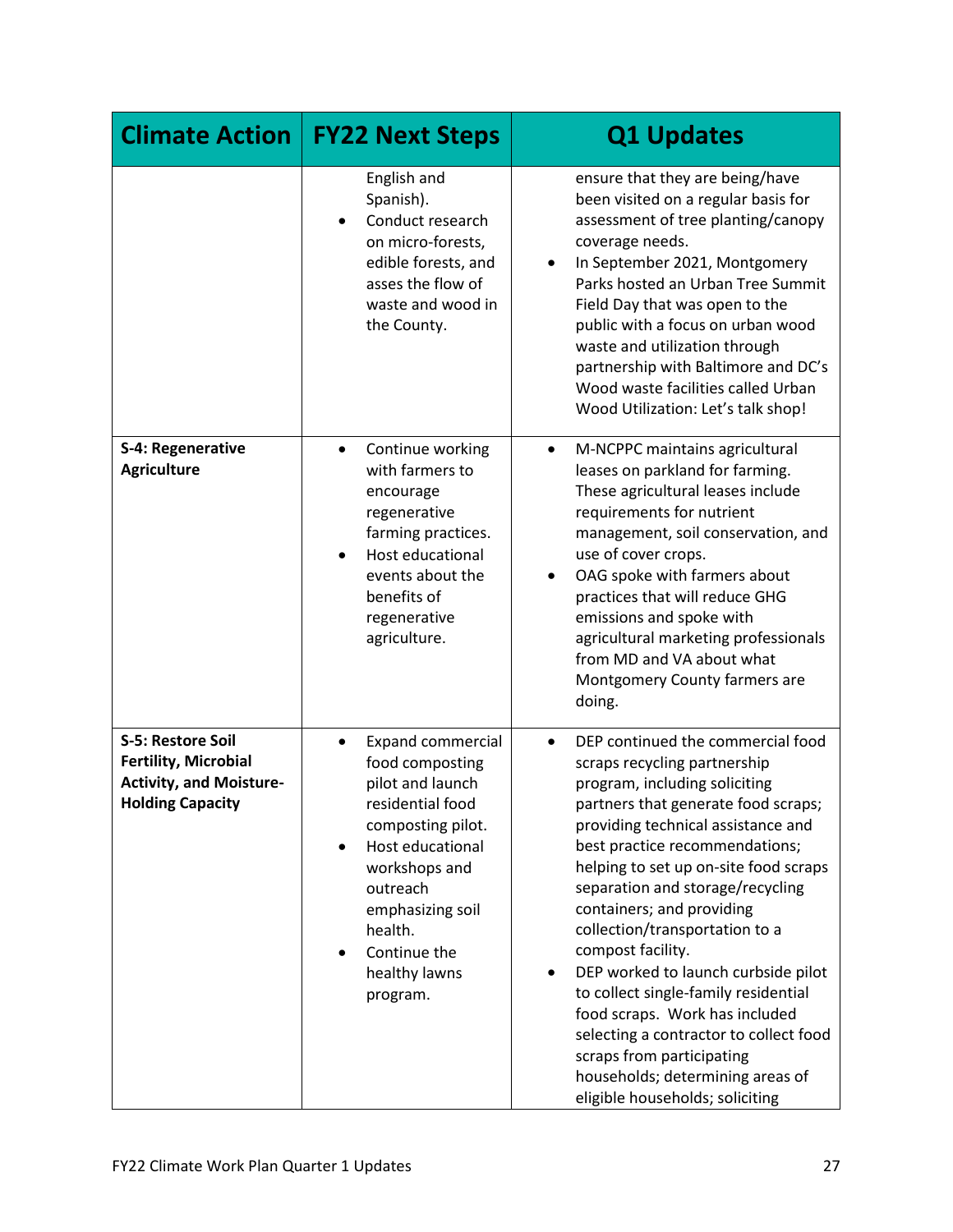| Climate Action | FY22 Next Steps | Q1 Updates |
|---|---|---|
| | English and Spanish).<br>• Conduct research on micro-forests, edible forests, and asses the flow of waste and wood in the County. | ensure that they are being/have been visited on a regular basis for assessment of tree planting/canopy coverage needs.<br>• In September 2021, Montgomery Parks hosted an Urban Tree Summit Field Day that was open to the public with a focus on urban wood waste and utilization through partnership with Baltimore and DC's Wood waste facilities called Urban Wood Utilization: Let's talk shop! |
| **S-4: Regenerative Agriculture** | • Continue working with farmers to encourage regenerative farming practices.<br>• Host educational events about the benefits of regenerative agriculture. | • M-NCPPC maintains agricultural leases on parkland for farming. These agricultural leases include requirements for nutrient management, soil conservation, and use of cover crops.<br>• OAG spoke with farmers about practices that will reduce GHG emissions and spoke with agricultural marketing professionals from MD and VA about what Montgomery County farmers are doing. |
| **S-5: Restore Soil Fertility, Microbial Activity, and Moisture-Holding Capacity** | • Expand commercial food composting pilot and launch residential food composting pilot.<br>• Host educational workshops and outreach emphasizing soil health.<br>• Continue the healthy lawns program. | • DEP continued the commercial food scraps recycling partnership program, including soliciting partners that generate food scraps; providing technical assistance and best practice recommendations; helping to set up on-site food scraps separation and storage/recycling containers; and providing collection/transportation to a compost facility.<br>• DEP worked to launch curbside pilot to collect single-family residential food scraps. Work has included selecting a contractor to collect food scraps from participating households; determining areas of eligible households; soliciting |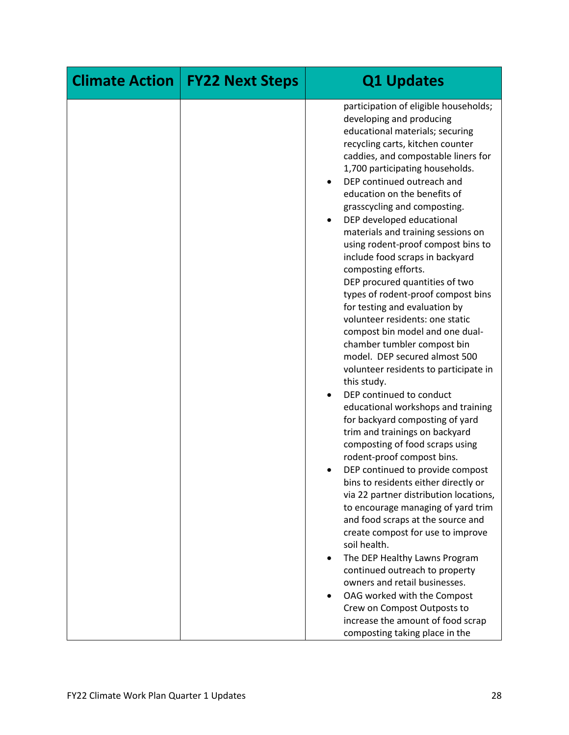| Climate Action | FY22 Next Steps | Q1 Updates |
|---|---|---|
| | | participation of eligible households; developing and producing educational materials; securing recycling carts, kitchen counter caddies, and compostable liners for 1,700 participating households.<br>• DEP continued outreach and education on the benefits of grasscycling and composting.<br>• DEP developed educational materials and training sessions on using rodent-proof compost bins to include food scraps in backyard composting efforts.<br>DEP procured quantities of two types of rodent-proof compost bins for testing and evaluation by volunteer residents: one static compost bin model and one dual-chamber tumbler compost bin model. DEP secured almost 500 volunteer residents to participate in this study.<br>• DEP continued to conduct educational workshops and training for backyard composting of yard trim and trainings on backyard composting of food scraps using rodent-proof compost bins.<br>• DEP continued to provide compost bins to residents either directly or via 22 partner distribution locations, to encourage managing of yard trim and food scraps at the source and create compost for use to improve soil health.<br>• The DEP Healthy Lawns Program continued outreach to property owners and retail businesses.<br>• OAG worked with the Compost Crew on Compost Outposts to increase the amount of food scrap composting taking place in the |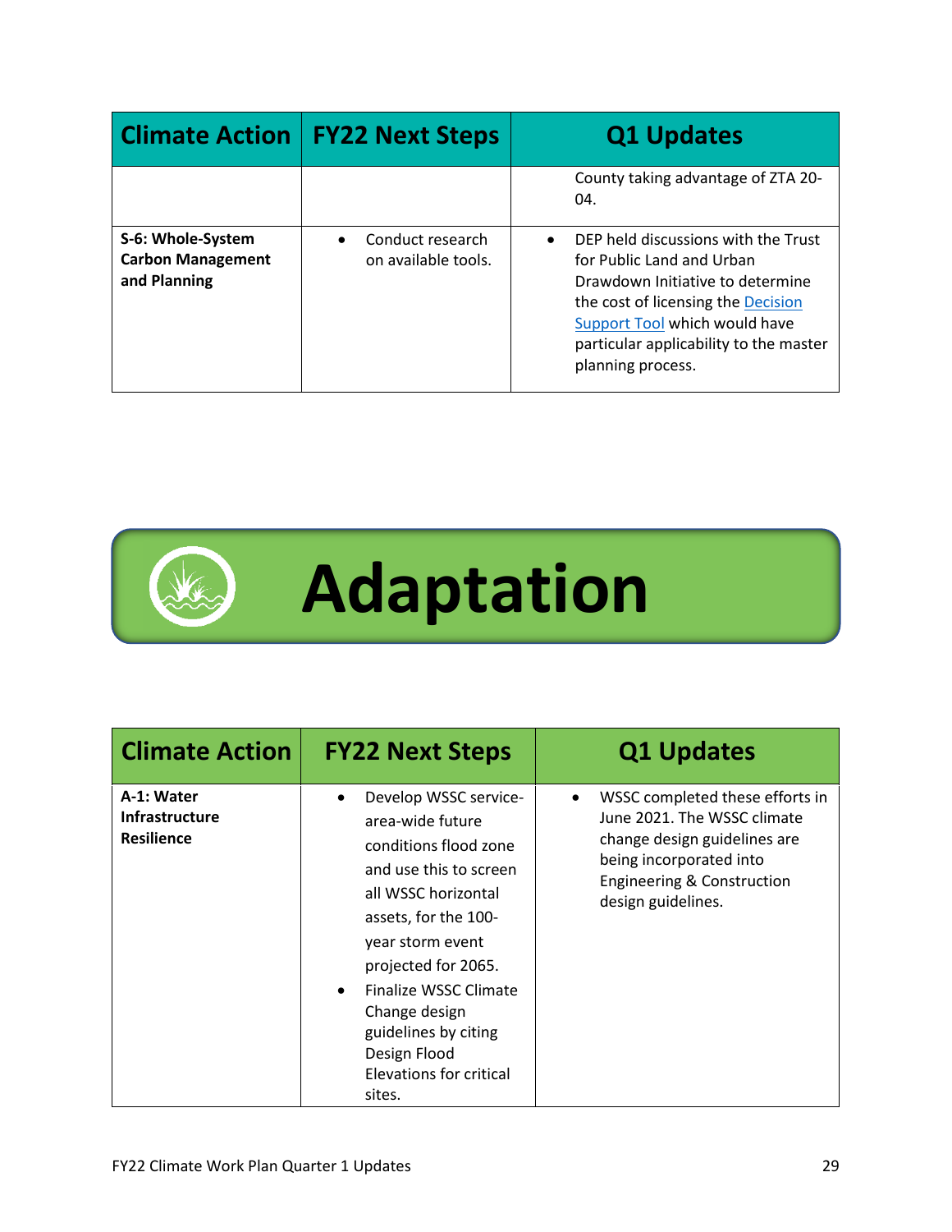| Climate Action | FY22 Next Steps | Q1 Updates |
| --- | --- | --- |
| | | County taking advantage of ZTA 20-04. |
| **S-6: Whole-System Carbon Management and Planning** | • Conduct research on available tools. | • DEP held discussions with the Trust for Public Land and Urban Drawdown Initiative to determine the cost of licensing the Decision Support Tool which would have particular applicability to the master planning process. |

# Adaptation

| Climate Action | FY22 Next Steps | Q1 Updates |
| --- | --- | --- |
| **A-1: Water Infrastructure Resilience** | • Develop WSSC service-area-wide future conditions flood zone and use this to screen all WSSC horizontal assets, for the 100-year storm event projected for 2065.<br>• Finalize WSSC Climate Change design guidelines by citing Design Flood Elevations for critical sites. | • WSSC completed these efforts in June 2021. The WSSC climate change design guidelines are being incorporated into Engineering & Construction design guidelines. |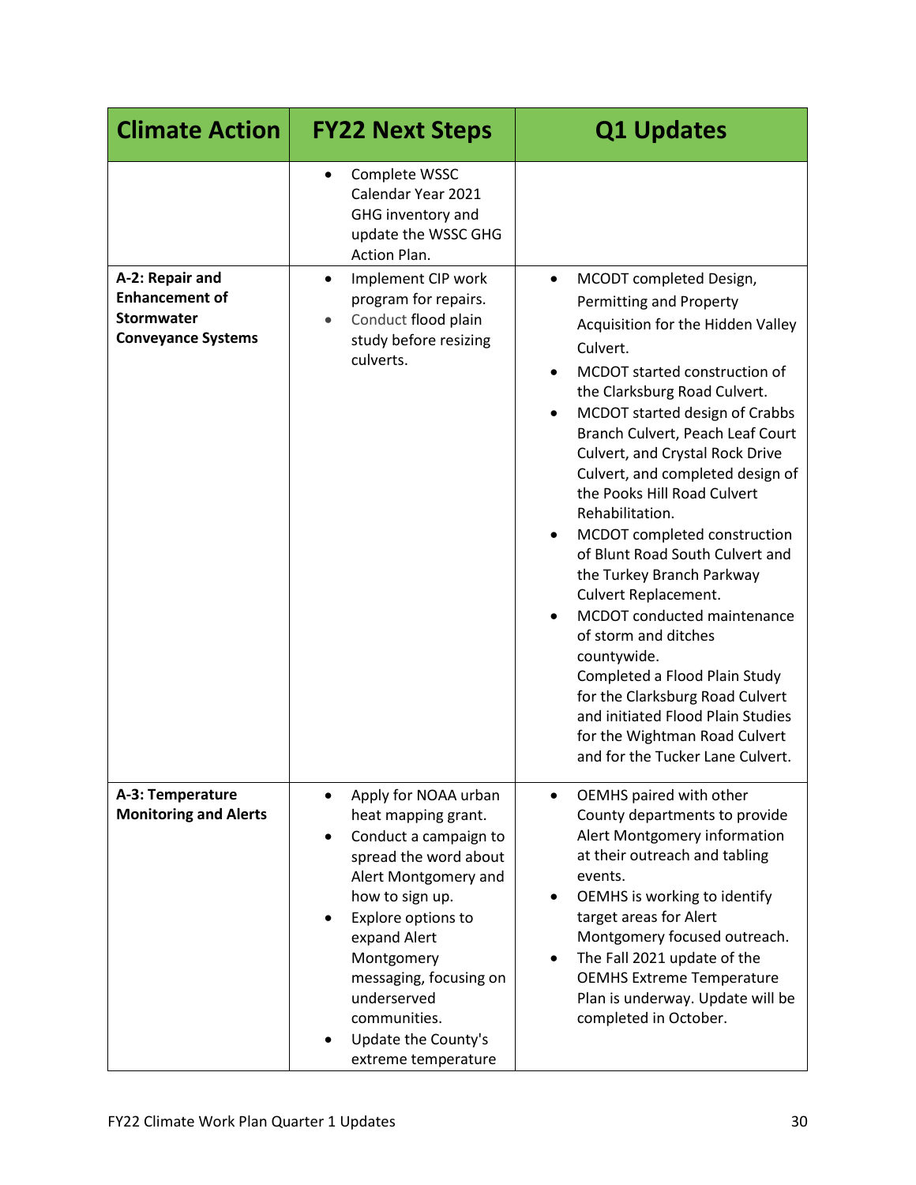| Climate Action | FY22 Next Steps | Q1 Updates |
|---|---|---|
| | • Complete WSSC Calendar Year 2021 GHG inventory and update the WSSC GHG Action Plan. | |
| **A-2: Repair and Enhancement of Stormwater Conveyance Systems** | • Implement CIP work program for repairs.<br>• Conduct flood plain study before resizing culverts. | • MCODT completed Design, Permitting and Property Acquisition for the Hidden Valley Culvert.<br>• MCDOT started construction of the Clarksburg Road Culvert.<br>• MCDOT started design of Crabbs Branch Culvert, Peach Leaf Court Culvert, and Crystal Rock Drive Culvert, and completed design of the Pooks Hill Road Culvert Rehabilitation.<br>• MCDOT completed construction of Blunt Road South Culvert and the Turkey Branch Parkway Culvert Replacement.<br>• MCDOT conducted maintenance of storm and ditches countywide.<br>Completed a Flood Plain Study for the Clarksburg Road Culvert and initiated Flood Plain Studies for the Wightman Road Culvert and for the Tucker Lane Culvert. |
| **A-3: Temperature Monitoring and Alerts** | • Apply for NOAA urban heat mapping grant.<br>• Conduct a campaign to spread the word about Alert Montgomery and how to sign up.<br>• Explore options to expand Alert Montgomery messaging, focusing on underserved communities.<br>• Update the County's extreme temperature | • OEMHS paired with other County departments to provide Alert Montgomery information at their outreach and tabling events.<br>• OEMHS is working to identify target areas for Alert Montgomery focused outreach.<br>• The Fall 2021 update of the OEMHS Extreme Temperature Plan is underway. Update will be completed in October. |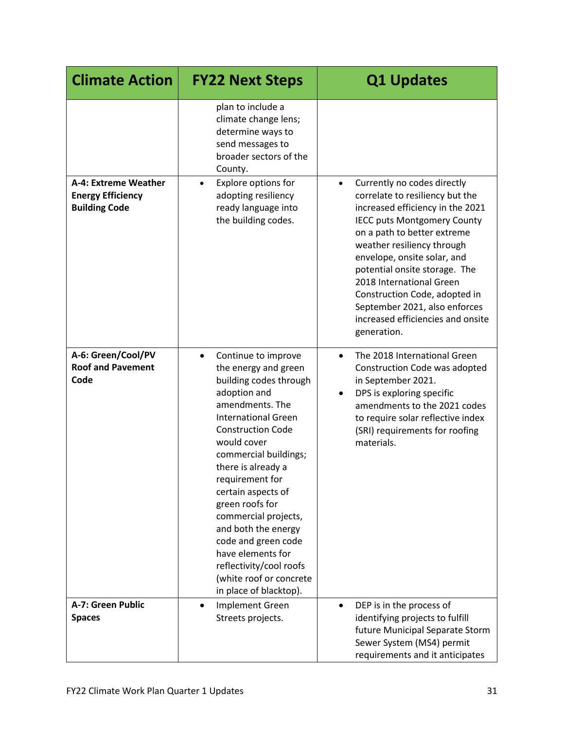| Climate Action | FY22 Next Steps | Q1 Updates |
| --- | --- | --- |
| | plan to include a climate change lens; determine ways to send messages to broader sectors of the County. | |
| **A-4: Extreme Weather Energy Efficiency Building Code** | • Explore options for adopting resiliency ready language into the building codes. | • Currently no codes directly correlate to resiliency but the increased efficiency in the 2021 IECC puts Montgomery County on a path to better extreme weather resiliency through envelope, onsite solar, and potential onsite storage. The 2018 International Green Construction Code, adopted in September 2021, also enforces increased efficiencies and onsite generation. |
| **A-6: Green/Cool/PV Roof and Pavement Code** | • Continue to improve the energy and green building codes through adoption and amendments. The International Green Construction Code would cover commercial buildings; there is already a requirement for certain aspects of green roofs for commercial projects, and both the energy code and green code have elements for reflectivity/cool roofs (white roof or concrete in place of blacktop). | • The 2018 International Green Construction Code was adopted in September 2021.<br>• DPS is exploring specific amendments to the 2021 codes to require solar reflective index (SRI) requirements for roofing materials. |
| **A-7: Green Public Spaces** | • Implement Green Streets projects. | • DEP is in the process of identifying projects to fulfill future Municipal Separate Storm Sewer System (MS4) permit requirements and it anticipates |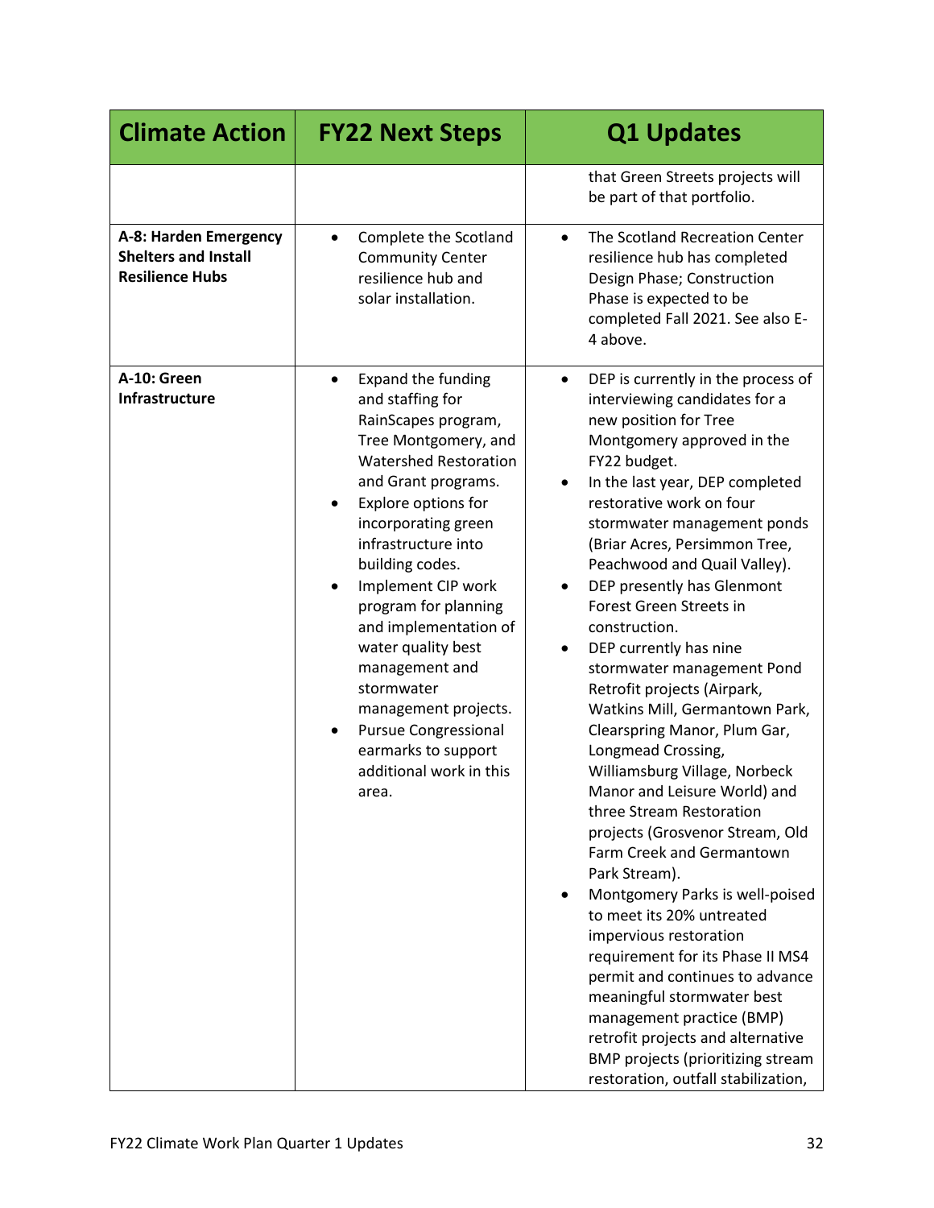| Climate Action | FY22 Next Steps | Q1 Updates |
|---|---|---|
| | | that Green Streets projects will be part of that portfolio. |
| **A-8: Harden Emergency Shelters and Install Resilience Hubs** | • Complete the Scotland Community Center resilience hub and solar installation. | • The Scotland Recreation Center resilience hub has completed Design Phase; Construction Phase is expected to be completed Fall 2021. See also E-4 above. |
| **A-10: Green Infrastructure** | • Expand the funding and staffing for RainScapes program, Tree Montgomery, and Watershed Restoration and Grant programs.<br>• Explore options for incorporating green infrastructure into building codes.<br>• Implement CIP work program for planning and implementation of water quality best management and stormwater management projects.<br>• Pursue Congressional earmarks to support additional work in this area. | • DEP is currently in the process of interviewing candidates for a new position for Tree Montgomery approved in the FY22 budget.<br>• In the last year, DEP completed restorative work on four stormwater management ponds (Briar Acres, Persimmon Tree, Peachwood and Quail Valley).<br>• DEP presently has Glenmont Forest Green Streets in construction.<br>• DEP currently has nine stormwater management Pond Retrofit projects (Airpark, Watkins Mill, Germantown Park, Clearspring Manor, Plum Gar, Longmead Crossing, Williamsburg Village, Norbeck Manor and Leisure World) and three Stream Restoration projects (Grosvenor Stream, Old Farm Creek and Germantown Park Stream).<br>• Montgomery Parks is well-poised to meet its 20% untreated impervious restoration requirement for its Phase II MS4 permit and continues to advance meaningful stormwater best management practice (BMP) retrofit projects and alternative BMP projects (prioritizing stream restoration, outfall stabilization, |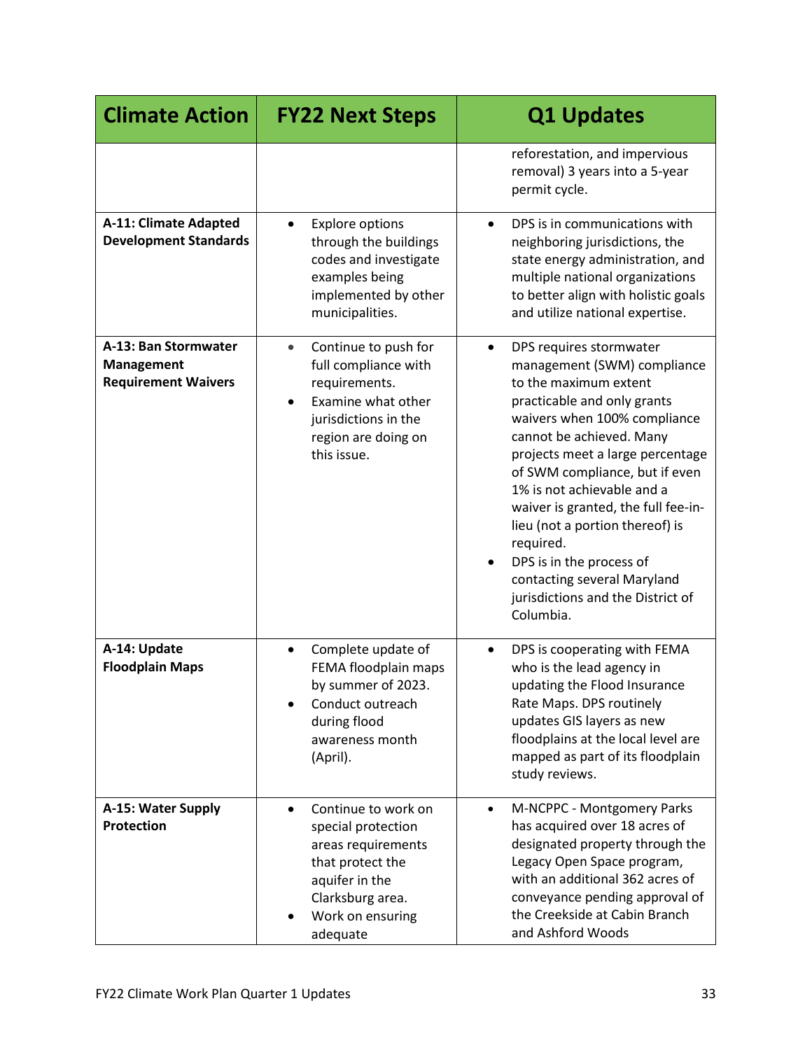| Climate Action | FY22 Next Steps | Q1 Updates |
| --- | --- | --- |
| | | reforestation, and impervious removal) 3 years into a 5-year permit cycle. |
| **A-11: Climate Adapted Development Standards** | • Explore options through the buildings codes and investigate examples being implemented by other municipalities. | • DPS is in communications with neighboring jurisdictions, the state energy administration, and multiple national organizations to better align with holistic goals and utilize national expertise. |
| **A-13: Ban Stormwater Management Requirement Waivers** | • Continue to push for full compliance with requirements. <br>• Examine what other jurisdictions in the region are doing on this issue. | • DPS requires stormwater management (SWM) compliance to the maximum extent practicable and only grants waivers when 100% compliance cannot be achieved. Many projects meet a large percentage of SWM compliance, but if even 1% is not achievable and a waiver is granted, the full fee-in-lieu (not a portion thereof) is required. <br>• DPS is in the process of contacting several Maryland jurisdictions and the District of Columbia. |
| **A-14: Update Floodplain Maps** | • Complete update of FEMA floodplain maps by summer of 2023. <br>• Conduct outreach during flood awareness month (April). | • DPS is cooperating with FEMA who is the lead agency in updating the Flood Insurance Rate Maps. DPS routinely updates GIS layers as new floodplains at the local level are mapped as part of its floodplain study reviews. |
| **A-15: Water Supply Protection** | • Continue to work on special protection areas requirements that protect the aquifer in the Clarksburg area. <br>• Work on ensuring adequate | • M-NCPPC - Montgomery Parks has acquired over 18 acres of designated property through the Legacy Open Space program, with an additional 362 acres of conveyance pending approval of the Creekside at Cabin Branch and Ashford Woods |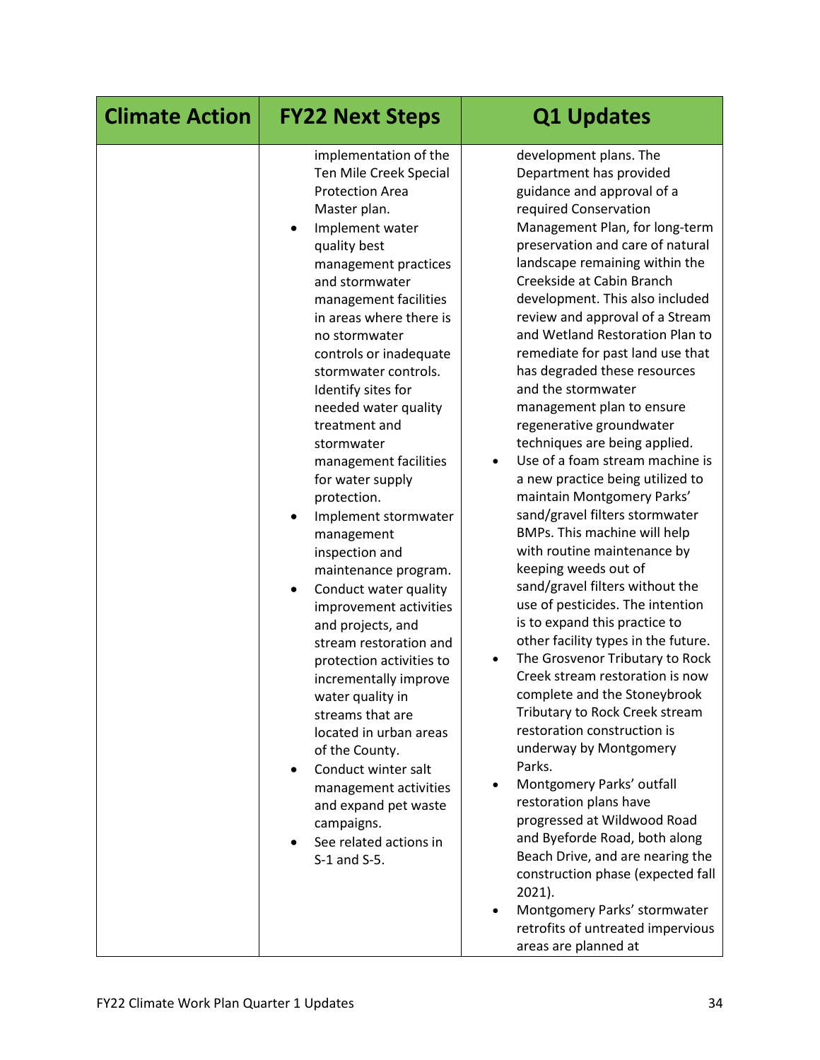| Climate Action | FY22 Next Steps | Q1 Updates |
|---|---|---|
| | implementation of the Ten Mile Creek Special Protection Area Master plan.<br>• Implement water quality best management practices and stormwater management facilities in areas where there is no stormwater controls or inadequate stormwater controls. Identify sites for needed water quality treatment and stormwater management facilities for water supply protection.<br>• Implement stormwater management inspection and maintenance program.<br>• Conduct water quality improvement activities and projects, and stream restoration and protection activities to incrementally improve water quality in streams that are located in urban areas of the County.<br>• Conduct winter salt management activities and expand pet waste campaigns.<br>• See related actions in S-1 and S-5. | development plans. The Department has provided guidance and approval of a required Conservation Management Plan, for long-term preservation and care of natural landscape remaining within the Creekside at Cabin Branch development. This also included review and approval of a Stream and Wetland Restoration Plan to remediate for past land use that has degraded these resources and the stormwater management plan to ensure regenerative groundwater techniques are being applied.<br>• Use of a foam stream machine is a new practice being utilized to maintain Montgomery Parks' sand/gravel filters stormwater BMPs. This machine will help with routine maintenance by keeping weeds out of sand/gravel filters without the use of pesticides. The intention is to expand this practice to other facility types in the future.<br>• The Grosvenor Tributary to Rock Creek stream restoration is now complete and the Stoneybrook Tributary to Rock Creek stream restoration construction is underway by Montgomery Parks.<br>• Montgomery Parks' outfall restoration plans have progressed at Wildwood Road and Byeforde Road, both along Beach Drive, and are nearing the construction phase (expected fall 2021).<br>• Montgomery Parks' stormwater retrofits of untreated impervious areas are planned at |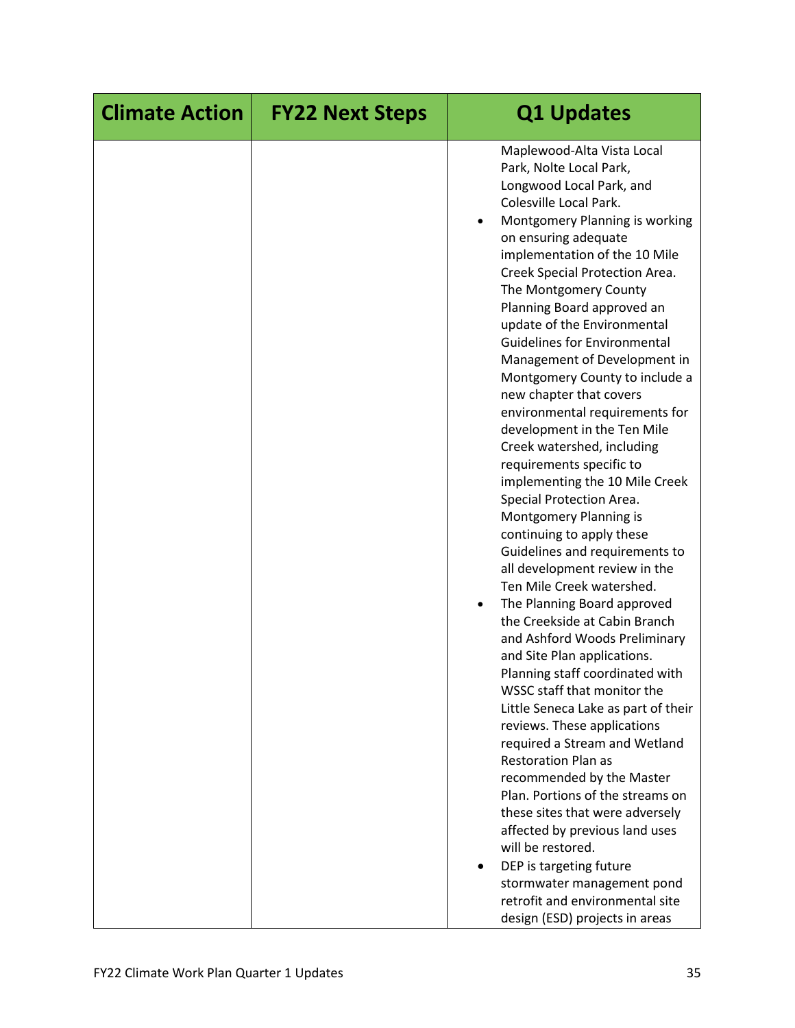| Climate Action | FY22 Next Steps | Q1 Updates |
| --- | --- | --- |
| | | Maplewood-Alta Vista Local Park, Nolte Local Park, Longwood Local Park, and Colesville Local Park.<br>• Montgomery Planning is working on ensuring adequate implementation of the 10 Mile Creek Special Protection Area. The Montgomery County Planning Board approved an update of the Environmental Guidelines for Environmental Management of Development in Montgomery County to include a new chapter that covers environmental requirements for development in the Ten Mile Creek watershed, including requirements specific to implementing the 10 Mile Creek Special Protection Area. Montgomery Planning is continuing to apply these Guidelines and requirements to all development review in the Ten Mile Creek watershed.<br>• The Planning Board approved the Creekside at Cabin Branch and Ashford Woods Preliminary and Site Plan applications. Planning staff coordinated with WSSC staff that monitor the Little Seneca Lake as part of their reviews. These applications required a Stream and Wetland Restoration Plan as recommended by the Master Plan. Portions of the streams on these sites that were adversely affected by previous land uses will be restored.<br>• DEP is targeting future stormwater management pond retrofit and environmental site design (ESD) projects in areas |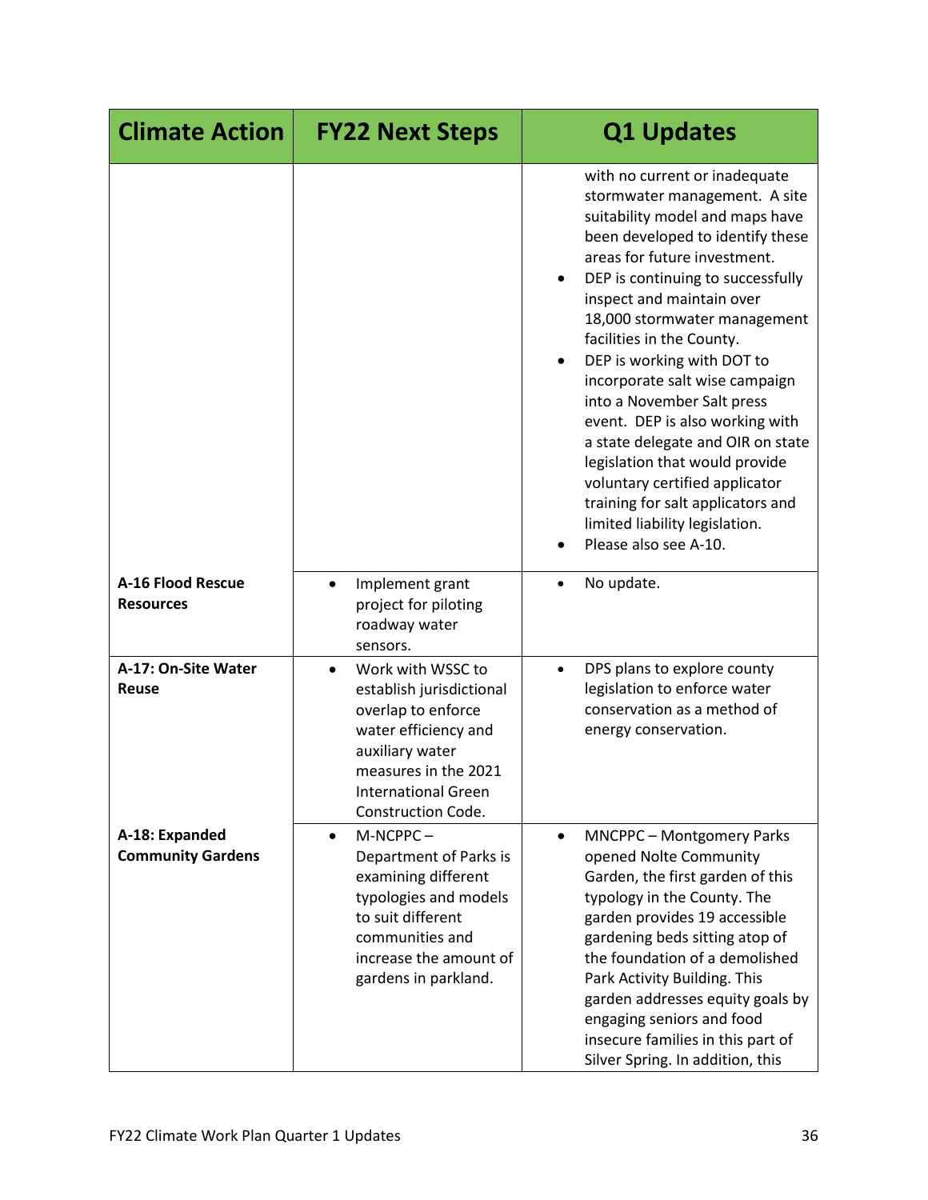| Climate Action | FY22 Next Steps | Q1 Updates |
|---|---|---|
| | | with no current or inadequate stormwater management. A site suitability model and maps have been developed to identify these areas for future investment.<br>• DEP is continuing to successfully inspect and maintain over 18,000 stormwater management facilities in the County.<br>• DEP is working with DOT to incorporate salt wise campaign into a November Salt press event. DEP is also working with a state delegate and OIR on state legislation that would provide voluntary certified applicator training for salt applicators and limited liability legislation.<br>• Please also see A-10. |
| **A-16 Flood Rescue Resources** | • Implement grant project for piloting roadway water sensors. | • No update. |
| **A-17: On-Site Water Reuse** | • Work with WSSC to establish jurisdictional overlap to enforce water efficiency and auxiliary water measures in the 2021 International Green Construction Code. | • DPS plans to explore county legislation to enforce water conservation as a method of energy conservation. |
| **A-18: Expanded Community Gardens** | • M-NCPPC – Department of Parks is examining different typologies and models to suit different communities and increase the amount of gardens in parkland. | • MNCPPC – Montgomery Parks opened Nolte Community Garden, the first garden of this typology in the County. The garden provides 19 accessible gardening beds sitting atop of the foundation of a demolished Park Activity Building. This garden addresses equity goals by engaging seniors and food insecure families in this part of Silver Spring. In addition, this |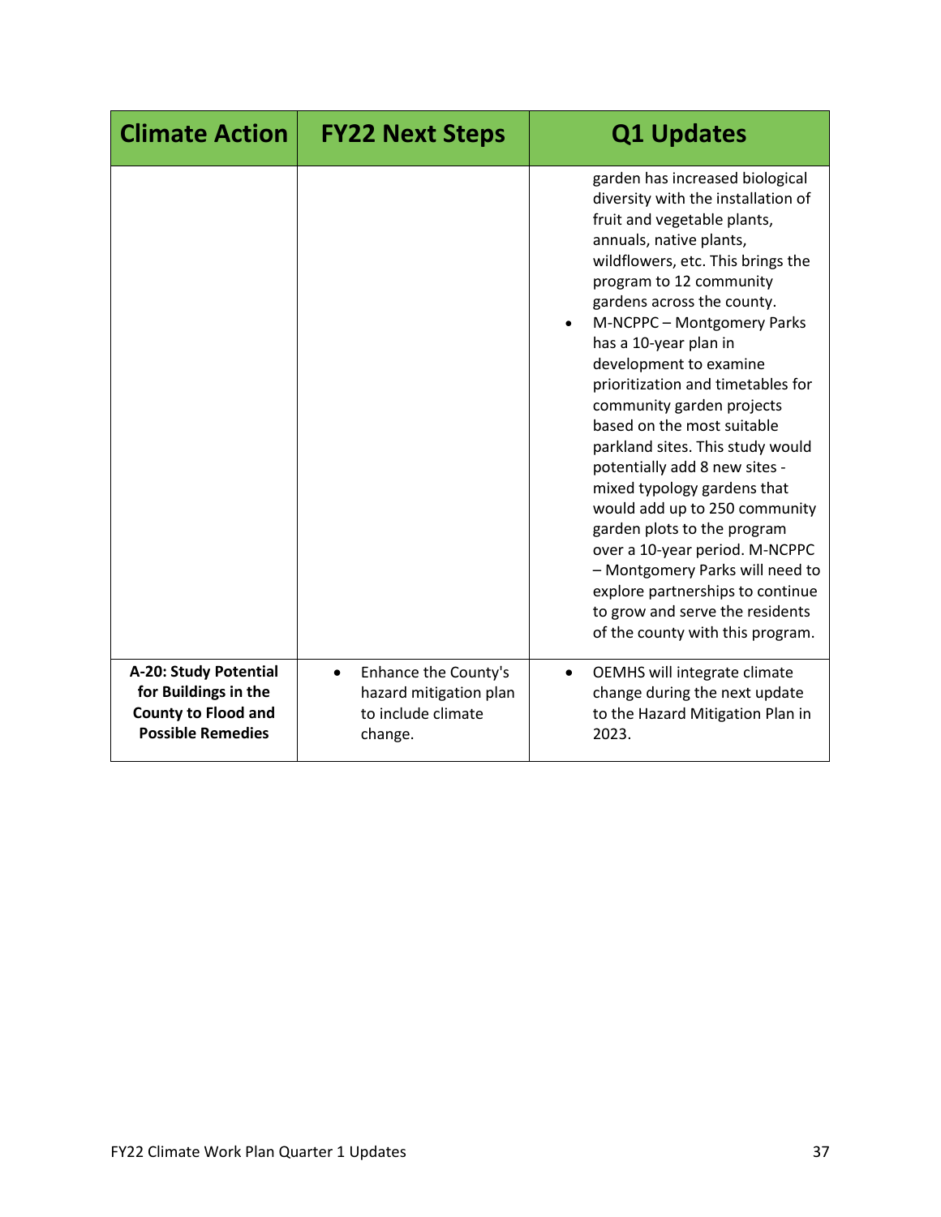| Climate Action | FY22 Next Steps | Q1 Updates |
|---|---|---|
| | | garden has increased biological diversity with the installation of fruit and vegetable plants, annuals, native plants, wildflowers, etc. This brings the program to 12 community gardens across the county.<br>• M-NCPPC – Montgomery Parks has a 10-year plan in development to examine prioritization and timetables for community garden projects based on the most suitable parkland sites. This study would potentially add 8 new sites - mixed typology gardens that would add up to 250 community garden plots to the program over a 10-year period. M-NCPPC – Montgomery Parks will need to explore partnerships to continue to grow and serve the residents of the county with this program. |
| **A-20: Study Potential for Buildings in the County to Flood and Possible Remedies** | • Enhance the County's hazard mitigation plan to include climate change. | • OEMHS will integrate climate change during the next update to the Hazard Mitigation Plan in 2023. |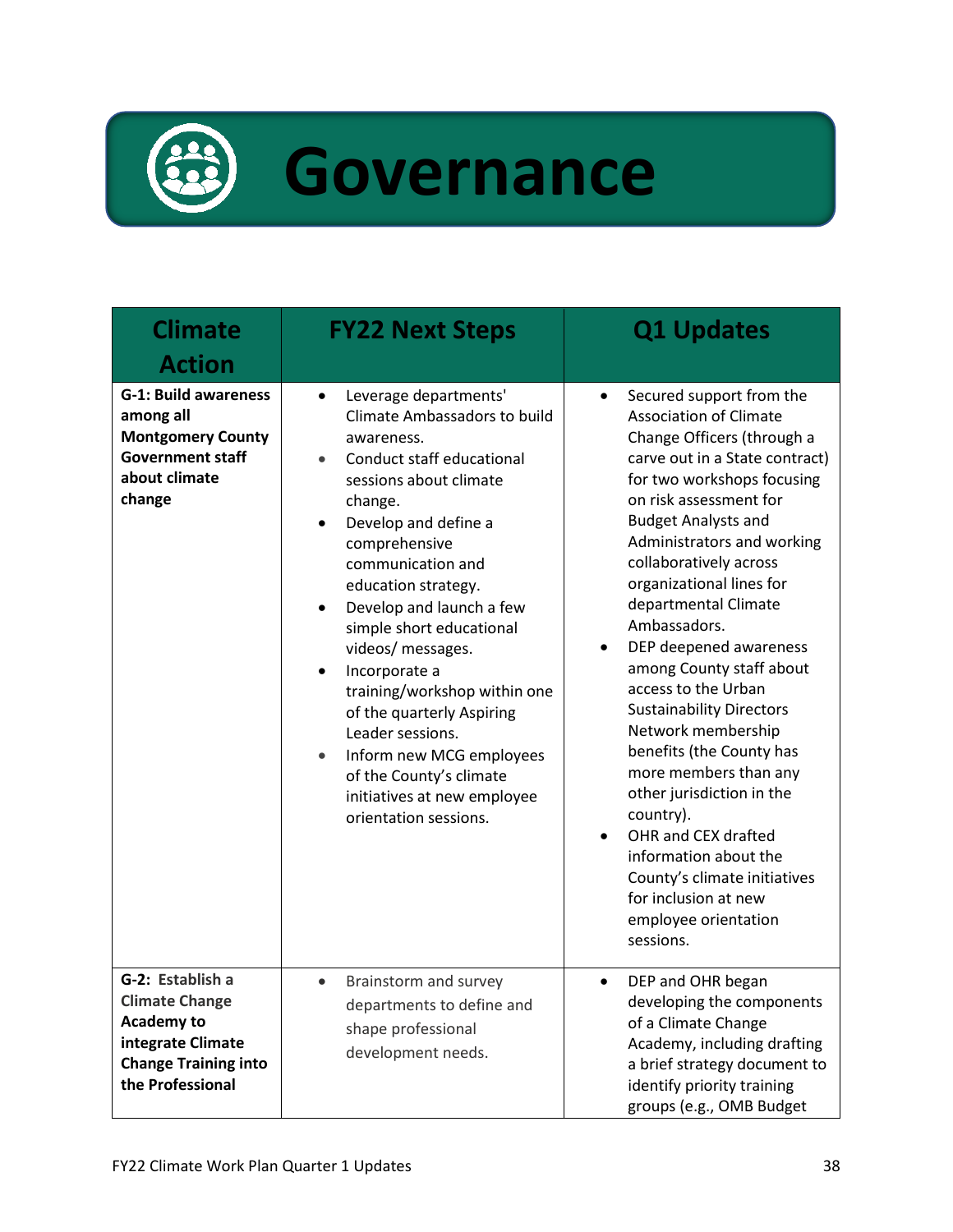# Governance

| Climate Action | FY22 Next Steps | Q1 Updates |
|---|---|---|
| **G-1: Build awareness among all Montgomery County Government staff about climate change** | • Leverage departments' Climate Ambassadors to build awareness.<br>• Conduct staff educational sessions about climate change.<br>• Develop and define a comprehensive communication and education strategy.<br>• Develop and launch a few simple short educational videos/ messages.<br>• Incorporate a training/workshop within one of the quarterly Aspiring Leader sessions.<br>• Inform new MCG employees of the County's climate initiatives at new employee orientation sessions. | • Secured support from the Association of Climate Change Officers (through a carve out in a State contract) for two workshops focusing on risk assessment for Budget Analysts and Administrators and working collaboratively across organizational lines for departmental Climate Ambassadors.<br>• DEP deepened awareness among County staff about access to the Urban Sustainability Directors Network membership benefits (the County has more members than any other jurisdiction in the country).<br>• OHR and CEX drafted information about the County's climate initiatives for inclusion at new employee orientation sessions. |
| **G-2: Establish a Climate Change Academy to integrate Climate Change Training into the Professional** | • Brainstorm and survey departments to define and shape professional development needs. | • DEP and OHR began developing the components of a Climate Change Academy, including drafting a brief strategy document to identify priority training groups (e.g., OMB Budget |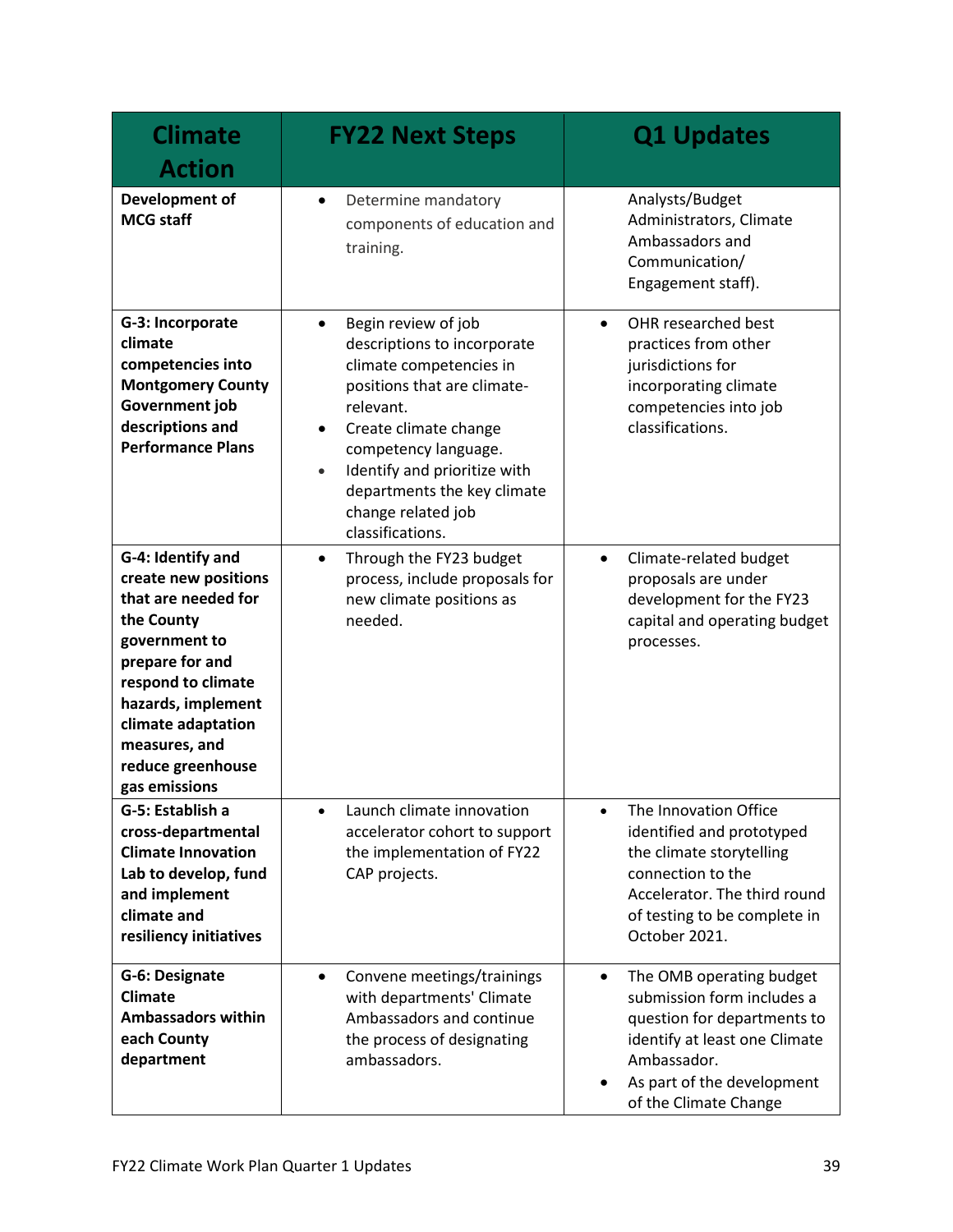| Climate Action | FY22 Next Steps | Q1 Updates |
|---|---|---|
| **Development of MCG staff** | • Determine mandatory components of education and training. | Analysts/Budget Administrators, Climate Ambassadors and Communication/ Engagement staff). |
| **G-3: Incorporate climate competencies into Montgomery County Government job descriptions and Performance Plans** | • Begin review of job descriptions to incorporate climate competencies in positions that are climate-relevant.<br>• Create climate change competency language.<br>• Identify and prioritize with departments the key climate change related job classifications. | • OHR researched best practices from other jurisdictions for incorporating climate competencies into job classifications. |
| **G-4: Identify and create new positions that are needed for the County government to prepare for and respond to climate hazards, implement climate adaptation measures, and reduce greenhouse gas emissions** | • Through the FY23 budget process, include proposals for new climate positions as needed. | • Climate-related budget proposals are under development for the FY23 capital and operating budget processes. |
| **G-5: Establish a cross-departmental Climate Innovation Lab to develop, fund and implement climate and resiliency initiatives** | • Launch climate innovation accelerator cohort to support the implementation of FY22 CAP projects. | • The Innovation Office identified and prototyped the climate storytelling connection to the Accelerator. The third round of testing to be complete in October 2021. |
| **G-6: Designate Climate Ambassadors within each County department** | • Convene meetings/trainings with departments' Climate Ambassadors and continue the process of designating ambassadors. | • The OMB operating budget submission form includes a question for departments to identify at least one Climate Ambassador.<br>• As part of the development of the Climate Change |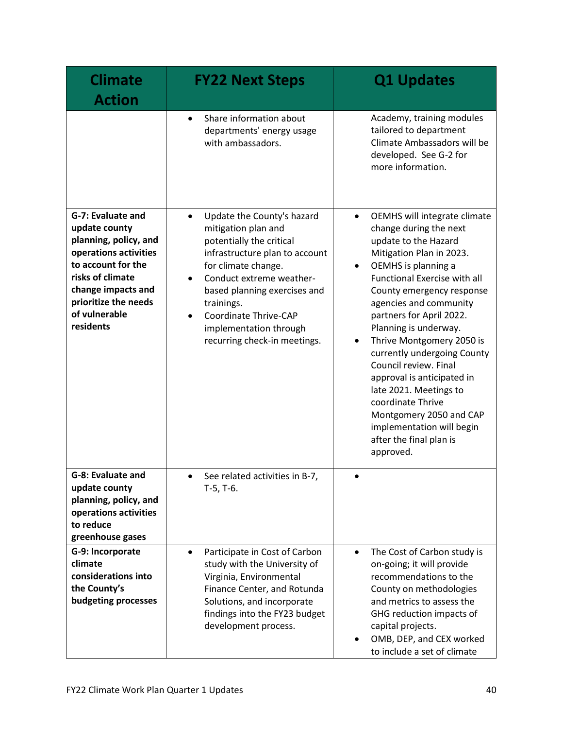| Climate Action | FY22 Next Steps | Q1 Updates |
|---|---|---|
| | • Share information about departments' energy usage with ambassadors. | Academy, training modules tailored to department Climate Ambassadors will be developed. See G-2 for more information. |
| **G-7: Evaluate and update county planning, policy, and operations activities to account for the risks of climate change impacts and prioritize the needs of vulnerable residents** | • Update the County's hazard mitigation plan and potentially the critical infrastructure plan to account for climate change.<br>• Conduct extreme weather-based planning exercises and trainings.<br>• Coordinate Thrive-CAP implementation through recurring check-in meetings. | • OEMHS will integrate climate change during the next update to the Hazard Mitigation Plan in 2023.<br>• OEMHS is planning a Functional Exercise with all County emergency response agencies and community partners for April 2022. Planning is underway.<br>• Thrive Montgomery 2050 is currently undergoing County Council review. Final approval is anticipated in late 2021. Meetings to coordinate Thrive Montgomery 2050 and CAP implementation will begin after the final plan is approved. |
| **G-8: Evaluate and update county planning, policy, and operations activities to reduce greenhouse gases** | • See related activities in B-7, T-5, T-6. | • |
| **G-9: Incorporate climate considerations into the County's budgeting processes** | • Participate in Cost of Carbon study with the University of Virginia, Environmental Finance Center, and Rotunda Solutions, and incorporate findings into the FY23 budget development process. | • The Cost of Carbon study is on-going; it will provide recommendations to the County on methodologies and metrics to assess the GHG reduction impacts of capital projects.<br>• OMB, DEP, and CEX worked to include a set of climate |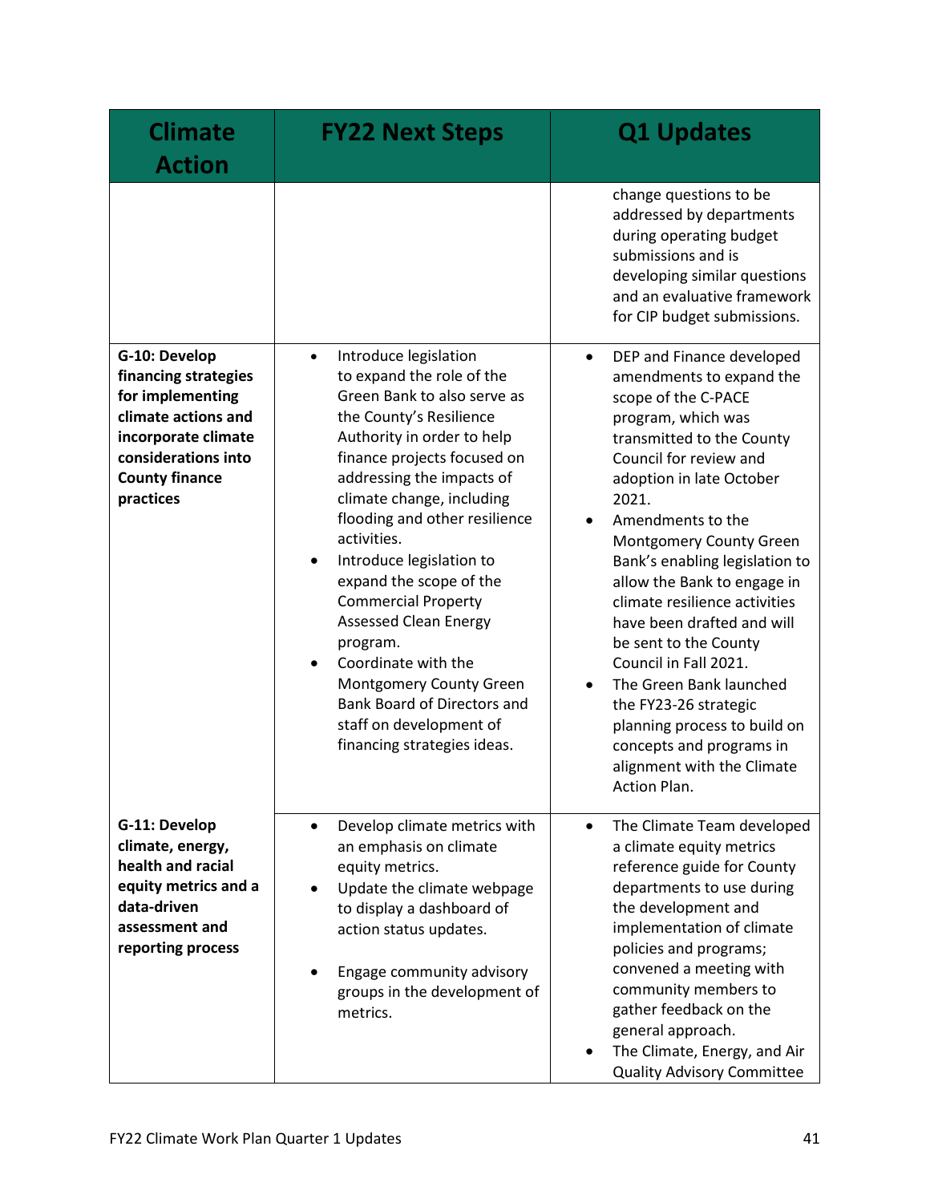| Climate Action | FY22 Next Steps | Q1 Updates |
|---|---|---|
| | | change questions to be addressed by departments during operating budget submissions and is developing similar questions and an evaluative framework for CIP budget submissions. |
| **G-10: Develop financing strategies for implementing climate actions and incorporate climate considerations into County finance practices** | • Introduce legislation to expand the role of the Green Bank to also serve as the County's Resilience Authority in order to help finance projects focused on addressing the impacts of climate change, including flooding and other resilience activities.<br>• Introduce legislation to expand the scope of the Commercial Property Assessed Clean Energy program.<br>• Coordinate with the Montgomery County Green Bank Board of Directors and staff on development of financing strategies ideas. | • DEP and Finance developed amendments to expand the scope of the C-PACE program, which was transmitted to the County Council for review and adoption in late October 2021.<br>• Amendments to the Montgomery County Green Bank's enabling legislation to allow the Bank to engage in climate resilience activities have been drafted and will be sent to the County Council in Fall 2021.<br>• The Green Bank launched the FY23-26 strategic planning process to build on concepts and programs in alignment with the Climate Action Plan. |
| **G-11: Develop climate, energy, health and racial equity metrics and a data-driven assessment and reporting process** | • Develop climate metrics with an emphasis on climate equity metrics.<br>• Update the climate webpage to display a dashboard of action status updates.<br>• Engage community advisory groups in the development of metrics. | • The Climate Team developed a climate equity metrics reference guide for County departments to use during the development and implementation of climate policies and programs; convened a meeting with community members to gather feedback on the general approach.<br>• The Climate, Energy, and Air Quality Advisory Committee |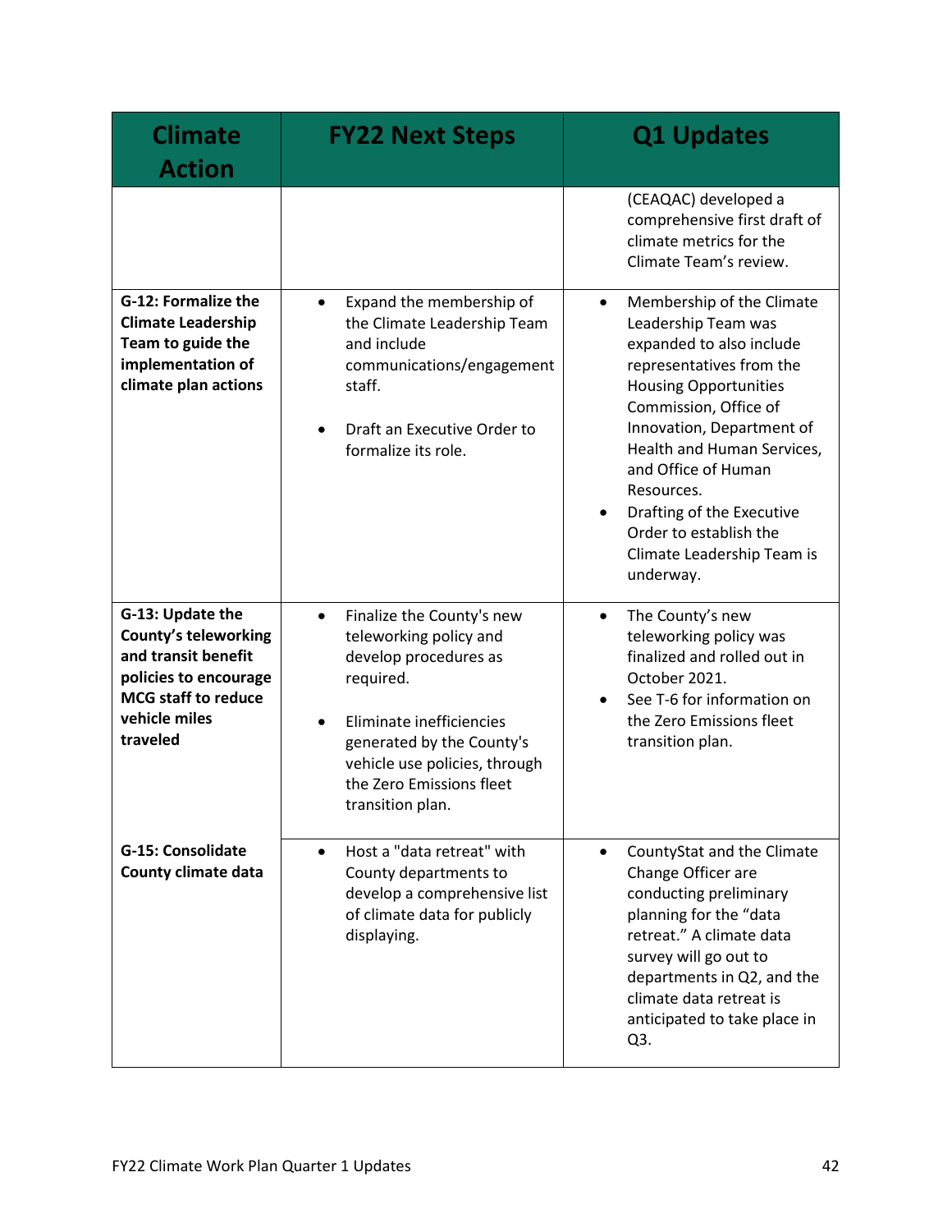| Climate Action | FY22 Next Steps | Q1 Updates |
|---|---|---|
| | | (CEAQAC) developed a comprehensive first draft of climate metrics for the Climate Team's review. |
| **G-12: Formalize the Climate Leadership Team to guide the implementation of climate plan actions** | • Expand the membership of the Climate Leadership Team and include communications/engagement staff.<br><br>• Draft an Executive Order to formalize its role. | • Membership of the Climate Leadership Team was expanded to also include representatives from the Housing Opportunities Commission, Office of Innovation, Department of Health and Human Services, and Office of Human Resources.<br>• Drafting of the Executive Order to establish the Climate Leadership Team is underway. |
| **G-13: Update the County's teleworking and transit benefit policies to encourage MCG staff to reduce vehicle miles traveled** | • Finalize the County's new teleworking policy and develop procedures as required.<br><br>• Eliminate inefficiencies generated by the County's vehicle use policies, through the Zero Emissions fleet transition plan. | • The County's new teleworking policy was finalized and rolled out in October 2021.<br>• See T-6 for information on the Zero Emissions fleet transition plan. |
| **G-15: Consolidate County climate data** | • Host a "data retreat" with County departments to develop a comprehensive list of climate data for publicly displaying. | • CountyStat and the Climate Change Officer are conducting preliminary planning for the "data retreat." A climate data survey will go out to departments in Q2, and the climate data retreat is anticipated to take place in Q3. |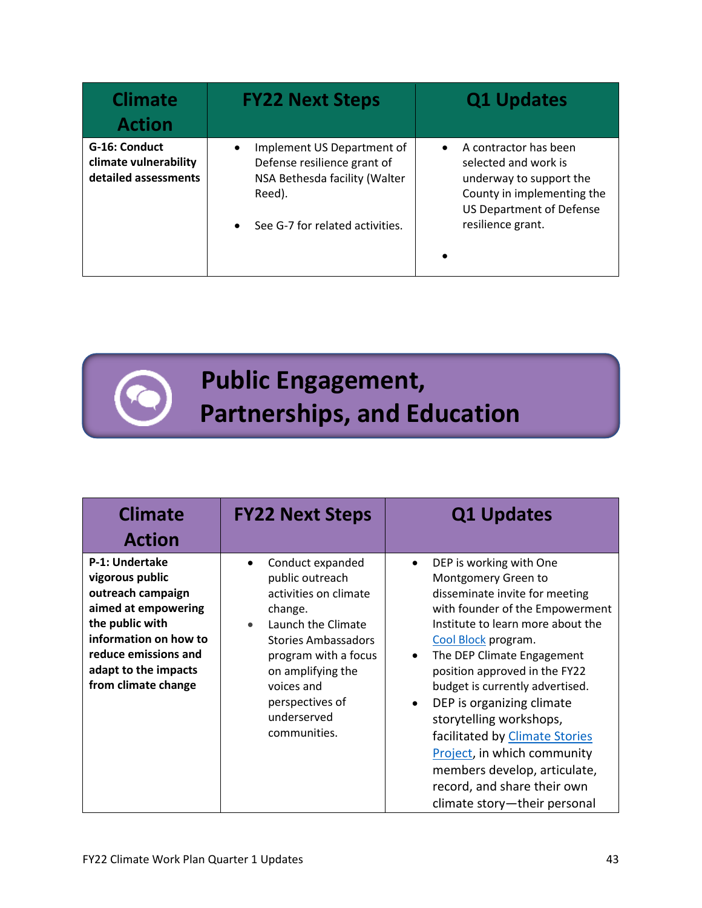| Climate Action | FY22 Next Steps | Q1 Updates |
|---|---|---|
| **G-16: Conduct climate vulnerability detailed assessments** | • Implement US Department of Defense resilience grant of NSA Bethesda facility (Walter Reed).<br><br>• See G-7 for related activities. | • A contractor has been selected and work is underway to support the County in implementing the US Department of Defense resilience grant.<br><br>• |

# Public Engagement, Partnerships, and Education

| Climate Action | FY22 Next Steps | Q1 Updates |
|---|---|---|
| **P-1: Undertake vigorous public outreach campaign aimed at empowering the public with information on how to reduce emissions and adapt to the impacts from climate change** | • Conduct expanded public outreach activities on climate change.<br>• Launch the Climate Stories Ambassadors program with a focus on amplifying the voices and perspectives of underserved communities. | • DEP is working with One Montgomery Green to disseminate invite for meeting with founder of the Empowerment Institute to learn more about the Cool Block program.<br>• The DEP Climate Engagement position approved in the FY22 budget is currently advertised.<br>• DEP is organizing climate storytelling workshops, facilitated by Climate Stories Project, in which community members develop, articulate, record, and share their own climate story—their personal |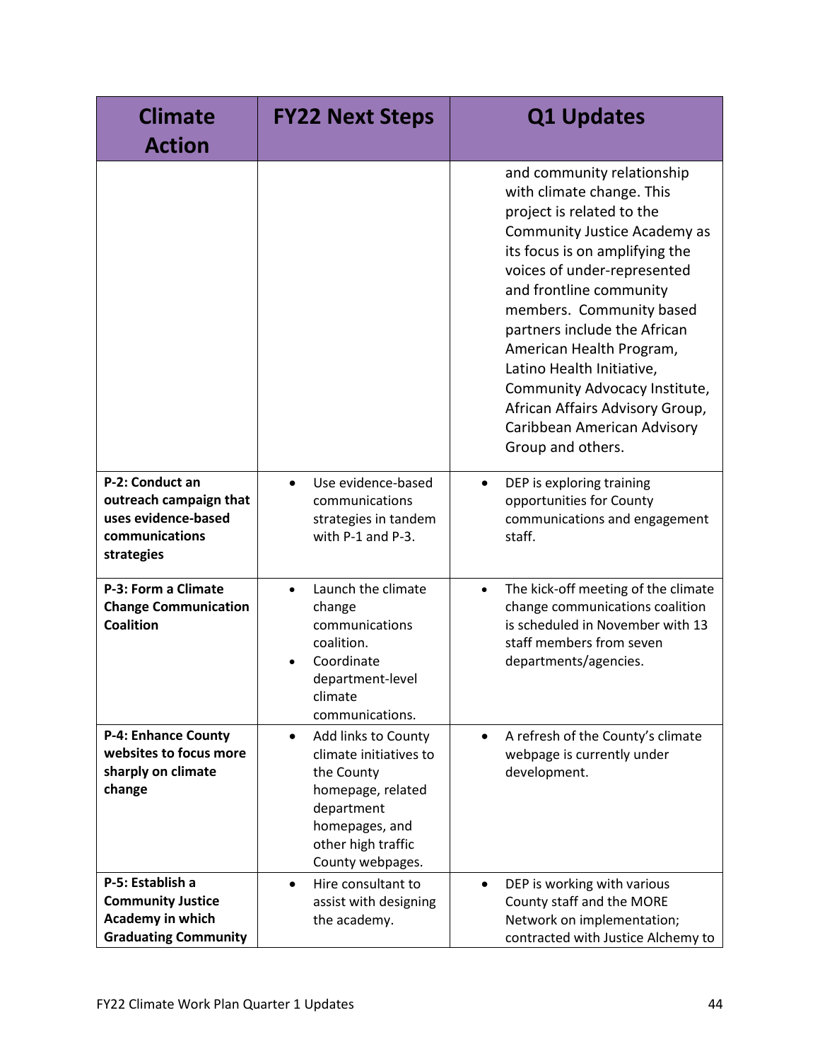| Climate Action | FY22 Next Steps | Q1 Updates |
|---|---|---|
| | | and community relationship with climate change. This project is related to the Community Justice Academy as its focus is on amplifying the voices of under-represented and frontline community members. Community based partners include the African American Health Program, Latino Health Initiative, Community Advocacy Institute, African Affairs Advisory Group, Caribbean American Advisory Group and others. |
| **P-2: Conduct an outreach campaign that uses evidence-based communications strategies** | • Use evidence-based communications strategies in tandem with P-1 and P-3. | • DEP is exploring training opportunities for County communications and engagement staff. |
| **P-3: Form a Climate Change Communication Coalition** | • Launch the climate change communications coalition.<br>• Coordinate department-level climate communications. | • The kick-off meeting of the climate change communications coalition is scheduled in November with 13 staff members from seven departments/agencies. |
| **P-4: Enhance County websites to focus more sharply on climate change** | • Add links to County climate initiatives to the County homepage, related department homepages, and other high traffic County webpages. | • A refresh of the County's climate webpage is currently under development. |
| **P-5: Establish a Community Justice Academy in which Graduating Community** | • Hire consultant to assist with designing the academy. | • DEP is working with various County staff and the MORE Network on implementation; contracted with Justice Alchemy to |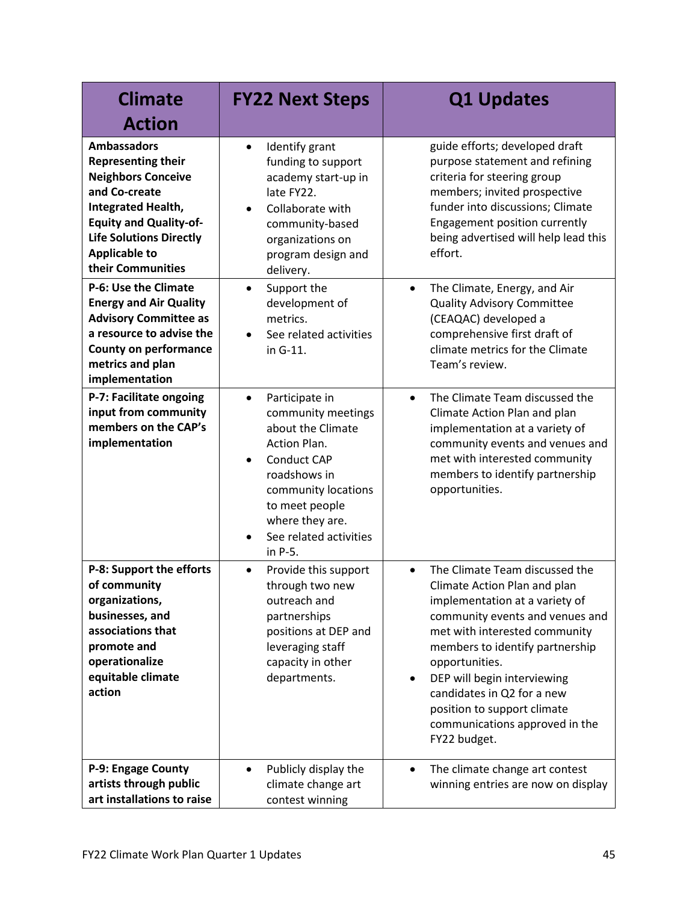| Climate Action | FY22 Next Steps | Q1 Updates |
|---|---|---|
| **Ambassadors Representing their Neighbors Conceive and Co-create Integrated Health, Equity and Quality-of-Life Solutions Directly Applicable to their Communities** | • Identify grant funding to support academy start-up in late FY22.<br>• Collaborate with community-based organizations on program design and delivery. | guide efforts; developed draft purpose statement and refining criteria for steering group members; invited prospective funder into discussions; Climate Engagement position currently being advertised will help lead this effort. |
| **P-6: Use the Climate Energy and Air Quality Advisory Committee as a resource to advise the County on performance metrics and plan implementation** | • Support the development of metrics.<br>• See related activities in G-11. | • The Climate, Energy, and Air Quality Advisory Committee (CEAQAC) developed a comprehensive first draft of climate metrics for the Climate Team's review. |
| **P-7: Facilitate ongoing input from community members on the CAP's implementation** | • Participate in community meetings about the Climate Action Plan.<br>• Conduct CAP roadshows in community locations to meet people where they are.<br>• See related activities in P-5. | • The Climate Team discussed the Climate Action Plan and plan implementation at a variety of community events and venues and met with interested community members to identify partnership opportunities. |
| **P-8: Support the efforts of community organizations, businesses, and associations that promote and operationalize equitable climate action** | • Provide this support through two new outreach and partnerships positions at DEP and leveraging staff capacity in other departments. | • The Climate Team discussed the Climate Action Plan and plan implementation at a variety of community events and venues and met with interested community members to identify partnership opportunities.<br>• DEP will begin interviewing candidates in Q2 for a new position to support climate communications approved in the FY22 budget. |
| **P-9: Engage County artists through public art installations to raise** | • Publicly display the climate change art contest winning | • The climate change art contest winning entries are now on display |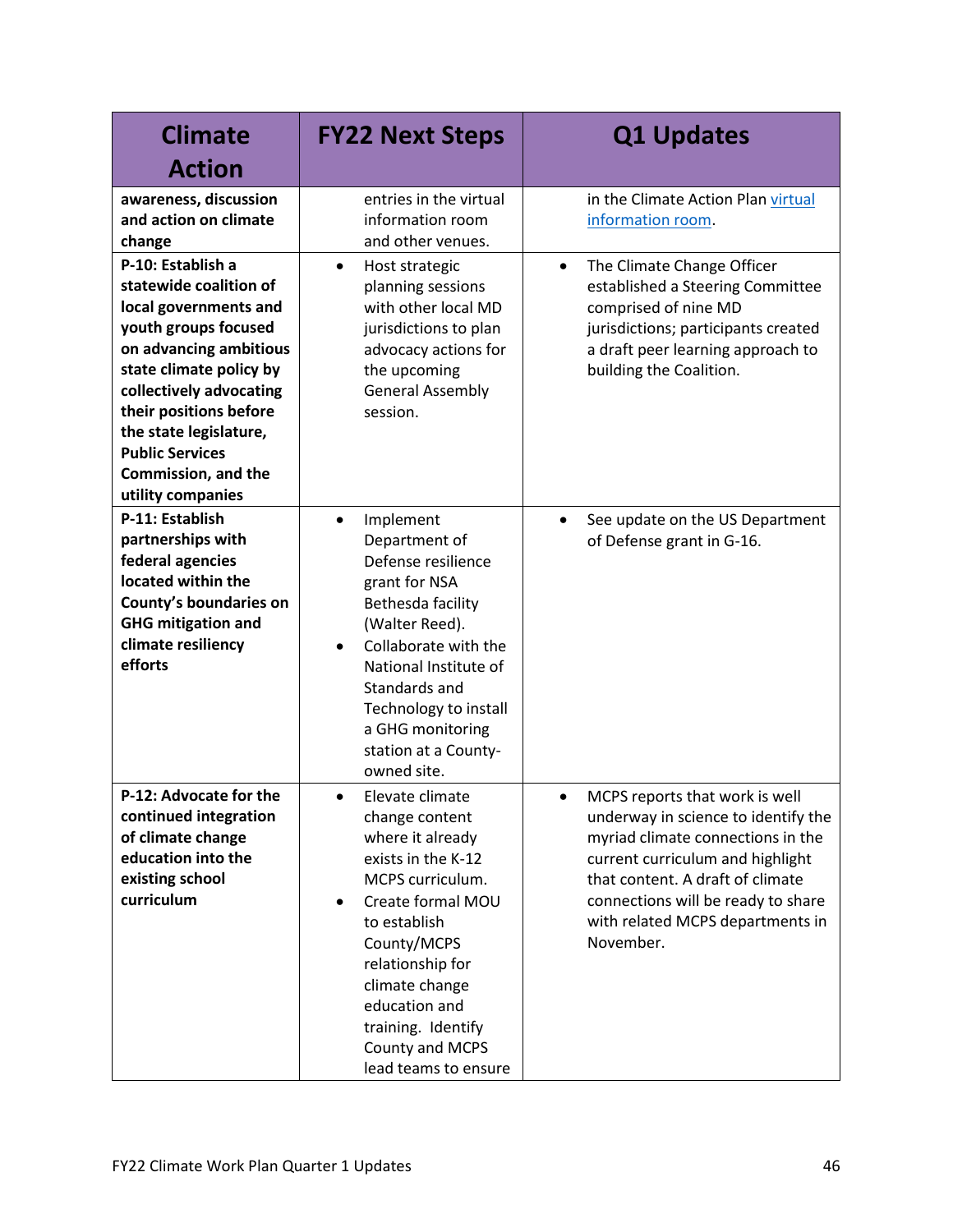| Climate Action | FY22 Next Steps | Q1 Updates |
|---|---|---|
| **awareness, discussion and action on climate change** | entries in the virtual information room and other venues. | in the Climate Action Plan virtual information room. |
| **P-10: Establish a statewide coalition of local governments and youth groups focused on advancing ambitious state climate policy by collectively advocating their positions before the state legislature, Public Services Commission, and the utility companies** | • Host strategic planning sessions with other local MD jurisdictions to plan advocacy actions for the upcoming General Assembly session. | • The Climate Change Officer established a Steering Committee comprised of nine MD jurisdictions; participants created a draft peer learning approach to building the Coalition. |
| **P-11: Establish partnerships with federal agencies located within the County's boundaries on GHG mitigation and climate resiliency efforts** | • Implement Department of Defense resilience grant for NSA Bethesda facility (Walter Reed).<br>• Collaborate with the National Institute of Standards and Technology to install a GHG monitoring station at a County-owned site. | • See update on the US Department of Defense grant in G-16. |
| **P-12: Advocate for the continued integration of climate change education into the existing school curriculum** | • Elevate climate change content where it already exists in the K-12 MCPS curriculum.<br>• Create formal MOU to establish County/MCPS relationship for climate change education and training. Identify County and MCPS lead teams to ensure | • MCPS reports that work is well underway in science to identify the myriad climate connections in the current curriculum and highlight that content. A draft of climate connections will be ready to share with related MCPS departments in November. |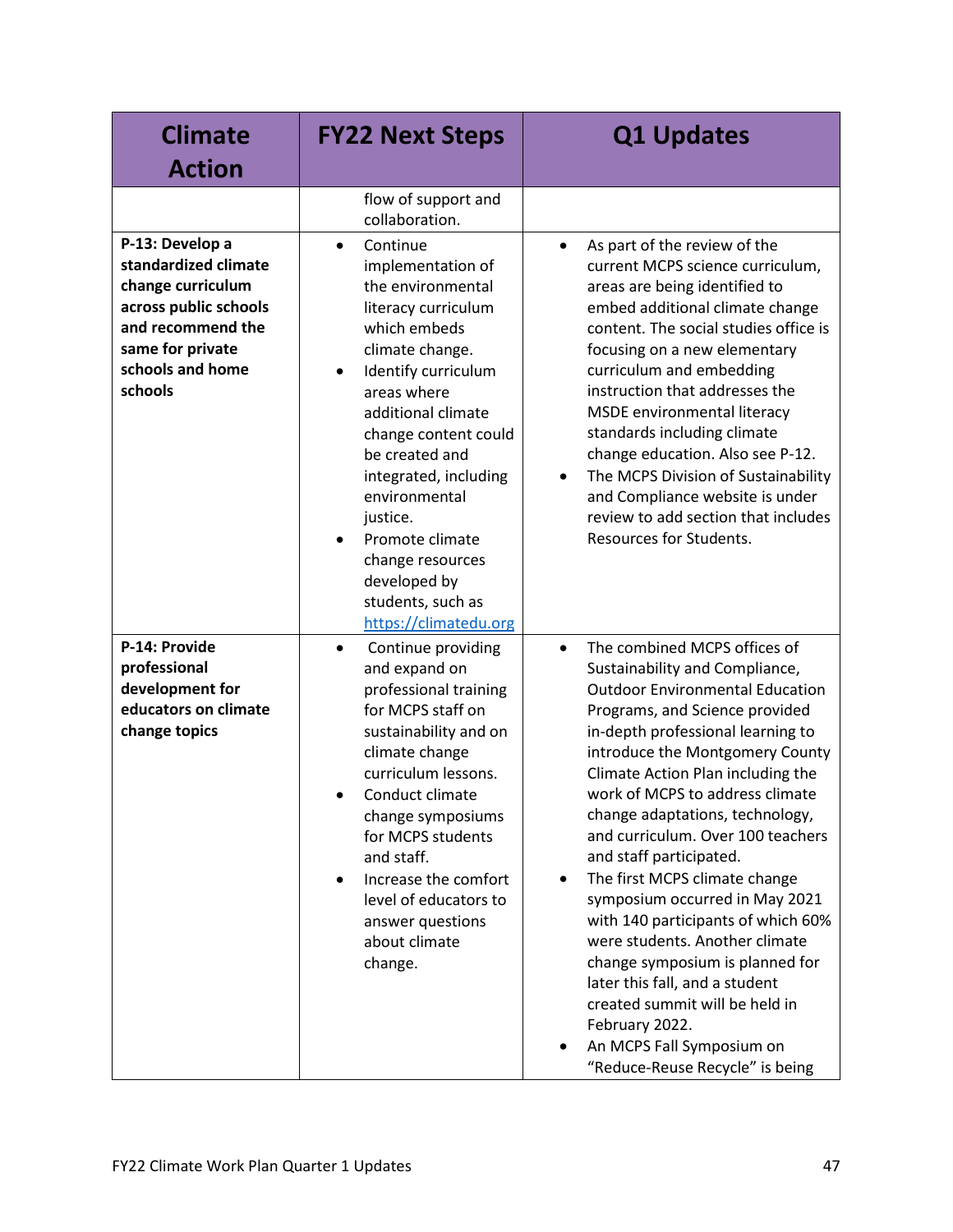| Climate Action | FY22 Next Steps | Q1 Updates |
|---|---|---|
| | flow of support and collaboration. | |
| **P-13: Develop a standardized climate change curriculum across public schools and recommend the same for private schools and home schools** | • Continue implementation of the environmental literacy curriculum which embeds climate change.<br>• Identify curriculum areas where additional climate change content could be created and integrated, including environmental justice.<br>• Promote climate change resources developed by students, such as [https://climatedu.org](https://climatedu.org) | • As part of the review of the current MCPS science curriculum, areas are being identified to embed additional climate change content. The social studies office is focusing on a new elementary curriculum and embedding instruction that addresses the MSDE environmental literacy standards including climate change education. Also see P-12.<br>• The MCPS Division of Sustainability and Compliance website is under review to add section that includes Resources for Students. |
| **P-14: Provide professional development for educators on climate change topics** | • Continue providing and expand on professional training for MCPS staff on sustainability and on climate change curriculum lessons.<br>• Conduct climate change symposiums for MCPS students and staff.<br>• Increase the comfort level of educators to answer questions about climate change. | • The combined MCPS offices of Sustainability and Compliance, Outdoor Environmental Education Programs, and Science provided in-depth professional learning to introduce the Montgomery County Climate Action Plan including the work of MCPS to address climate change adaptations, technology, and curriculum. Over 100 teachers and staff participated.<br>• The first MCPS climate change symposium occurred in May 2021 with 140 participants of which 60% were students. Another climate change symposium is planned for later this fall, and a student created summit will be held in February 2022.<br>• An MCPS Fall Symposium on "Reduce-Reuse Recycle" is being |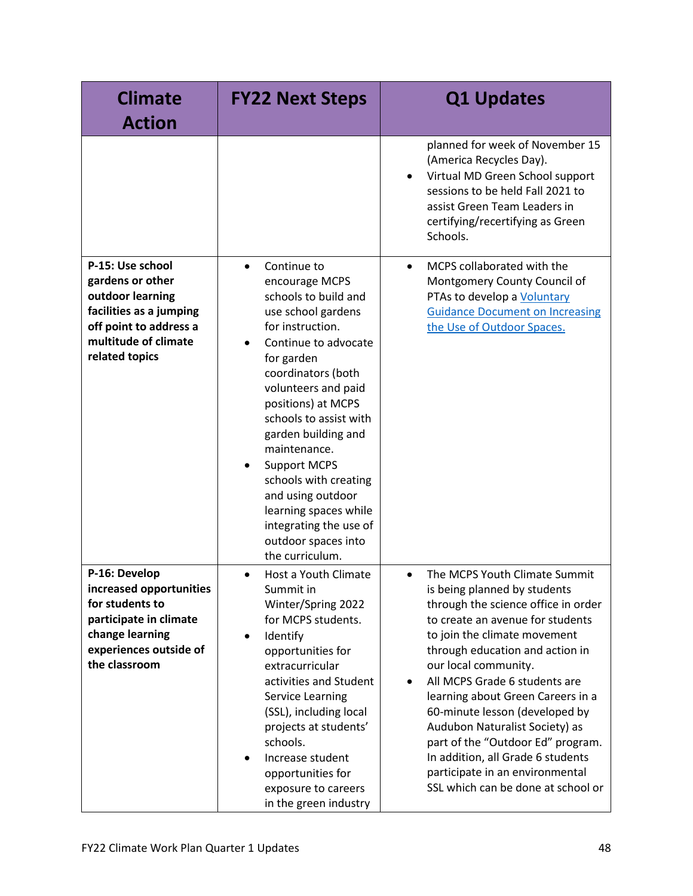| Climate Action | FY22 Next Steps | Q1 Updates |
|---|---|---|
| | | planned for week of November 15 (America Recycles Day).<br>• Virtual MD Green School support sessions to be held Fall 2021 to assist Green Team Leaders in certifying/recertifying as Green Schools. |
| **P-15: Use school gardens or other outdoor learning facilities as a jumping off point to address a multitude of climate related topics** | • Continue to encourage MCPS schools to build and use school gardens for instruction.<br>• Continue to advocate for garden coordinators (both volunteers and paid positions) at MCPS schools to assist with garden building and maintenance.<br>• Support MCPS schools with creating and using outdoor learning spaces while integrating the use of outdoor spaces into the curriculum. | • MCPS collaborated with the Montgomery County Council of PTAs to develop a Voluntary Guidance Document on Increasing the Use of Outdoor Spaces. |
| **P-16: Develop increased opportunities for students to participate in climate change learning experiences outside of the classroom** | • Host a Youth Climate Summit in Winter/Spring 2022 for MCPS students.<br>• Identify opportunities for extracurricular activities and Student Service Learning (SSL), including local projects at students' schools.<br>• Increase student opportunities for exposure to careers in the green industry | • The MCPS Youth Climate Summit is being planned by students through the science office in order to create an avenue for students to join the climate movement through education and action in our local community.<br>• All MCPS Grade 6 students are learning about Green Careers in a 60-minute lesson (developed by Audubon Naturalist Society) as part of the "Outdoor Ed" program. In addition, all Grade 6 students participate in an environmental SSL which can be done at school or |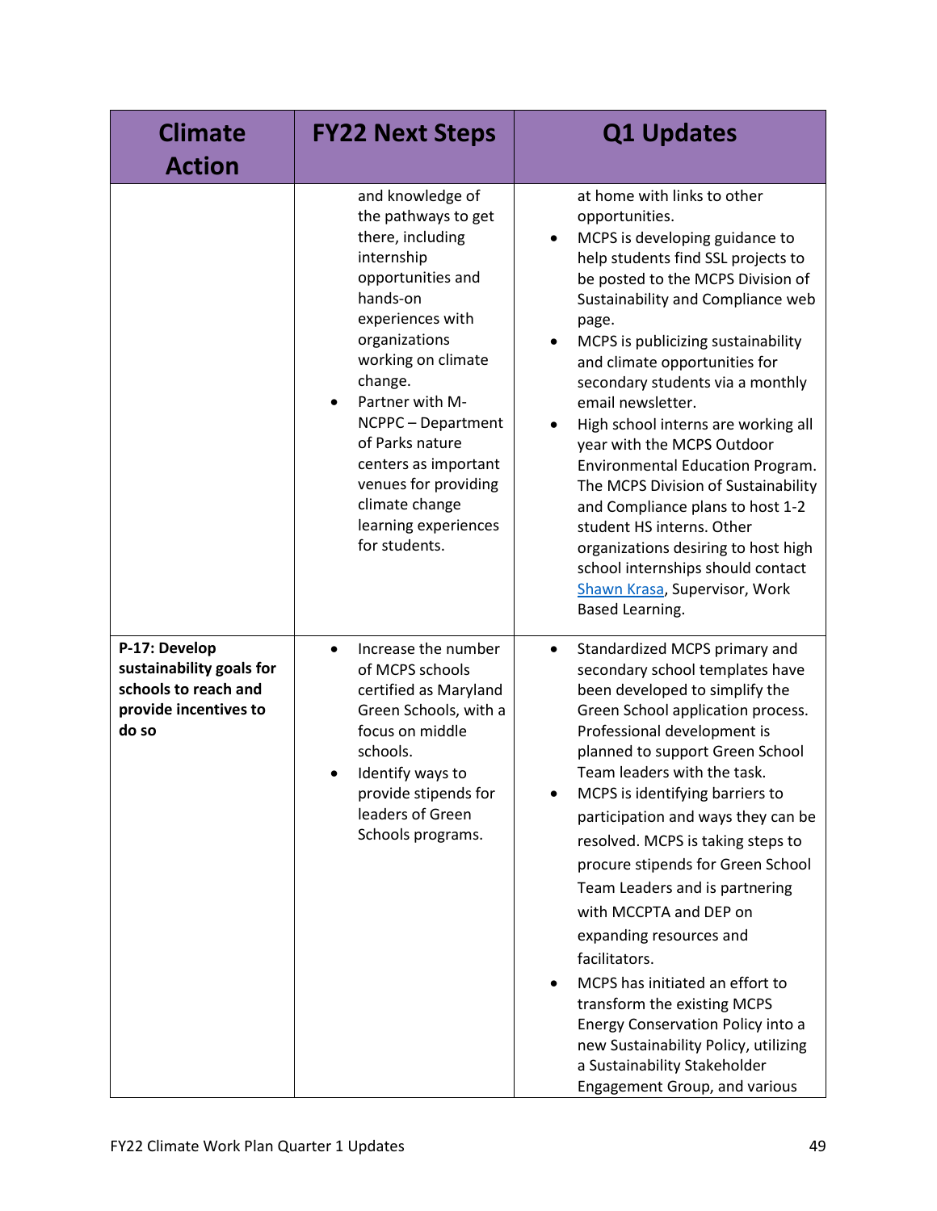| Climate Action | FY22 Next Steps | Q1 Updates |
|---|---|---|
| | and knowledge of the pathways to get there, including internship opportunities and hands-on experiences with organizations working on climate change.<br>• Partner with M-NCPPC – Department of Parks nature centers as important venues for providing climate change learning experiences for students. | at home with links to other opportunities.<br>• MCPS is developing guidance to help students find SSL projects to be posted to the MCPS Division of Sustainability and Compliance web page.<br>• MCPS is publicizing sustainability and climate opportunities for secondary students via a monthly email newsletter.<br>• High school interns are working all year with the MCPS Outdoor Environmental Education Program. The MCPS Division of Sustainability and Compliance plans to host 1-2 student HS interns. Other organizations desiring to host high school internships should contact Shawn Krasa, Supervisor, Work Based Learning. |
| **P-17: Develop sustainability goals for schools to reach and provide incentives to do so** | • Increase the number of MCPS schools certified as Maryland Green Schools, with a focus on middle schools.<br>• Identify ways to provide stipends for leaders of Green Schools programs. | • Standardized MCPS primary and secondary school templates have been developed to simplify the Green School application process. Professional development is planned to support Green School Team leaders with the task.<br>• MCPS is identifying barriers to participation and ways they can be resolved. MCPS is taking steps to procure stipends for Green School Team Leaders and is partnering with MCCPTA and DEP on expanding resources and facilitators.<br>• MCPS has initiated an effort to transform the existing MCPS Energy Conservation Policy into a new Sustainability Policy, utilizing a Sustainability Stakeholder Engagement Group, and various |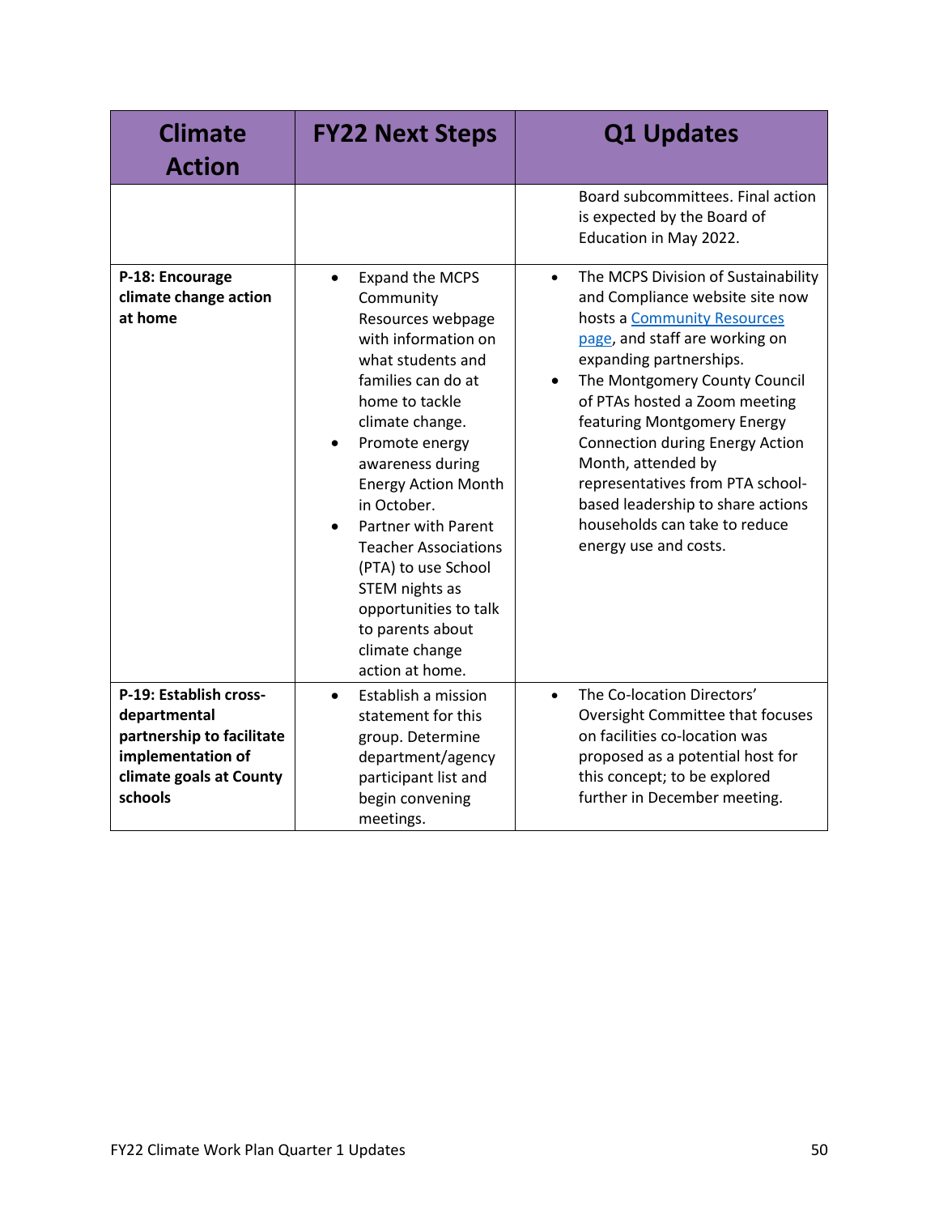| Climate Action | FY22 Next Steps | Q1 Updates |
|---|---|---|
| | | Board subcommittees. Final action is expected by the Board of Education in May 2022. |
| **P-18: Encourage climate change action at home** | • Expand the MCPS Community Resources webpage with information on what students and families can do at home to tackle climate change.<br>• Promote energy awareness during Energy Action Month in October.<br>• Partner with Parent Teacher Associations (PTA) to use School STEM nights as opportunities to talk to parents about climate change action at home. | • The MCPS Division of Sustainability and Compliance website site now hosts a Community Resources page, and staff are working on expanding partnerships.<br>• The Montgomery County Council of PTAs hosted a Zoom meeting featuring Montgomery Energy Connection during Energy Action Month, attended by representatives from PTA school-based leadership to share actions households can take to reduce energy use and costs. |
| **P-19: Establish cross-departmental partnership to facilitate implementation of climate goals at County schools** | • Establish a mission statement for this group. Determine department/agency participant list and begin convening meetings. | • The Co-location Directors' Oversight Committee that focuses on facilities co-location was proposed as a potential host for this concept; to be explored further in December meeting. |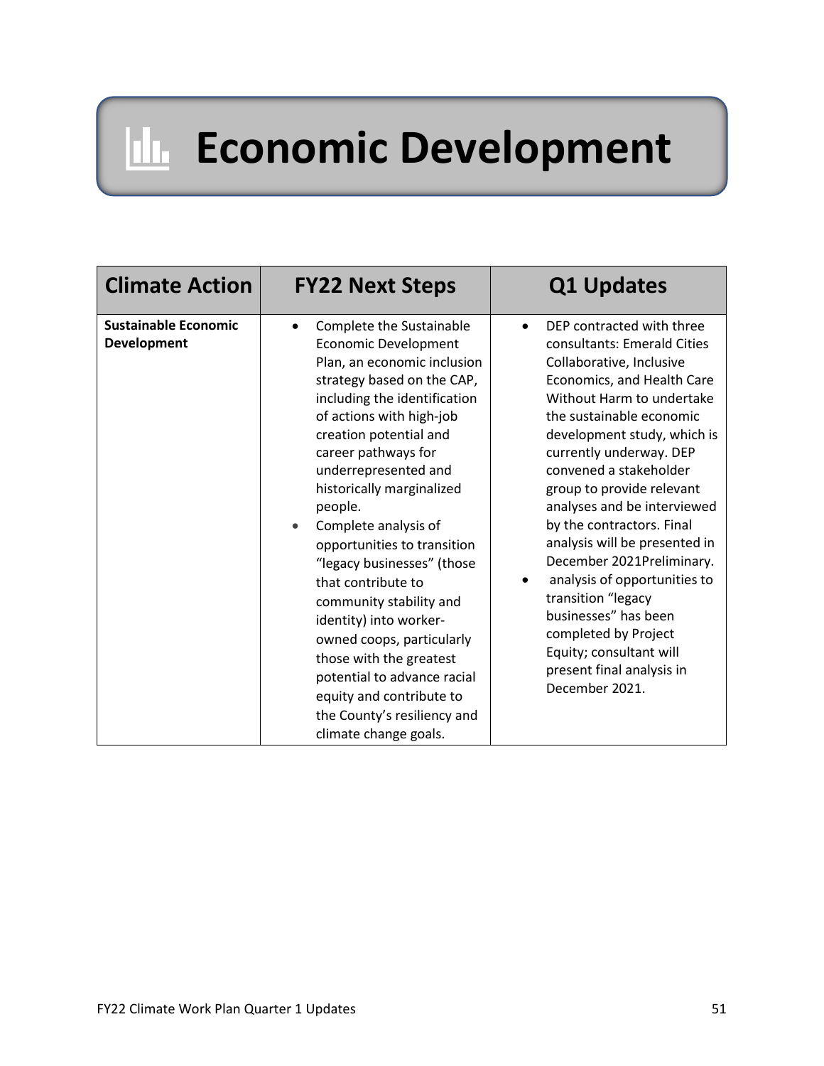# Economic Development

| Climate Action | FY22 Next Steps | Q1 Updates |
| --- | --- | --- |
| **Sustainable Economic Development** | • Complete the Sustainable Economic Development Plan, an economic inclusion strategy based on the CAP, including the identification of actions with high-job creation potential and career pathways for underrepresented and historically marginalized people.<br>• Complete analysis of opportunities to transition "legacy businesses" (those that contribute to community stability and identity) into worker-owned coops, particularly those with the greatest potential to advance racial equity and contribute to the County's resiliency and climate change goals. | • DEP contracted with three consultants: Emerald Cities Collaborative, Inclusive Economics, and Health Care Without Harm to undertake the sustainable economic development study, which is currently underway. DEP convened a stakeholder group to provide relevant analyses and be interviewed by the contractors. Final analysis will be presented in December 2021Preliminary.<br>• analysis of opportunities to transition "legacy businesses" has been completed by Project Equity; consultant will present final analysis in December 2021. |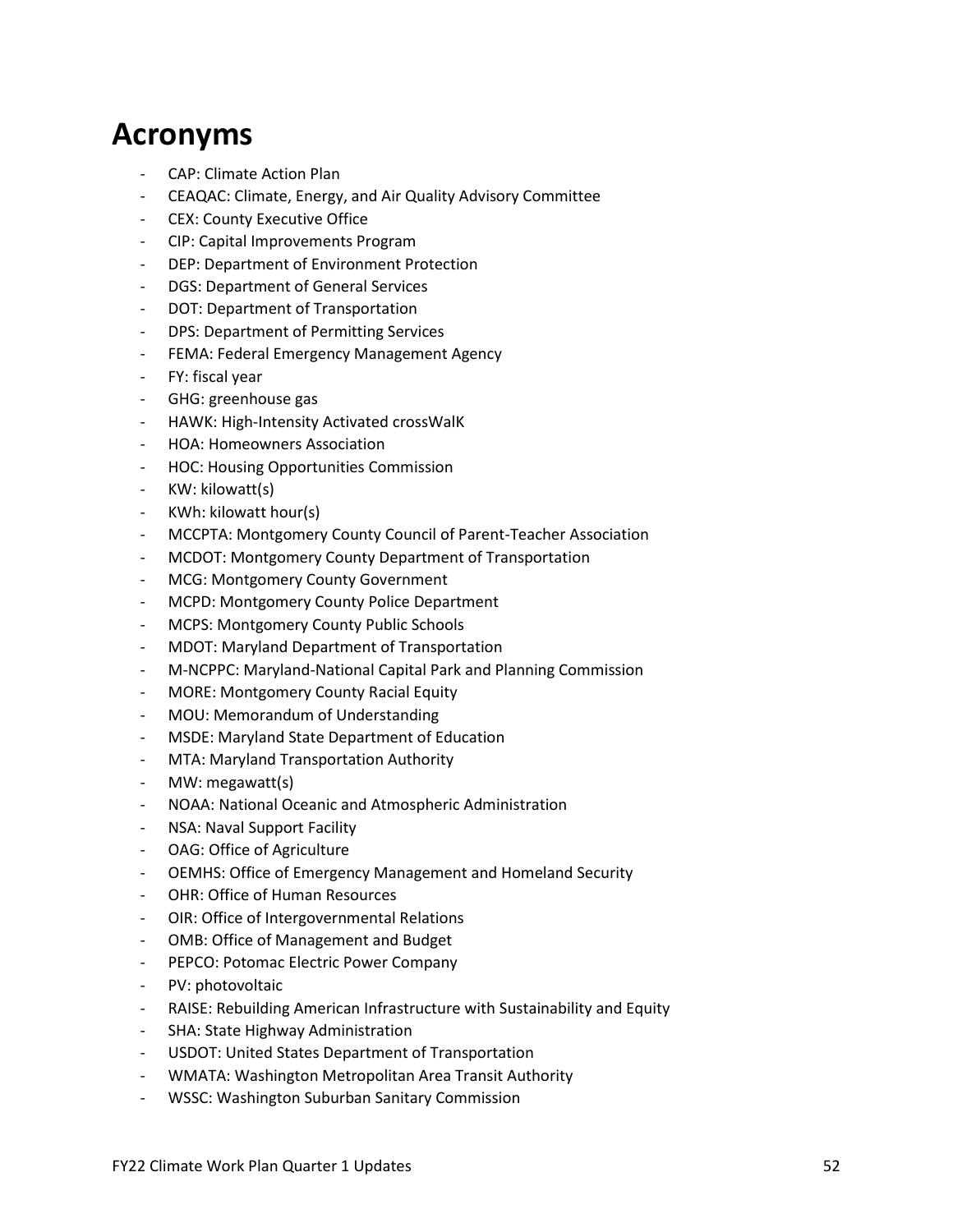# Acronyms

- CAP: Climate Action Plan
- CEAQAC: Climate, Energy, and Air Quality Advisory Committee
- CEX: County Executive Office
- CIP: Capital Improvements Program
- DEP: Department of Environment Protection
- DGS: Department of General Services
- DOT: Department of Transportation
- DPS: Department of Permitting Services
- FEMA: Federal Emergency Management Agency
- FY: fiscal year
- GHG: greenhouse gas
- HAWK: High-Intensity Activated crossWalK
- HOA: Homeowners Association
- HOC: Housing Opportunities Commission
- KW: kilowatt(s)
- KWh: kilowatt hour(s)
- MCCPTA: Montgomery County Council of Parent-Teacher Association
- MCDOT: Montgomery County Department of Transportation
- MCG: Montgomery County Government
- MCPD: Montgomery County Police Department
- MCPS: Montgomery County Public Schools
- MDOT: Maryland Department of Transportation
- M-NCPPC: Maryland-National Capital Park and Planning Commission
- MORE: Montgomery County Racial Equity
- MOU: Memorandum of Understanding
- MSDE: Maryland State Department of Education
- MTA: Maryland Transportation Authority
- MW: megawatt(s)
- NOAA: National Oceanic and Atmospheric Administration
- NSA: Naval Support Facility
- OAG: Office of Agriculture
- OEMHS: Office of Emergency Management and Homeland Security
- OHR: Office of Human Resources
- OIR: Office of Intergovernmental Relations
- OMB: Office of Management and Budget
- PEPCO: Potomac Electric Power Company
- PV: photovoltaic
- RAISE: Rebuilding American Infrastructure with Sustainability and Equity
- SHA: State Highway Administration
- USDOT: United States Department of Transportation
- WMATA: Washington Metropolitan Area Transit Authority
- WSSC: Washington Suburban Sanitary Commission